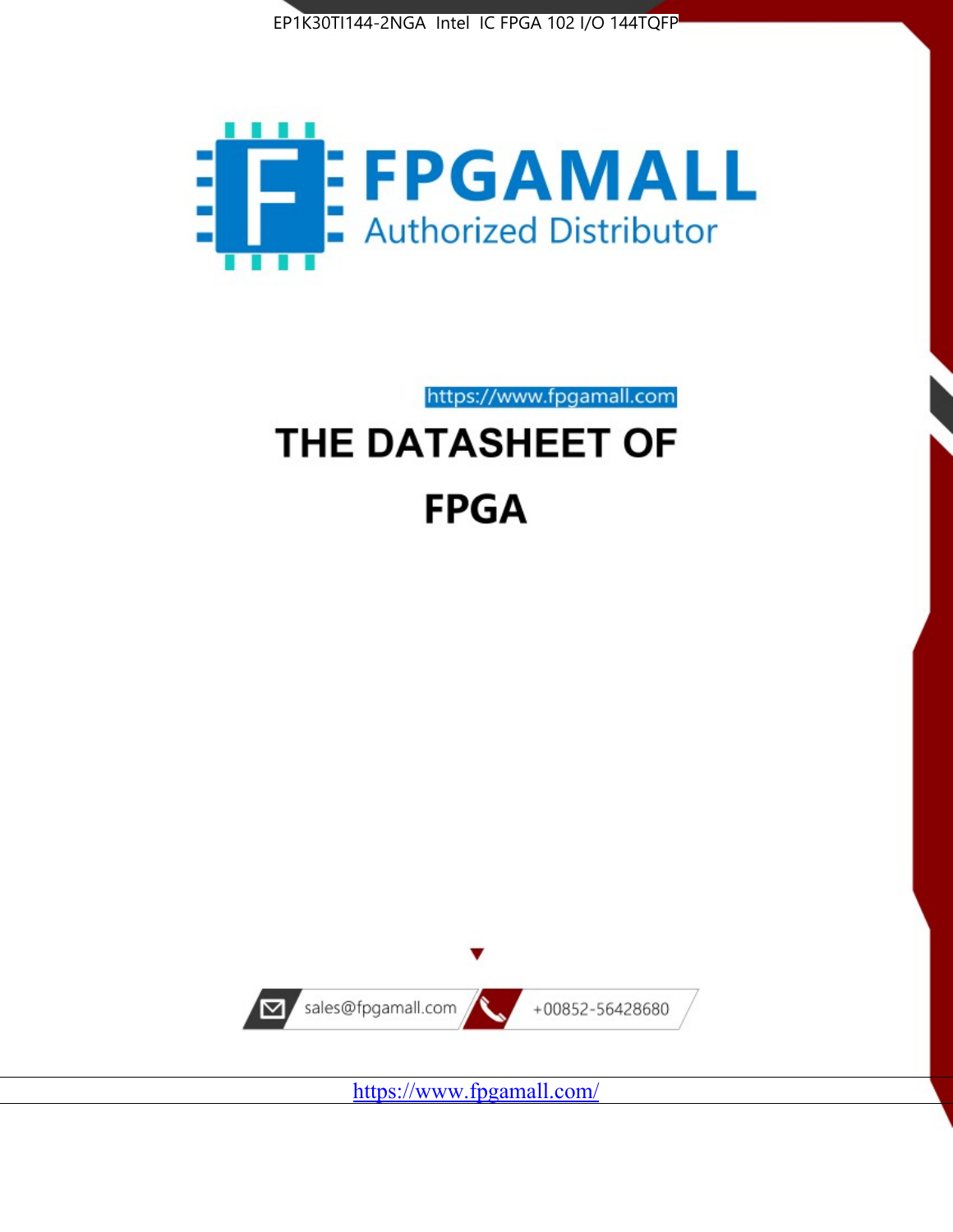EP1K30TI144-2NGA Intel IC FPGA 102 I/O 144TQFP

FPGAMALL

Authorized Distributor

https://www.fpgamall.com

# THE DATASHEET OF

# FPGA

sales@fpgamall.com

+00852-56428680

https://www.fpgamall.com/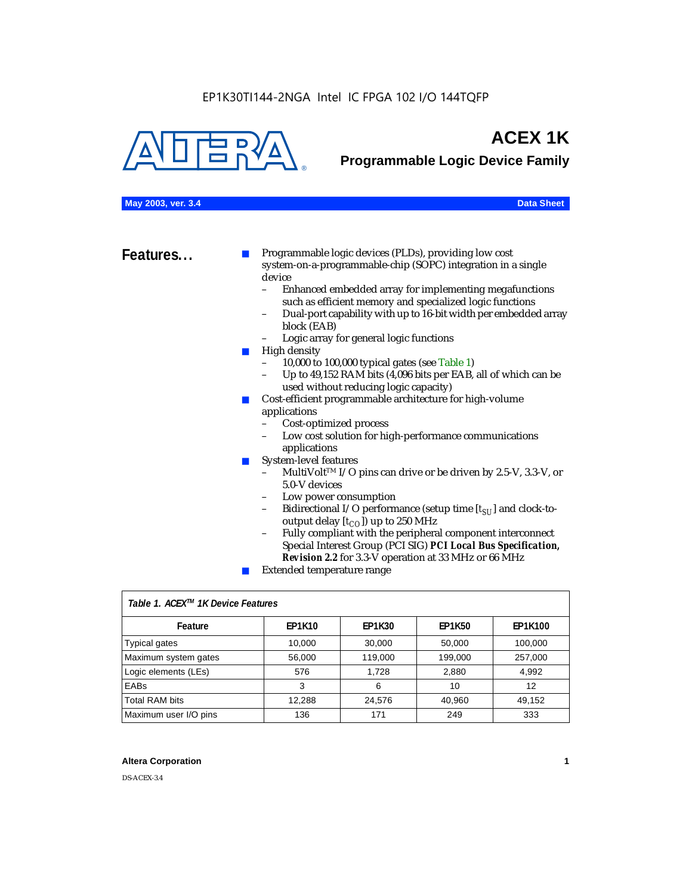EP1K30TI144-2NGA Intel IC FPGA 102 I/O 144TQFP

# ACEX 1K

## Programmable Logic Device Family

**May 2003, ver. 3.4** **Data Sheet**

## Features...

- Programmable logic devices (PLDs), providing low cost system-on-a-programmable-chip (SOPC) integration in a single device
  - Enhanced embedded array for implementing megafunctions such as efficient memory and specialized logic functions
  - Dual-port capability with up to 16-bit width per embedded array block (EAB)
  - Logic array for general logic functions
- High density
  - 10,000 to 100,000 typical gates (see Table 1)
  - Up to 49,152 RAM bits (4,096 bits per EAB, all of which can be used without reducing logic capacity)
- Cost-efficient programmable architecture for high-volume applications
  - Cost-optimized process
  - Low cost solution for high-performance communications applications
- System-level features
  - MultiVolt™ I/O pins can drive or be driven by 2.5-V, 3.3-V, or 5.0-V devices
  - Low power consumption
  - Bidirectional I/O performance (setup time [$t_{SU}$] and clock-to-output delay [$t_{CO}$]) up to 250 MHz
  - Fully compliant with the peripheral component interconnect Special Interest Group (PCI SIG) ***PCI Local Bus Specification, Revision 2.2*** for 3.3-V operation at 33 MHz or 66 MHz
- Extended temperature range

*Table 1. ACEX™ 1K Device Features*

| Feature | EP1K10 | EP1K30 | EP1K50 | EP1K100 |
|---|---|---|---|---|
| Typical gates | 10,000 | 30,000 | 50,000 | 100,000 |
| Maximum system gates | 56,000 | 119,000 | 199,000 | 257,000 |
| Logic elements (LEs) | 576 | 1,728 | 2,880 | 4,992 |
| EABs | 3 | 6 | 10 | 12 |
| Total RAM bits | 12,288 | 24,576 | 40,960 | 49,152 |
| Maximum user I/O pins | 136 | 171 | 249 | 333 |

**Altera Corporation**

DS-ACEX-3.4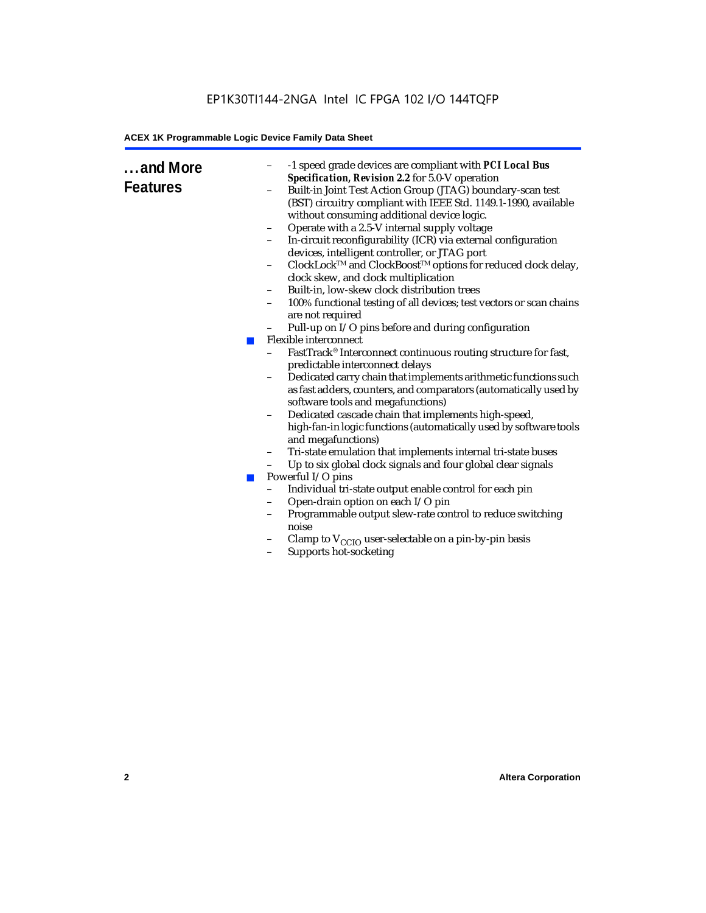## ...and More Features

- -1 speed grade devices are compliant with ***PCI Local Bus Specification, Revision 2.2*** for 5.0-V operation
- Built-in Joint Test Action Group (JTAG) boundary-scan test (BST) circuitry compliant with IEEE Std. 1149.1-1990, available without consuming additional device logic.
- Operate with a 2.5-V internal supply voltage
- In-circuit reconfigurability (ICR) via external configuration devices, intelligent controller, or JTAG port
- ClockLock™ and ClockBoost™ options for reduced clock delay, clock skew, and clock multiplication
- Built-in, low-skew clock distribution trees
- 100% functional testing of all devices; test vectors or scan chains are not required
- Pull-up on I/O pins before and during configuration

■ Flexible interconnect

- FastTrack® Interconnect continuous routing structure for fast, predictable interconnect delays
- Dedicated carry chain that implements arithmetic functions such as fast adders, counters, and comparators (automatically used by software tools and megafunctions)
- Dedicated cascade chain that implements high-speed, high-fan-in logic functions (automatically used by software tools and megafunctions)
- Tri-state emulation that implements internal tri-state buses
- Up to six global clock signals and four global clear signals

■ Powerful I/O pins

- Individual tri-state output enable control for each pin
- Open-drain option on each I/O pin
- Programmable output slew-rate control to reduce switching noise
- Clamp to $V_{CCIO}$ user-selectable on a pin-by-pin basis
- Supports hot-socketing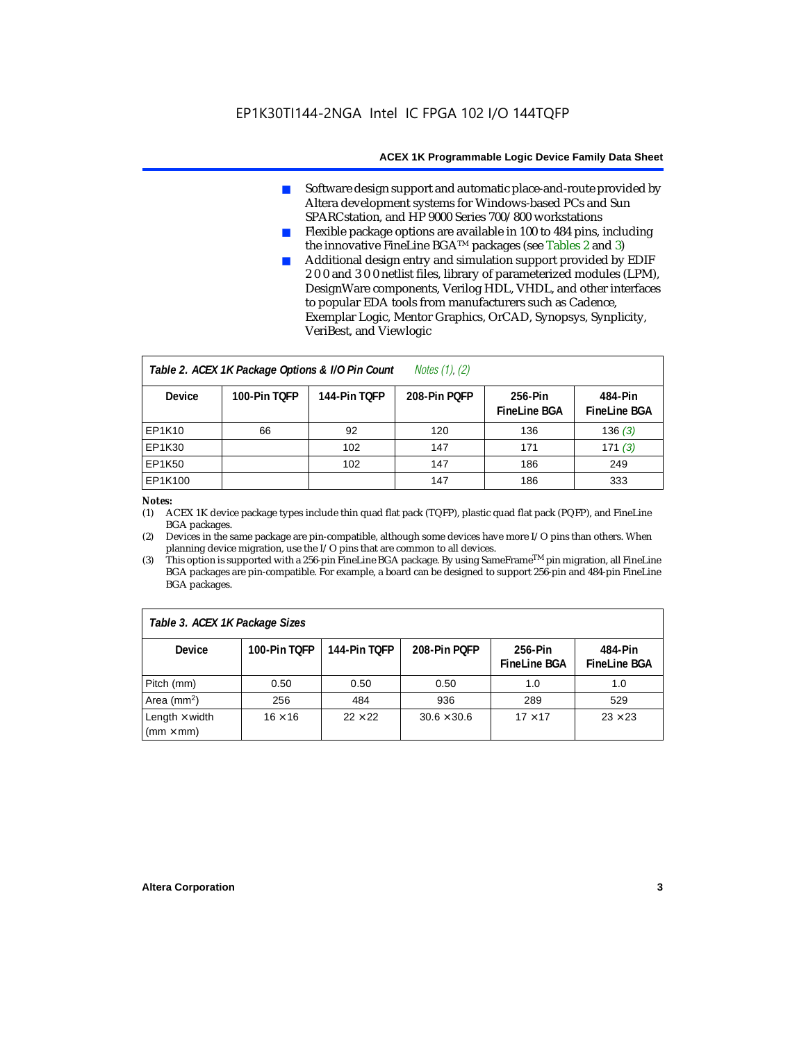- Software design support and automatic place-and-route provided by Altera development systems for Windows-based PCs and Sun SPARCstation, and HP 9000 Series 700/800 workstations
- Flexible package options are available in 100 to 484 pins, including the innovative FineLine BGA™ packages (see Tables 2 and 3)
- Additional design entry and simulation support provided by EDIF 2 0 0 and 3 0 0 netlist files, library of parameterized modules (LPM), DesignWare components, Verilog HDL, VHDL, and other interfaces to popular EDA tools from manufacturers such as Cadence, Exemplar Logic, Mentor Graphics, OrCAD, Synopsys, Synplicity, VeriBest, and Viewlogic

*Table 2. ACEX 1K Package Options & I/O Pin Count* *Notes (1), (2)*

| Device | 100-Pin TQFP | 144-Pin TQFP | 208-Pin PQFP | 256-Pin FineLine BGA | 484-Pin FineLine BGA |
|---|---|---|---|---|---|
| EP1K10 | 66 | 92 | 120 | 136 | 136 *(3)* |
| EP1K30 | | 102 | 147 | 171 | 171 *(3)* |
| EP1K50 | | 102 | 147 | 186 | 249 |
| EP1K100 | | | 147 | 186 | 333 |

**Notes:**

(1) ACEX 1K device package types include thin quad flat pack (TQFP), plastic quad flat pack (PQFP), and FineLine BGA packages.

(2) Devices in the same package are pin-compatible, although some devices have more I/O pins than others. When planning device migration, use the I/O pins that are common to all devices.

(3) This option is supported with a 256-pin FineLine BGA package. By using SameFrame™ pin migration, all FineLine BGA packages are pin-compatible. For example, a board can be designed to support 256-pin and 484-pin FineLine BGA packages.

*Table 3. ACEX 1K Package Sizes*

| Device | 100-Pin TQFP | 144-Pin TQFP | 208-Pin PQFP | 256-Pin FineLine BGA | 484-Pin FineLine BGA |
|---|---|---|---|---|---|
| Pitch (mm) | 0.50 | 0.50 | 0.50 | 1.0 | 1.0 |
| Area (mm$^2$) | 256 | 484 | 936 | 289 | 529 |
| Length × width (mm × mm) | 16 × 16 | 22 × 22 | 30.6 × 30.6 | 17 × 17 | 23 × 23 |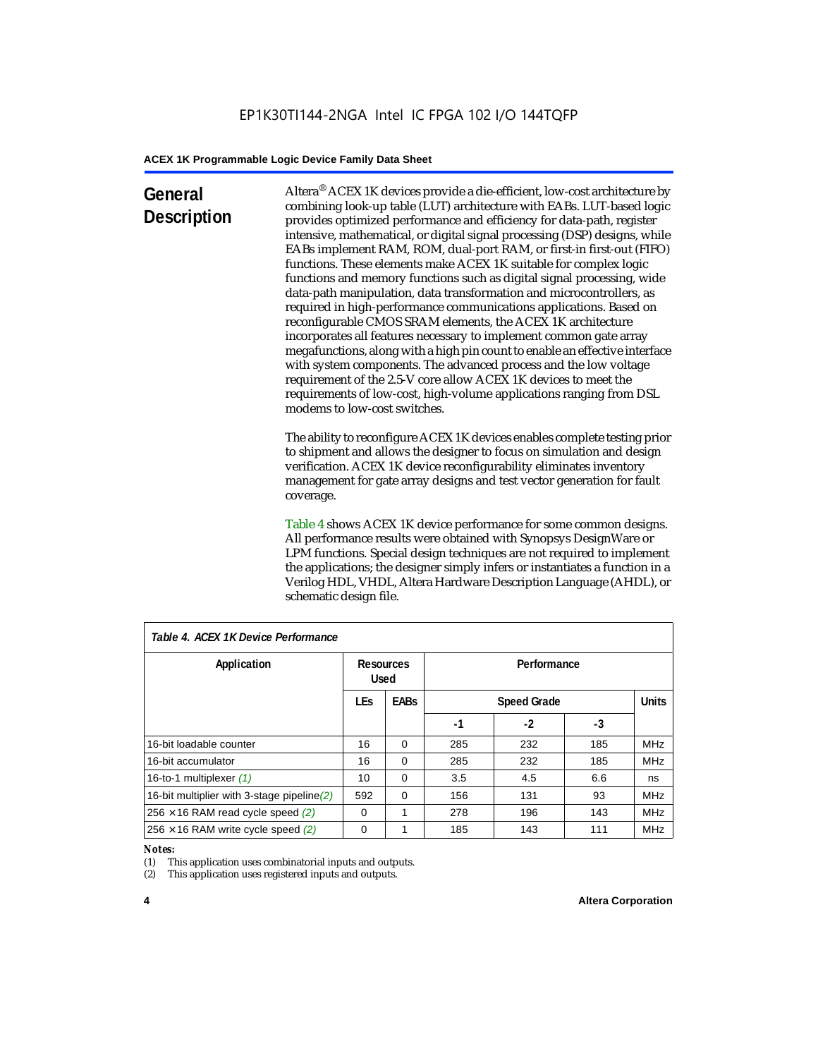# General Description

Altera® ACEX 1K devices provide a die-efficient, low-cost architecture by combining look-up table (LUT) architecture with EABs. LUT-based logic provides optimized performance and efficiency for data-path, register intensive, mathematical, or digital signal processing (DSP) designs, while EABs implement RAM, ROM, dual-port RAM, or first-in first-out (FIFO) functions. These elements make ACEX 1K suitable for complex logic functions and memory functions such as digital signal processing, wide data-path manipulation, data transformation and microcontrollers, as required in high-performance communications applications. Based on reconfigurable CMOS SRAM elements, the ACEX 1K architecture incorporates all features necessary to implement common gate array megafunctions, along with a high pin count to enable an effective interface with system components. The advanced process and the low voltage requirement of the 2.5-V core allow ACEX 1K devices to meet the requirements of low-cost, high-volume applications ranging from DSL modems to low-cost switches.

The ability to reconfigure ACEX 1K devices enables complete testing prior to shipment and allows the designer to focus on simulation and design verification. ACEX 1K device reconfigurability eliminates inventory management for gate array designs and test vector generation for fault coverage.

Table 4 shows ACEX 1K device performance for some common designs. All performance results were obtained with Synopsys DesignWare or LPM functions. Special design techniques are not required to implement the applications; the designer simply infers or instantiates a function in a Verilog HDL, VHDL, Altera Hardware Description Language (AHDL), or schematic design file.

*Table 4. ACEX 1K Device Performance*

| Application | Resources Used | | Performance | | | |
|---|---|---|---|---|---|---|
| | LEs | EABs | Speed Grade | | | Units |
| | | | -1 | -2 | -3 | |
| 16-bit loadable counter | 16 | 0 | 285 | 232 | 185 | MHz |
| 16-bit accumulator | 16 | 0 | 285 | 232 | 185 | MHz |
| 16-to-1 multiplexer *(1)* | 10 | 0 | 3.5 | 4.5 | 6.6 | ns |
| 16-bit multiplier with 3-stage pipeline *(2)* | 592 | 0 | 156 | 131 | 93 | MHz |
| 256 × 16 RAM read cycle speed *(2)* | 0 | 1 | 278 | 196 | 143 | MHz |
| 256 × 16 RAM write cycle speed *(2)* | 0 | 1 | 185 | 143 | 111 | MHz |

*Notes:*

(1) This application uses combinatorial inputs and outputs.

(2) This application uses registered inputs and outputs.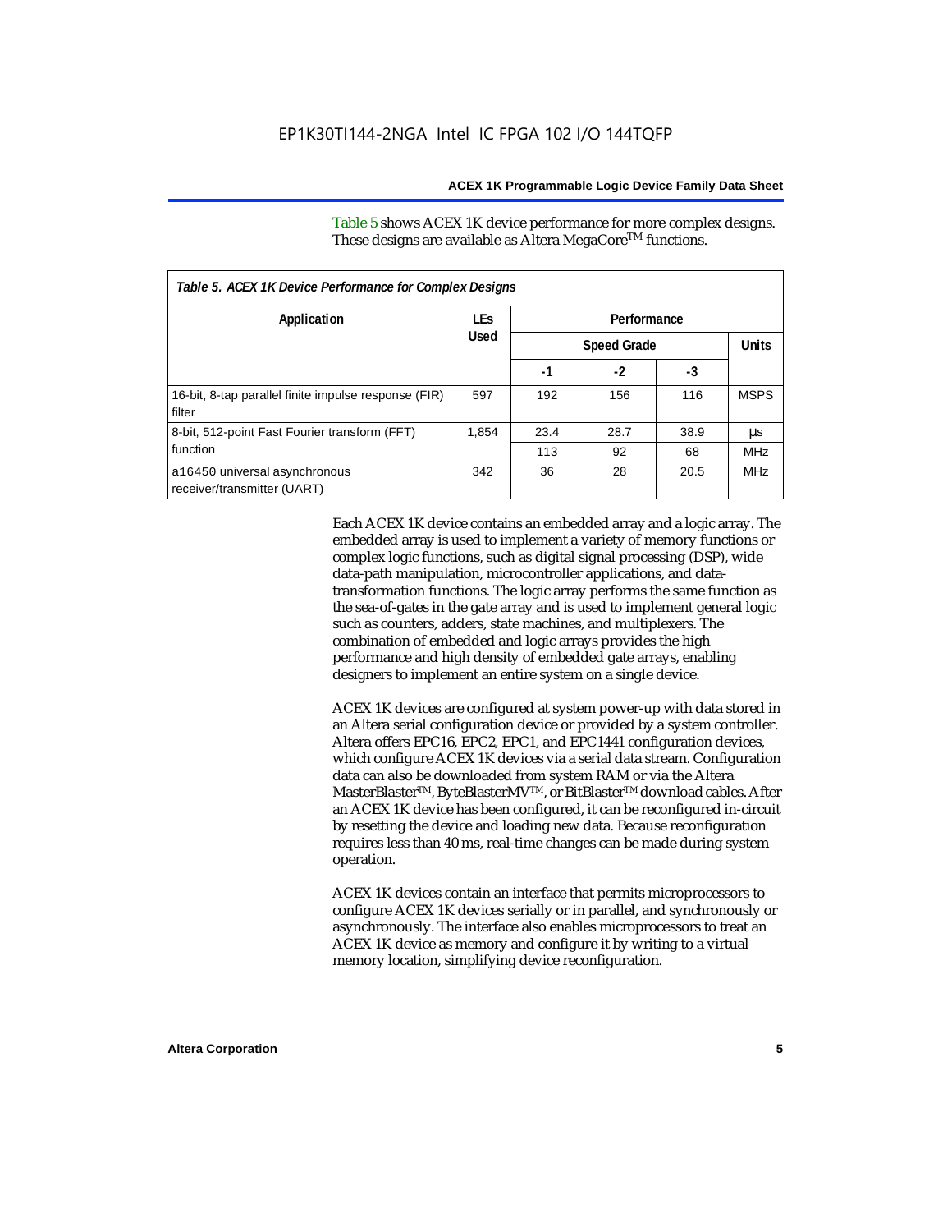Table 5 shows ACEX 1K device performance for more complex designs. These designs are available as Altera MegaCore™ functions.

*Table 5. ACEX 1K Device Performance for Complex Designs*

| Application | LEs Used | Performance | | | |
|---|---|---|---|---|---|
| | | Speed Grade | | | Units |
| | | -1 | -2 | -3 | |
| 16-bit, 8-tap parallel finite impulse response (FIR) filter | 597 | 192 | 156 | 116 | MSPS |
| 8-bit, 512-point Fast Fourier transform (FFT) function | 1,854 | 23.4 | 28.7 | 38.9 | µs |
| | | 113 | 92 | 68 | MHz |
| a16450 universal asynchronous receiver/transmitter (UART) | 342 | 36 | 28 | 20.5 | MHz |

Each ACEX 1K device contains an embedded array and a logic array. The embedded array is used to implement a variety of memory functions or complex logic functions, such as digital signal processing (DSP), wide data-path manipulation, microcontroller applications, and data-transformation functions. The logic array performs the same function as the sea-of-gates in the gate array and is used to implement general logic such as counters, adders, state machines, and multiplexers. The combination of embedded and logic arrays provides the high performance and high density of embedded gate arrays, enabling designers to implement an entire system on a single device.

ACEX 1K devices are configured at system power-up with data stored in an Altera serial configuration device or provided by a system controller. Altera offers EPC16, EPC2, EPC1, and EPC1441 configuration devices, which configure ACEX 1K devices via a serial data stream. Configuration data can also be downloaded from system RAM or via the Altera MasterBlaster™, ByteBlasterMV™, or BitBlaster™ download cables. After an ACEX 1K device has been configured, it can be reconfigured in-circuit by resetting the device and loading new data. Because reconfiguration requires less than 40 ms, real-time changes can be made during system operation.

ACEX 1K devices contain an interface that permits microprocessors to configure ACEX 1K devices serially or in parallel, and synchronously or asynchronously. The interface also enables microprocessors to treat an ACEX 1K device as memory and configure it by writing to a virtual memory location, simplifying device reconfiguration.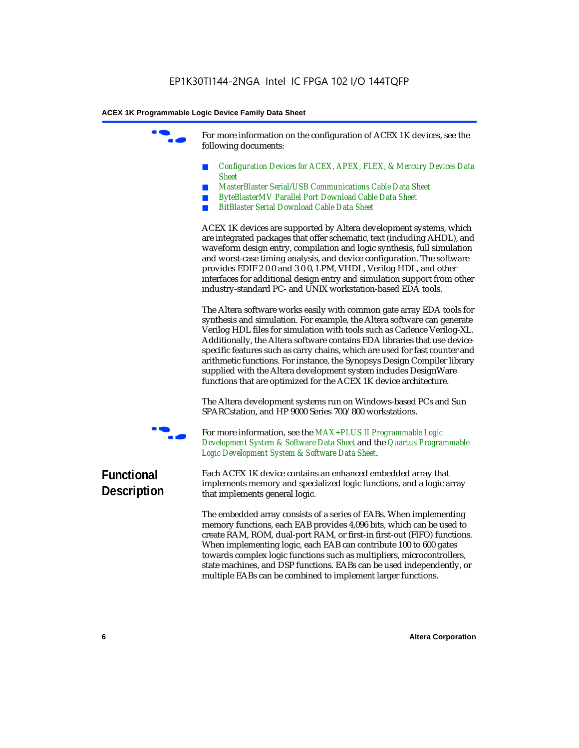For more information on the configuration of ACEX 1K devices, see the following documents:

- *Configuration Devices for ACEX, APEX, FLEX, & Mercury Devices Data Sheet*
- *MasterBlaster Serial/USB Communications Cable Data Sheet*
- *ByteBlasterMV Parallel Port Download Cable Data Sheet*
- *BitBlaster Serial Download Cable Data Sheet*

ACEX 1K devices are supported by Altera development systems, which are integrated packages that offer schematic, text (including AHDL), and waveform design entry, compilation and logic synthesis, full simulation and worst-case timing analysis, and device configuration. The software provides EDIF 2 0 0 and 3 0 0, LPM, VHDL, Verilog HDL, and other interfaces for additional design entry and simulation support from other industry-standard PC- and UNIX workstation-based EDA tools.

The Altera software works easily with common gate array EDA tools for synthesis and simulation. For example, the Altera software can generate Verilog HDL files for simulation with tools such as Cadence Verilog-XL. Additionally, the Altera software contains EDA libraries that use device-specific features such as carry chains, which are used for fast counter and arithmetic functions. For instance, the Synopsys Design Compiler library supplied with the Altera development system includes DesignWare functions that are optimized for the ACEX 1K device architecture.

The Altera development systems run on Windows-based PCs and Sun SPARCstation, and HP 9000 Series 700/800 workstations.

For more information, see the *MAX+PLUS II Programmable Logic Development System & Software Data Sheet* and the *Quartus Programmable Logic Development System & Software Data Sheet*.

## Functional Description

Each ACEX 1K device contains an enhanced embedded array that implements memory and specialized logic functions, and a logic array that implements general logic.

The embedded array consists of a series of EABs. When implementing memory functions, each EAB provides 4,096 bits, which can be used to create RAM, ROM, dual-port RAM, or first-in first-out (FIFO) functions. When implementing logic, each EAB can contribute 100 to 600 gates towards complex logic functions such as multipliers, microcontrollers, state machines, and DSP functions. EABs can be used independently, or multiple EABs can be combined to implement larger functions.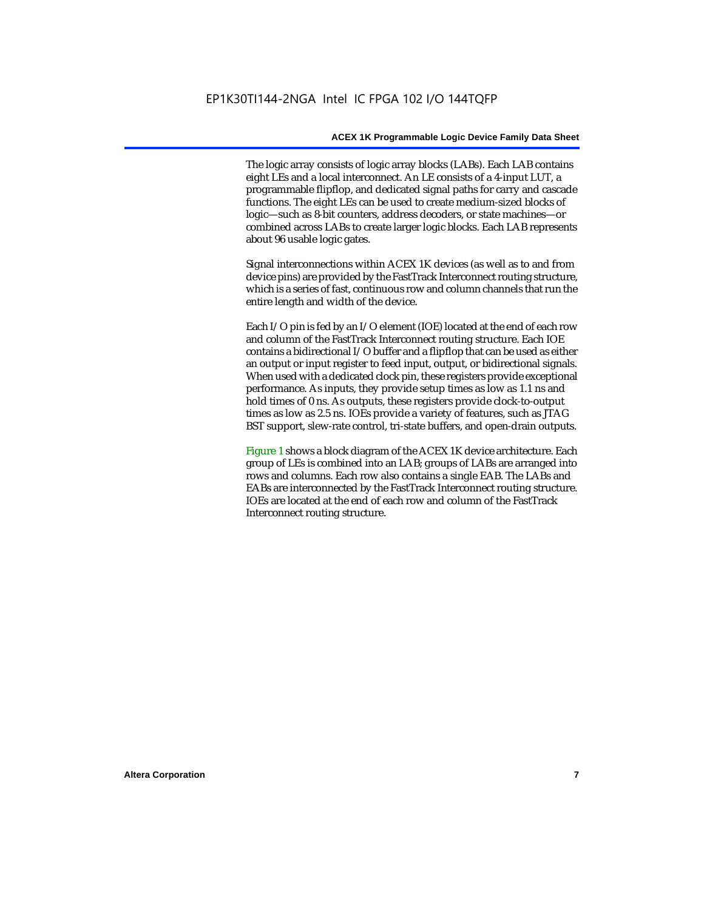The logic array consists of logic array blocks (LABs). Each LAB contains eight LEs and a local interconnect. An LE consists of a 4-input LUT, a programmable flipflop, and dedicated signal paths for carry and cascade functions. The eight LEs can be used to create medium-sized blocks of logic—such as 8-bit counters, address decoders, or state machines—or combined across LABs to create larger logic blocks. Each LAB represents about 96 usable logic gates.

Signal interconnections within ACEX 1K devices (as well as to and from device pins) are provided by the FastTrack Interconnect routing structure, which is a series of fast, continuous row and column channels that run the entire length and width of the device.

Each I/O pin is fed by an I/O element (IOE) located at the end of each row and column of the FastTrack Interconnect routing structure. Each IOE contains a bidirectional I/O buffer and a flipflop that can be used as either an output or input register to feed input, output, or bidirectional signals. When used with a dedicated clock pin, these registers provide exceptional performance. As inputs, they provide setup times as low as 1.1 ns and hold times of 0 ns. As outputs, these registers provide clock-to-output times as low as 2.5 ns. IOEs provide a variety of features, such as JTAG BST support, slew-rate control, tri-state buffers, and open-drain outputs.

Figure 1 shows a block diagram of the ACEX 1K device architecture. Each group of LEs is combined into an LAB; groups of LABs are arranged into rows and columns. Each row also contains a single EAB. The LABs and EABs are interconnected by the FastTrack Interconnect routing structure. IOEs are located at the end of each row and column of the FastTrack Interconnect routing structure.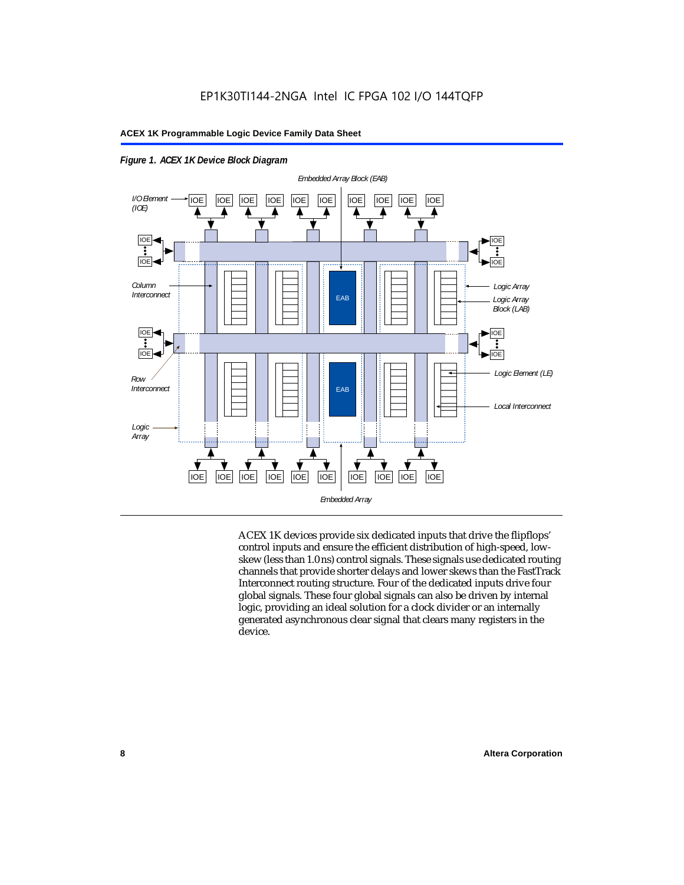**Figure 1. ACEX 1K Device Block Diagram**

Embedded Array Block (EAB)

I/O Element (IOE)

IOE

Column Interconnect

Logic Array

Logic Array Block (LAB)

EAB

Row Interconnect

Logic Element (LE)

Local Interconnect

Logic Array

Embedded Array

ACEX 1K devices provide six dedicated inputs that drive the flipflops' control inputs and ensure the efficient distribution of high-speed, low-skew (less than 1.0 ns) control signals. These signals use dedicated routing channels that provide shorter delays and lower skews than the FastTrack Interconnect routing structure. Four of the dedicated inputs drive four global signals. These four global signals can also be driven by internal logic, providing an ideal solution for a clock divider or an internally generated asynchronous clear signal that clears many registers in the device.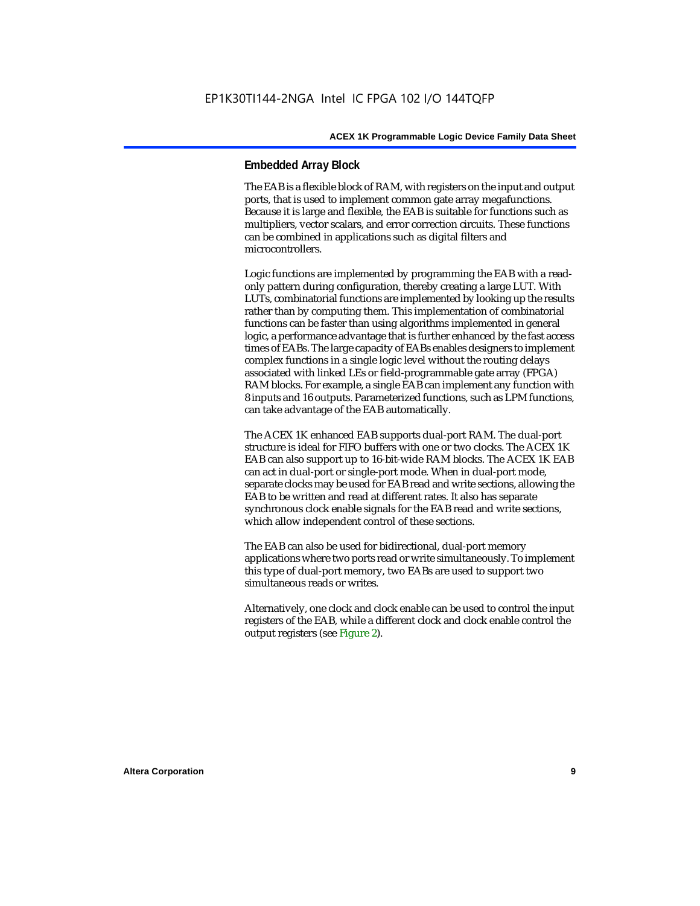## Embedded Array Block

The EAB is a flexible block of RAM, with registers on the input and output ports, that is used to implement common gate array megafunctions. Because it is large and flexible, the EAB is suitable for functions such as multipliers, vector scalars, and error correction circuits. These functions can be combined in applications such as digital filters and microcontrollers.

Logic functions are implemented by programming the EAB with a read-only pattern during configuration, thereby creating a large LUT. With LUTs, combinatorial functions are implemented by looking up the results rather than by computing them. This implementation of combinatorial functions can be faster than using algorithms implemented in general logic, a performance advantage that is further enhanced by the fast access times of EABs. The large capacity of EABs enables designers to implement complex functions in a single logic level without the routing delays associated with linked LEs or field-programmable gate array (FPGA) RAM blocks. For example, a single EAB can implement any function with 8 inputs and 16 outputs. Parameterized functions, such as LPM functions, can take advantage of the EAB automatically.

The ACEX 1K enhanced EAB supports dual-port RAM. The dual-port structure is ideal for FIFO buffers with one or two clocks. The ACEX 1K EAB can also support up to 16-bit-wide RAM blocks. The ACEX 1K EAB can act in dual-port or single-port mode. When in dual-port mode, separate clocks may be used for EAB read and write sections, allowing the EAB to be written and read at different rates. It also has separate synchronous clock enable signals for the EAB read and write sections, which allow independent control of these sections.

The EAB can also be used for bidirectional, dual-port memory applications where two ports read or write simultaneously. To implement this type of dual-port memory, two EABs are used to support two simultaneous reads or writes.

Alternatively, one clock and clock enable can be used to control the input registers of the EAB, while a different clock and clock enable control the output registers (see Figure 2).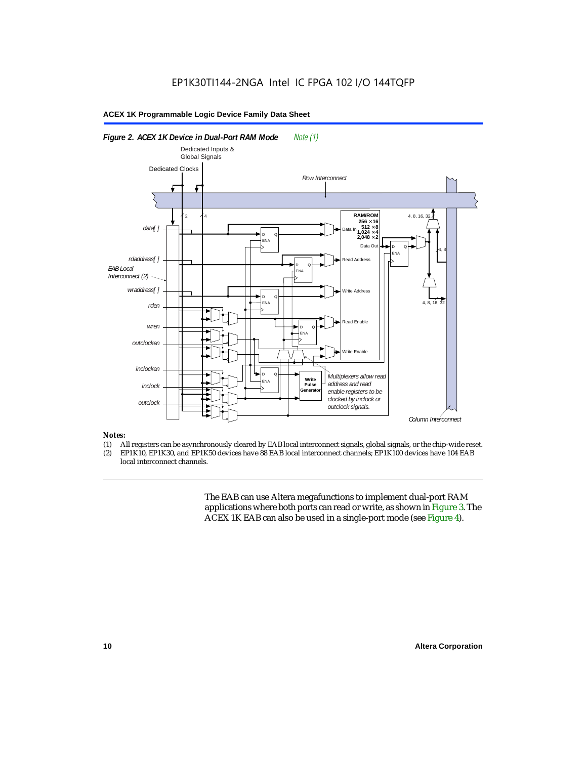*Figure 2. ACEX 1K Device in Dual-Port RAM Mode* *Note (1)*

Dedicated Inputs & Global Signals

Dedicated Clocks

Row Interconnect

2

4

RAM/ROM
256 × 16
512 × 8
1,024 × 4
2,048 × 2

4, 8, 16, 32

data[ ]

Data In

D Q ENA

Data Out

4, 8

rdaddress[ ]

Read Address

EAB Local Interconnect (2)

wraddress[ ]

Write Address

4, 8, 16, 32

rden

Read Enable

wren

outclocken

Write Enable

inclocken

Write Pulse Generator

Multiplexers allow read address and read enable registers to be clocked by inclock or outclock signals.

inclock

outclock

Column Interconnect

**Notes:**

(1) All registers can be asynchronously cleared by EAB local interconnect signals, global signals, or the chip-wide reset.
(2) EP1K10, EP1K30, and EP1K50 devices have 88 EAB local interconnect channels; EP1K100 devices have 104 EAB local interconnect channels.

The EAB can use Altera megafunctions to implement dual-port RAM applications where both ports can read or write, as shown in Figure 3. The ACEX 1K EAB can also be used in a single-port mode (see Figure 4).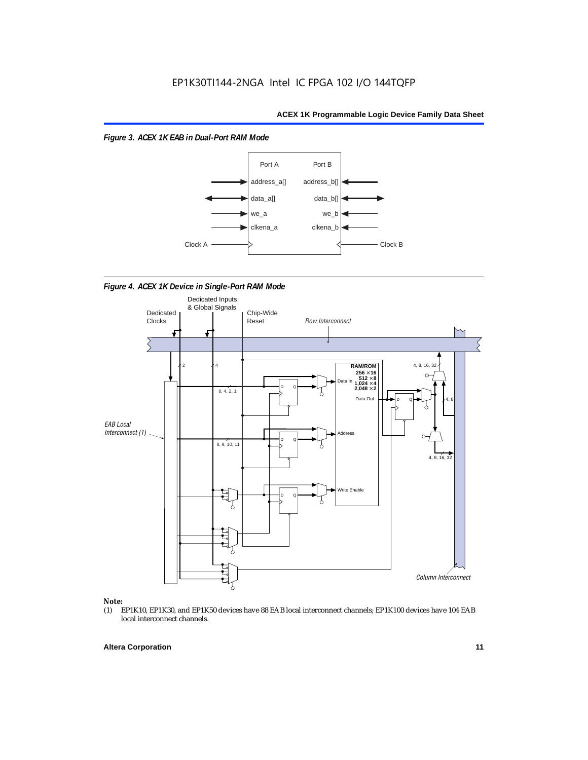*Figure 3. ACEX 1K EAB in Dual-Port RAM Mode*

Port A
Port B
address_a[]
address_b[]
data_a[]
data_b[]
we_a
we_b
clkena_a
clkena_b
Clock A
Clock B

*Figure 4. ACEX 1K Device in Single-Port RAM Mode*

Dedicated Inputs & Global Signals
Dedicated Clocks
Chip-Wide Reset
*Row Interconnect*
2
4
RAM/ROM
256 × 16
512 × 8
1,024 × 4
2,048 × 2
Data In
Data Out
8, 4, 2, 1
4, 8, 16, 32
4, 8
*EAB Local Interconnect (1)*
Address
8, 9, 10, 11
4, 8, 16, 32
Write Enable
*Column Interconnect*

**Note:**

(1) EP1K10, EP1K30, and EP1K50 devices have 88 EAB local interconnect channels; EP1K100 devices have 104 EAB local interconnect channels.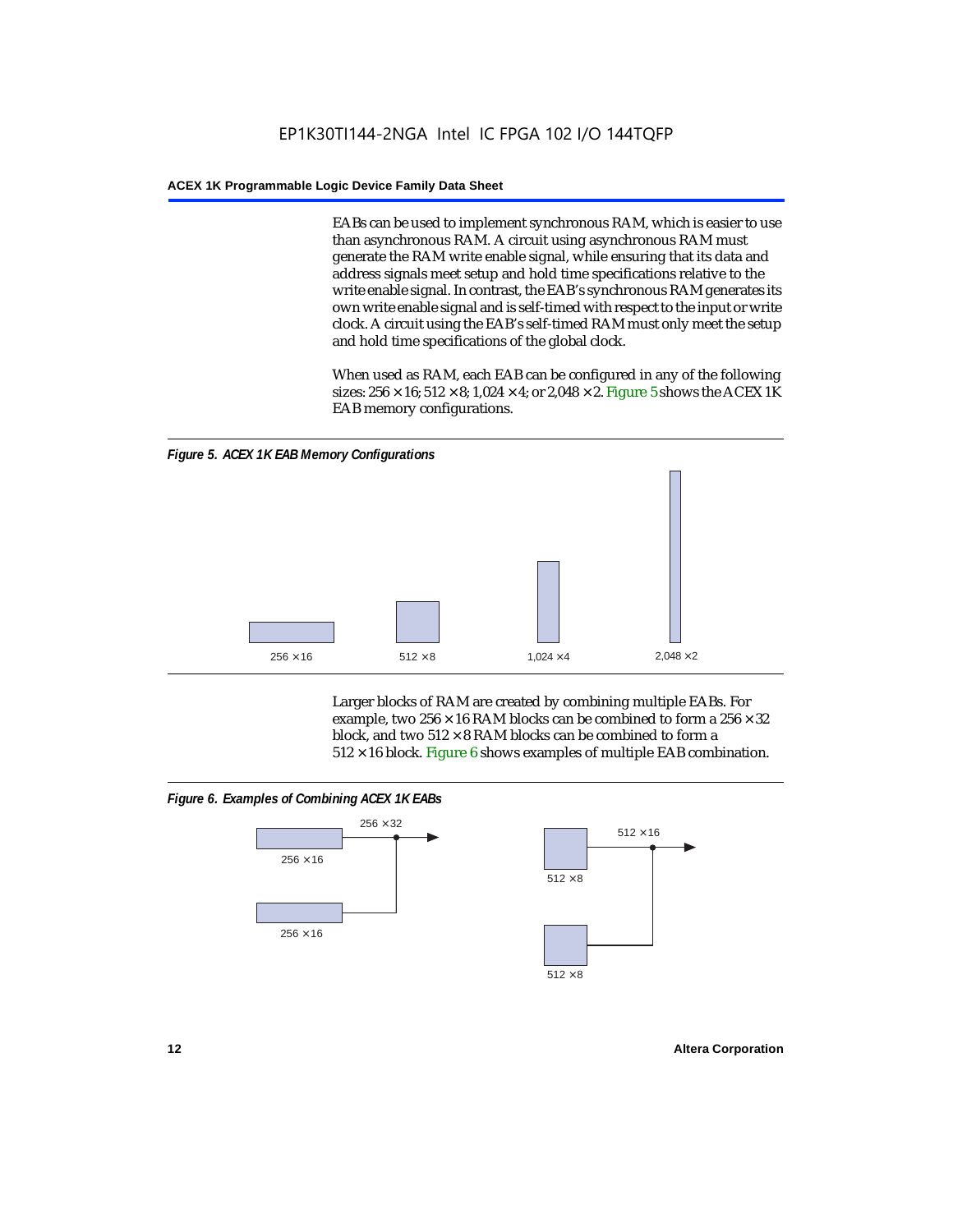EABs can be used to implement synchronous RAM, which is easier to use than asynchronous RAM. A circuit using asynchronous RAM must generate the RAM write enable signal, while ensuring that its data and address signals meet setup and hold time specifications relative to the write enable signal. In contrast, the EAB's synchronous RAM generates its own write enable signal and is self-timed with respect to the input or write clock. A circuit using the EAB's self-timed RAM must only meet the setup and hold time specifications of the global clock.

When used as RAM, each EAB can be configured in any of the following sizes: 256 × 16; 512 × 8; 1,024 × 4; or 2,048 × 2. Figure 5 shows the ACEX 1K EAB memory configurations.

*Figure 5. ACEX 1K EAB Memory Configurations*

256 × 16

512 × 8

1,024 × 4

2,048 × 2

Larger blocks of RAM are created by combining multiple EABs. For example, two 256 × 16 RAM blocks can be combined to form a 256 × 32 block, and two 512 × 8 RAM blocks can be combined to form a 512 × 16 block. Figure 6 shows examples of multiple EAB combination.

*Figure 6. Examples of Combining ACEX 1K EABs*

256 × 32

256 × 16

256 × 16

512 × 16

512 × 8

512 × 8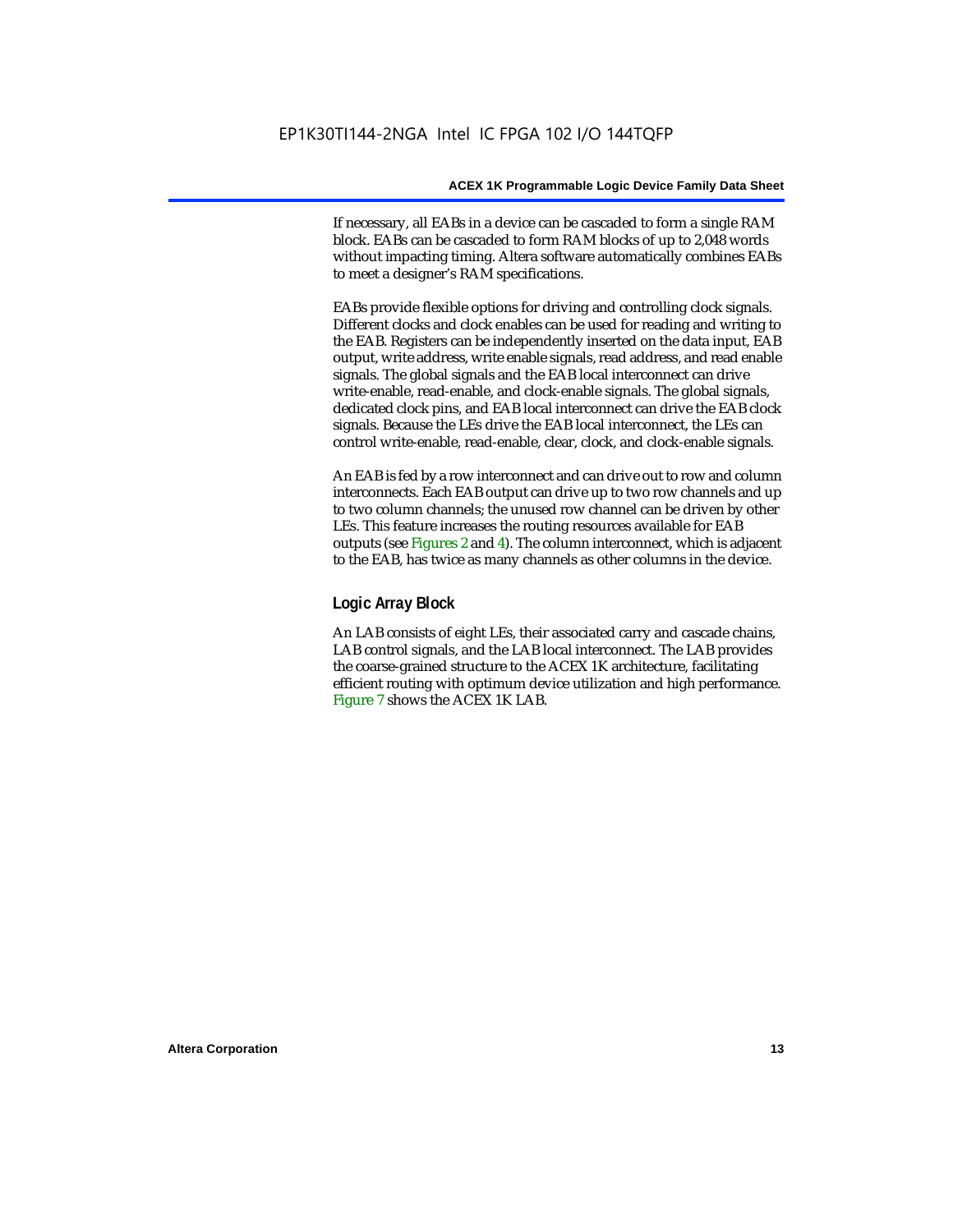If necessary, all EABs in a device can be cascaded to form a single RAM block. EABs can be cascaded to form RAM blocks of up to 2,048 words without impacting timing. Altera software automatically combines EABs to meet a designer's RAM specifications.

EABs provide flexible options for driving and controlling clock signals. Different clocks and clock enables can be used for reading and writing to the EAB. Registers can be independently inserted on the data input, EAB output, write address, write enable signals, read address, and read enable signals. The global signals and the EAB local interconnect can drive write-enable, read-enable, and clock-enable signals. The global signals, dedicated clock pins, and EAB local interconnect can drive the EAB clock signals. Because the LEs drive the EAB local interconnect, the LEs can control write-enable, read-enable, clear, clock, and clock-enable signals.

An EAB is fed by a row interconnect and can drive out to row and column interconnects. Each EAB output can drive up to two row channels and up to two column channels; the unused row channel can be driven by other LEs. This feature increases the routing resources available for EAB outputs (see Figures 2 and 4). The column interconnect, which is adjacent to the EAB, has twice as many channels as other columns in the device.

## Logic Array Block

An LAB consists of eight LEs, their associated carry and cascade chains, LAB control signals, and the LAB local interconnect. The LAB provides the coarse-grained structure to the ACEX 1K architecture, facilitating efficient routing with optimum device utilization and high performance. Figure 7 shows the ACEX 1K LAB.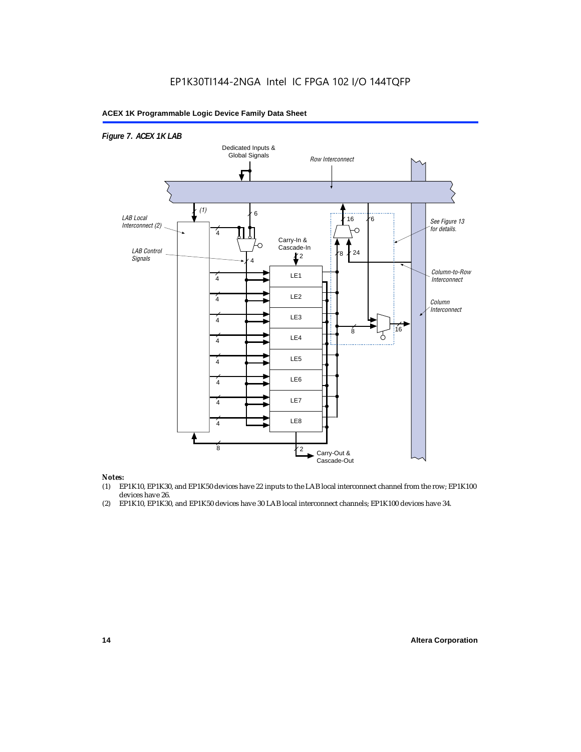*Figure 7. ACEX 1K LAB*

*Notes:*

(1) EP1K10, EP1K30, and EP1K50 devices have 22 inputs to the LAB local interconnect channel from the row; EP1K100 devices have 26.

(2) EP1K10, EP1K30, and EP1K50 devices have 30 LAB local interconnect channels; EP1K100 devices have 34.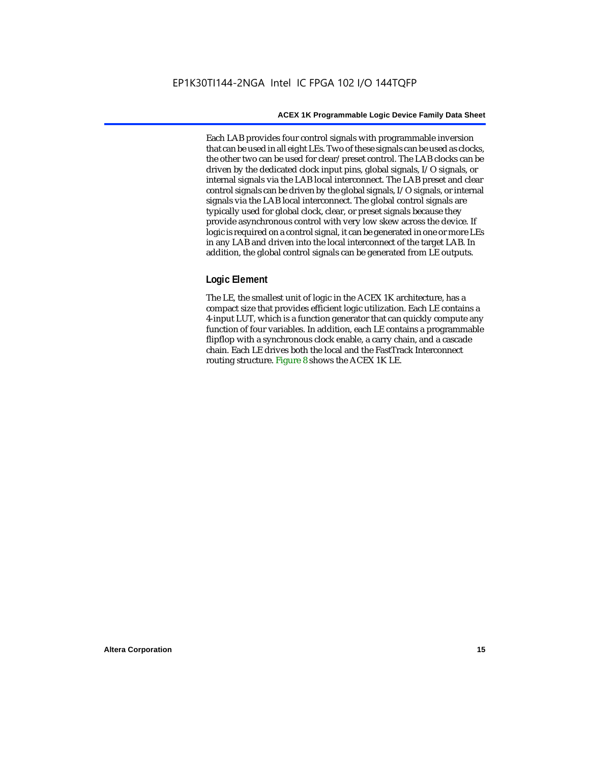Each LAB provides four control signals with programmable inversion that can be used in all eight LEs. Two of these signals can be used as clocks, the other two can be used for clear/preset control. The LAB clocks can be driven by the dedicated clock input pins, global signals, I/O signals, or internal signals via the LAB local interconnect. The LAB preset and clear control signals can be driven by the global signals, I/O signals, or internal signals via the LAB local interconnect. The global control signals are typically used for global clock, clear, or preset signals because they provide asynchronous control with very low skew across the device. If logic is required on a control signal, it can be generated in one or more LEs in any LAB and driven into the local interconnect of the target LAB. In addition, the global control signals can be generated from LE outputs.

### Logic Element

The LE, the smallest unit of logic in the ACEX 1K architecture, has a compact size that provides efficient logic utilization. Each LE contains a 4-input LUT, which is a function generator that can quickly compute any function of four variables. In addition, each LE contains a programmable flipflop with a synchronous clock enable, a carry chain, and a cascade chain. Each LE drives both the local and the FastTrack Interconnect routing structure. Figure 8 shows the ACEX 1K LE.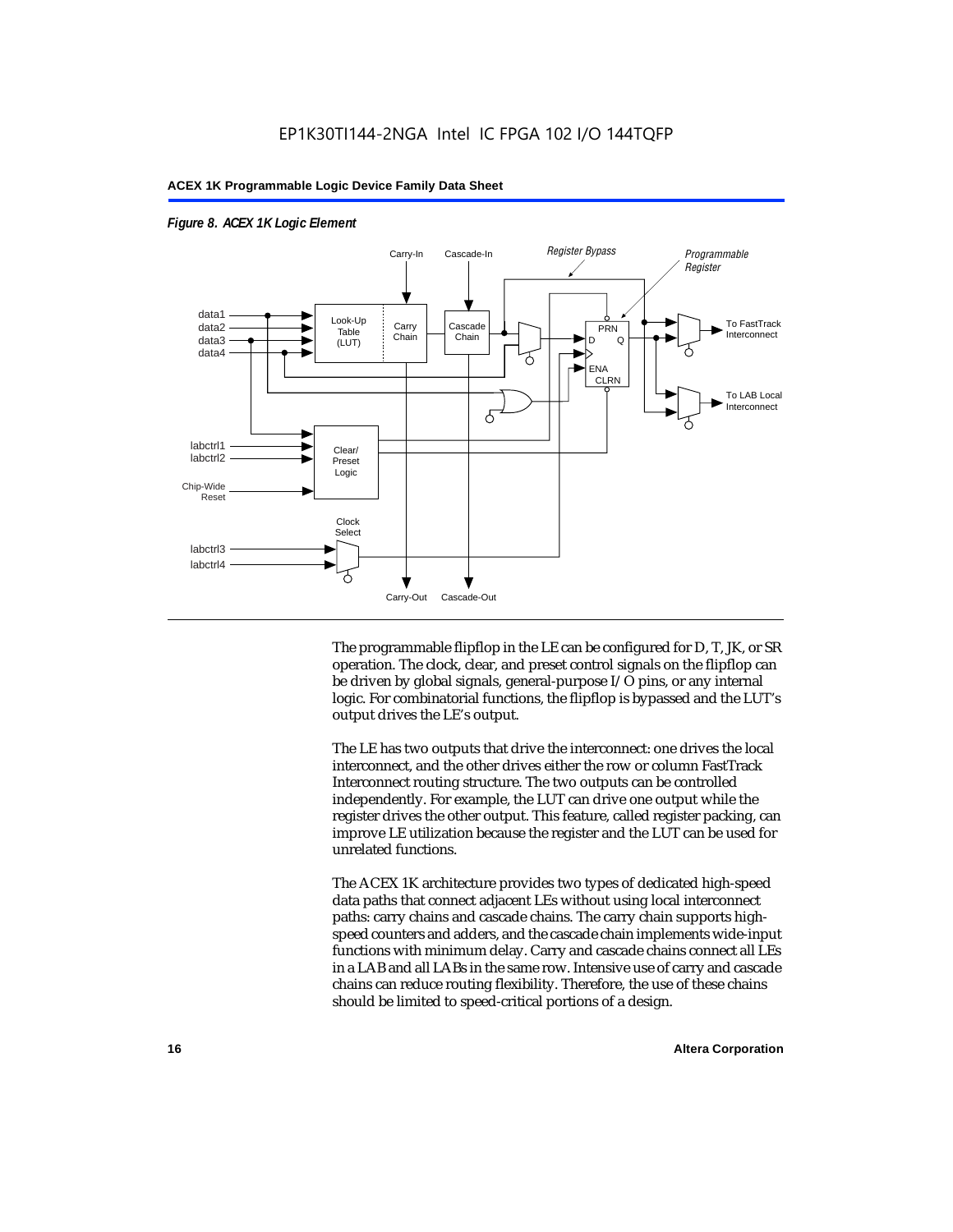*Figure 8. ACEX 1K Logic Element*

Carry-In
Cascade-In
Register Bypass
Programmable Register
data1
data2
data3
data4
Look-Up Table (LUT)
Carry Chain
Cascade Chain
PRN
D
Q
ENA
CLRN
To FastTrack Interconnect
To LAB Local Interconnect
labctrl1
labctrl2
Chip-Wide Reset
Clear/ Preset Logic
Clock Select
labctrl3
labctrl4
Carry-Out
Cascade-Out

The programmable flipflop in the LE can be configured for D, T, JK, or SR operation. The clock, clear, and preset control signals on the flipflop can be driven by global signals, general-purpose I/O pins, or any internal logic. For combinatorial functions, the flipflop is bypassed and the LUT's output drives the LE's output.

The LE has two outputs that drive the interconnect: one drives the local interconnect, and the other drives either the row or column FastTrack Interconnect routing structure. The two outputs can be controlled independently. For example, the LUT can drive one output while the register drives the other output. This feature, called register packing, can improve LE utilization because the register and the LUT can be used for unrelated functions.

The ACEX 1K architecture provides two types of dedicated high-speed data paths that connect adjacent LEs without using local interconnect paths: carry chains and cascade chains. The carry chain supports high-speed counters and adders, and the cascade chain implements wide-input functions with minimum delay. Carry and cascade chains connect all LEs in a LAB and all LABs in the same row. Intensive use of carry and cascade chains can reduce routing flexibility. Therefore, the use of these chains should be limited to speed-critical portions of a design.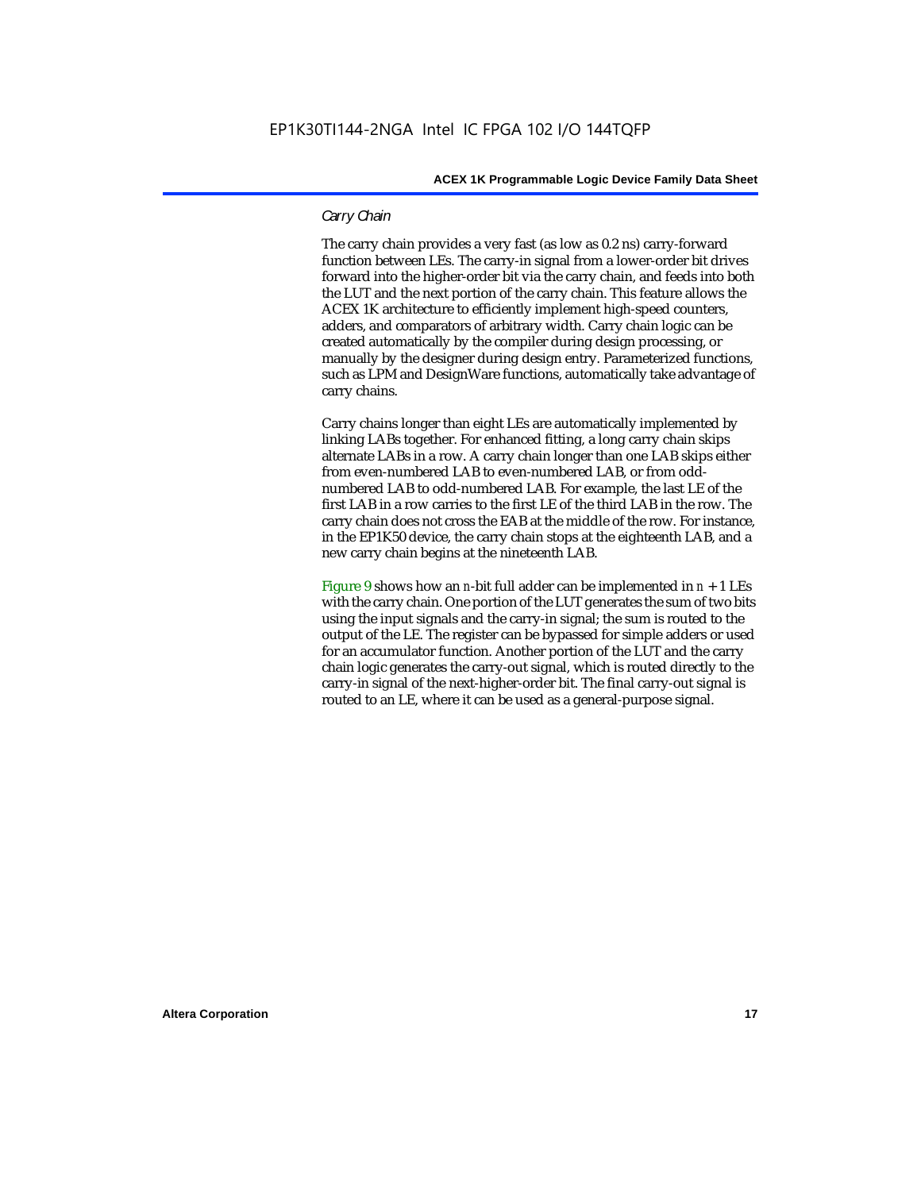### *Carry Chain*

The carry chain provides a very fast (as low as 0.2 ns) carry-forward function between LEs. The carry-in signal from a lower-order bit drives forward into the higher-order bit via the carry chain, and feeds into both the LUT and the next portion of the carry chain. This feature allows the ACEX 1K architecture to efficiently implement high-speed counters, adders, and comparators of arbitrary width. Carry chain logic can be created automatically by the compiler during design processing, or manually by the designer during design entry. Parameterized functions, such as LPM and DesignWare functions, automatically take advantage of carry chains.

Carry chains longer than eight LEs are automatically implemented by linking LABs together. For enhanced fitting, a long carry chain skips alternate LABs in a row. A carry chain longer than one LAB skips either from even-numbered LAB to even-numbered LAB, or from odd-numbered LAB to odd-numbered LAB. For example, the last LE of the first LAB in a row carries to the first LE of the third LAB in the row. The carry chain does not cross the EAB at the middle of the row. For instance, in the EP1K50 device, the carry chain stops at the eighteenth LAB, and a new carry chain begins at the nineteenth LAB.

Figure 9 shows how an $n$-bit full adder can be implemented in $n + 1$ LEs with the carry chain. One portion of the LUT generates the sum of two bits using the input signals and the carry-in signal; the sum is routed to the output of the LE. The register can be bypassed for simple adders or used for an accumulator function. Another portion of the LUT and the carry chain logic generates the carry-out signal, which is routed directly to the carry-in signal of the next-higher-order bit. The final carry-out signal is routed to an LE, where it can be used as a general-purpose signal.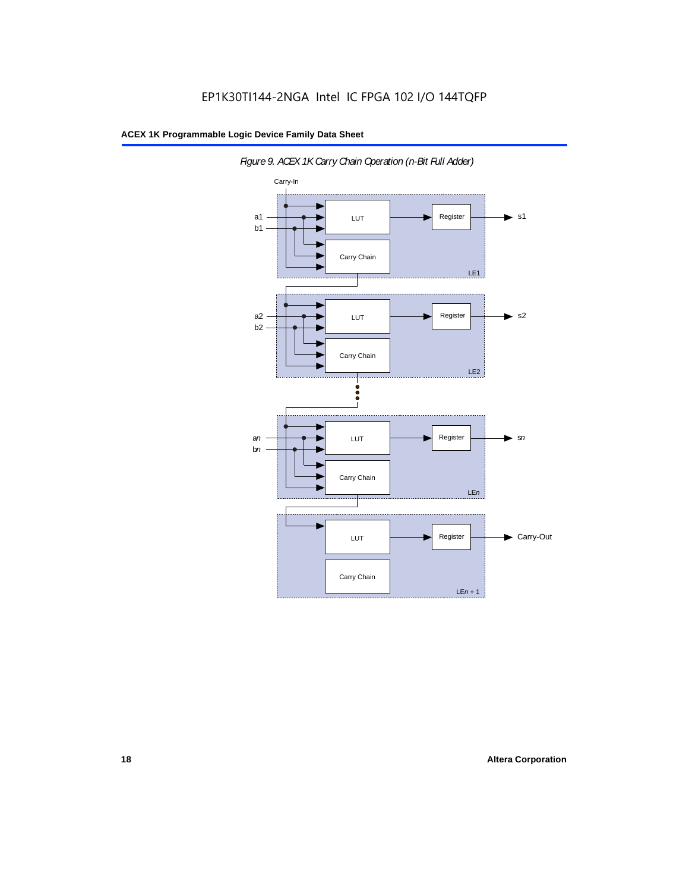*Figure 9. ACEX 1K Carry Chain Operation (n-Bit Full Adder)*

Carry-In

a1

b1

LUT

Register

s1

Carry Chain

LE1

a2

b2

LUT

Register

s2

Carry Chain

LE2

a*n*

b*n*

LUT

Register

s*n*

Carry Chain

LE*n*

LUT

Register

Carry-Out

Carry Chain

LE*n* + 1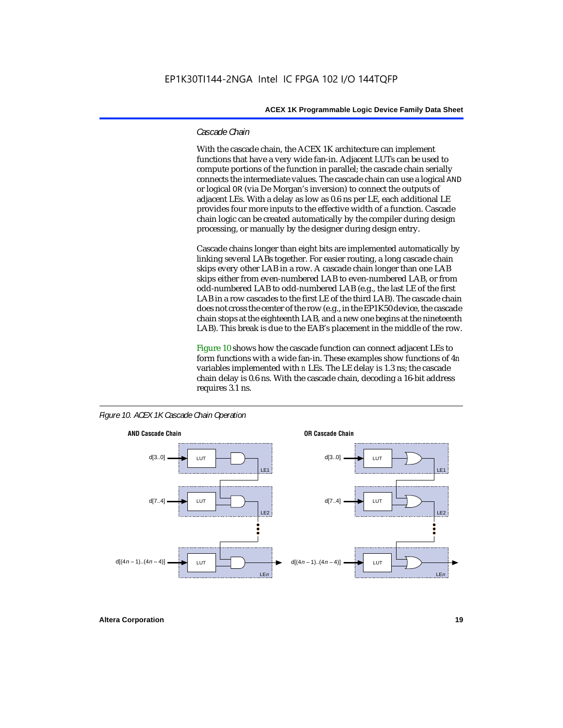### Cascade Chain

With the cascade chain, the ACEX 1K architecture can implement functions that have a very wide fan-in. Adjacent LUTs can be used to compute portions of the function in parallel; the cascade chain serially connects the intermediate values. The cascade chain can use a logical AND or logical OR (via De Morgan's inversion) to connect the outputs of adjacent LEs. With a delay as low as 0.6 ns per LE, each additional LE provides four more inputs to the effective width of a function. Cascade chain logic can be created automatically by the compiler during design processing, or manually by the designer during design entry.

Cascade chains longer than eight bits are implemented automatically by linking several LABs together. For easier routing, a long cascade chain skips every other LAB in a row. A cascade chain longer than one LAB skips either from even-numbered LAB to even-numbered LAB, or from odd-numbered LAB to odd-numbered LAB (e.g., the last LE of the first LAB in a row cascades to the first LE of the third LAB). The cascade chain does not cross the center of the row (e.g., in the EP1K50 device, the cascade chain stops at the eighteenth LAB, and a new one begins at the nineteenth LAB). This break is due to the EAB's placement in the middle of the row.

Figure 10 shows how the cascade function can connect adjacent LEs to form functions with a wide fan-in. These examples show functions of $4n$ variables implemented with $n$ LEs. The LE delay is 1.3 ns; the cascade chain delay is 0.6 ns. With the cascade chain, decoding a 16-bit address requires 3.1 ns.

*Figure 10. ACEX 1K Cascade Chain Operation*

AND Cascade Chain

d[3..0]
LUT
LE1
d[7..4]
LUT
LE2
d[(4n – 1)..(4n – 4)]
LUT
LEn

OR Cascade Chain

d[3..0]
LUT
LE1
d[7..4]
LUT
LE2
d[(4n – 1)..(4n – 4)]
LUT
LEn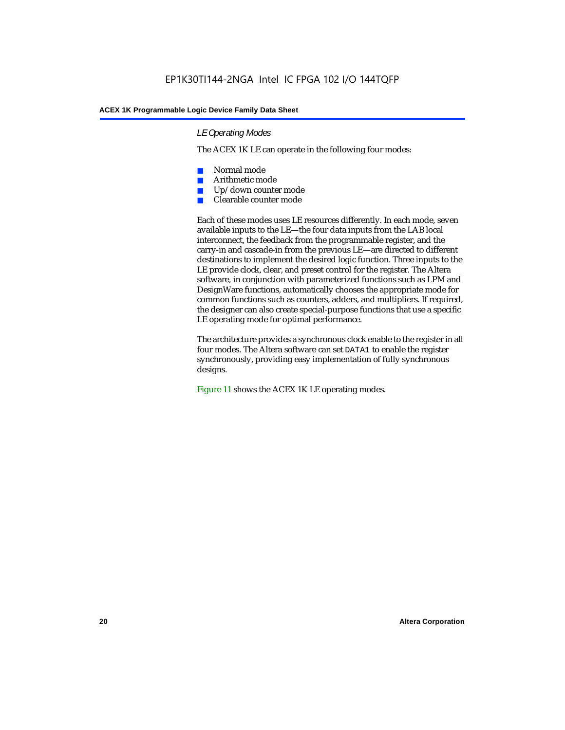### LE Operating Modes

The ACEX 1K LE can operate in the following four modes:

- Normal mode
- Arithmetic mode
- Up/down counter mode
- Clearable counter mode

Each of these modes uses LE resources differently. In each mode, seven available inputs to the LE—the four data inputs from the LAB local interconnect, the feedback from the programmable register, and the carry-in and cascade-in from the previous LE—are directed to different destinations to implement the desired logic function. Three inputs to the LE provide clock, clear, and preset control for the register. The Altera software, in conjunction with parameterized functions such as LPM and DesignWare functions, automatically chooses the appropriate mode for common functions such as counters, adders, and multipliers. If required, the designer can also create special-purpose functions that use a specific LE operating mode for optimal performance.

The architecture provides a synchronous clock enable to the register in all four modes. The Altera software can set `DATA1` to enable the register synchronously, providing easy implementation of fully synchronous designs.

Figure 11 shows the ACEX 1K LE operating modes.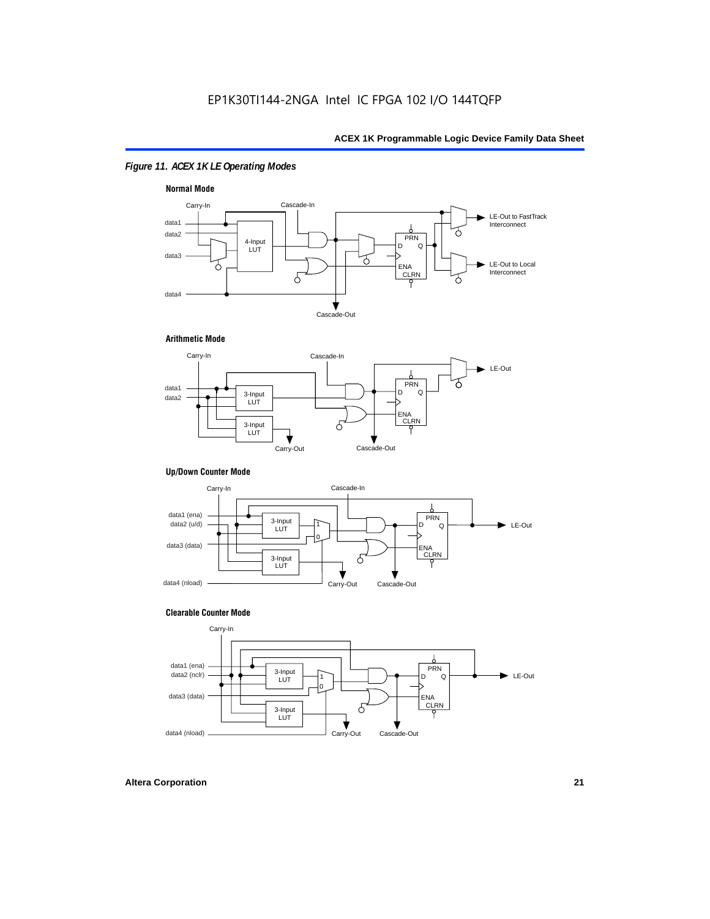EP1K30TI144-2NGA Intel IC FPGA 102 I/O 144TQFP

*Figure 11. ACEX 1K LE Operating Modes*

**Normal Mode**

Carry-In
Cascade-In
data1
data2
data3
data4
4-Input LUT
PRN
D Q
ENA
CLRN
LE-Out to FastTrack Interconnect
LE-Out to Local Interconnect
Cascade-Out

**Arithmetic Mode**

Carry-In
Cascade-In
data1
data2
3-Input LUT
3-Input LUT
PRN
D Q
ENA
CLRN
LE-Out
Carry-Out
Cascade-Out

**Up/Down Counter Mode**

Carry-In
Cascade-In
data1 (ena)
data2 (u/d)
data3 (data)
data4 (nload)
3-Input LUT
3-Input LUT
1
0
PRN
D Q
ENA
CLRN
LE-Out
Carry-Out
Cascade-Out

**Clearable Counter Mode**

Carry-In
data1 (ena)
data2 (nclr)
data3 (data)
data4 (nload)
3-Input LUT
3-Input LUT
1
0
PRN
D Q
ENA
CLRN
LE-Out
Carry-Out
Cascade-Out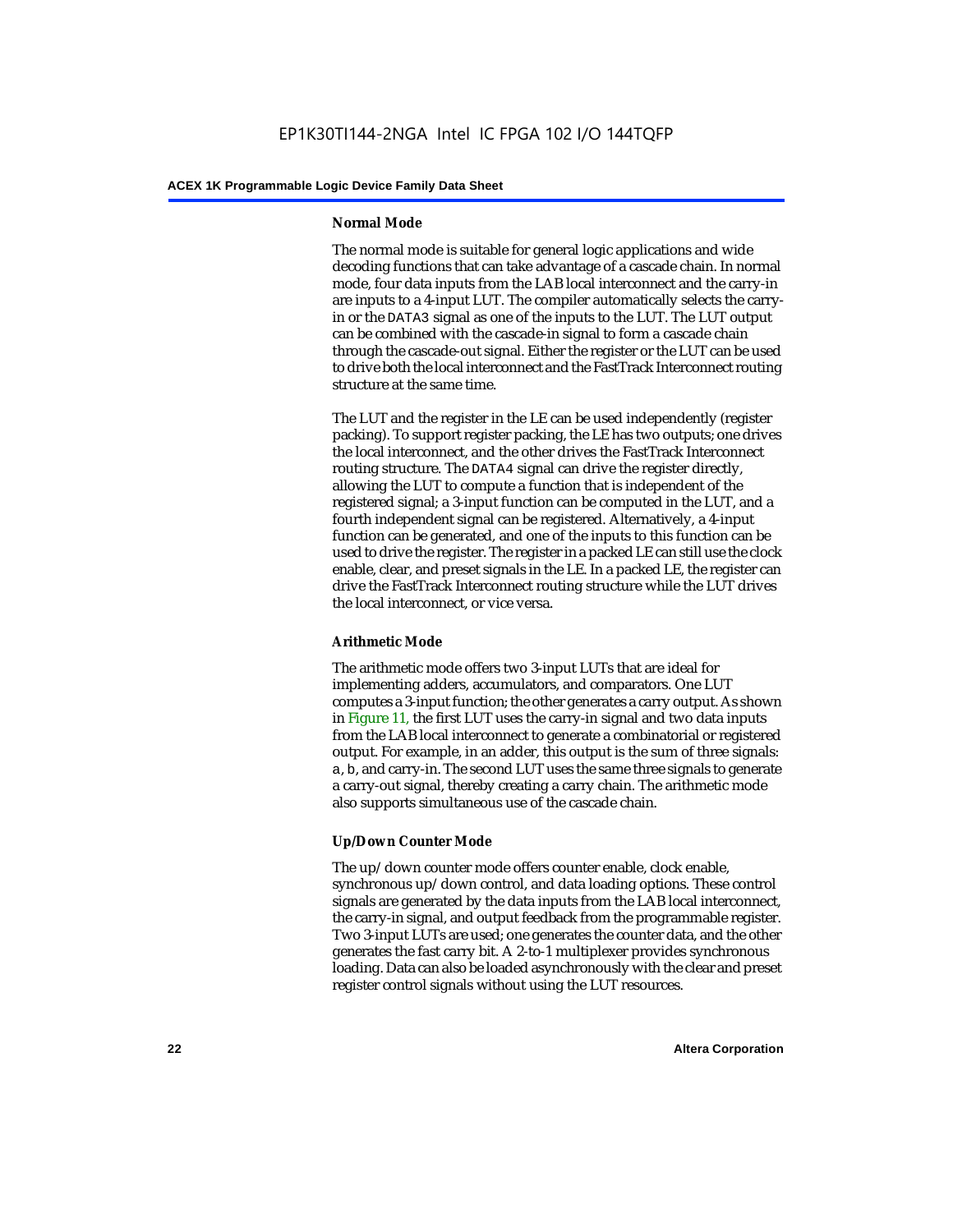#### Normal Mode

The normal mode is suitable for general logic applications and wide decoding functions that can take advantage of a cascade chain. In normal mode, four data inputs from the LAB local interconnect and the carry-in are inputs to a 4-input LUT. The compiler automatically selects the carry-in or the DATA3 signal as one of the inputs to the LUT. The LUT output can be combined with the cascade-in signal to form a cascade chain through the cascade-out signal. Either the register or the LUT can be used to drive both the local interconnect and the FastTrack Interconnect routing structure at the same time.

The LUT and the register in the LE can be used independently (register packing). To support register packing, the LE has two outputs; one drives the local interconnect, and the other drives the FastTrack Interconnect routing structure. The DATA4 signal can drive the register directly, allowing the LUT to compute a function that is independent of the registered signal; a 3-input function can be computed in the LUT, and a fourth independent signal can be registered. Alternatively, a 4-input function can be generated, and one of the inputs to this function can be used to drive the register. The register in a packed LE can still use the clock enable, clear, and preset signals in the LE. In a packed LE, the register can drive the FastTrack Interconnect routing structure while the LUT drives the local interconnect, or vice versa.

#### Arithmetic Mode

The arithmetic mode offers two 3-input LUTs that are ideal for implementing adders, accumulators, and comparators. One LUT computes a 3-input function; the other generates a carry output. As shown in Figure 11, the first LUT uses the carry-in signal and two data inputs from the LAB local interconnect to generate a combinatorial or registered output. For example, in an adder, this output is the sum of three signals: a, b, and carry-in. The second LUT uses the same three signals to generate a carry-out signal, thereby creating a carry chain. The arithmetic mode also supports simultaneous use of the cascade chain.

#### Up/Down Counter Mode

The up/down counter mode offers counter enable, clock enable, synchronous up/down control, and data loading options. These control signals are generated by the data inputs from the LAB local interconnect, the carry-in signal, and output feedback from the programmable register. Two 3-input LUTs are used; one generates the counter data, and the other generates the fast carry bit. A 2-to-1 multiplexer provides synchronous loading. Data can also be loaded asynchronously with the clear and preset register control signals without using the LUT resources.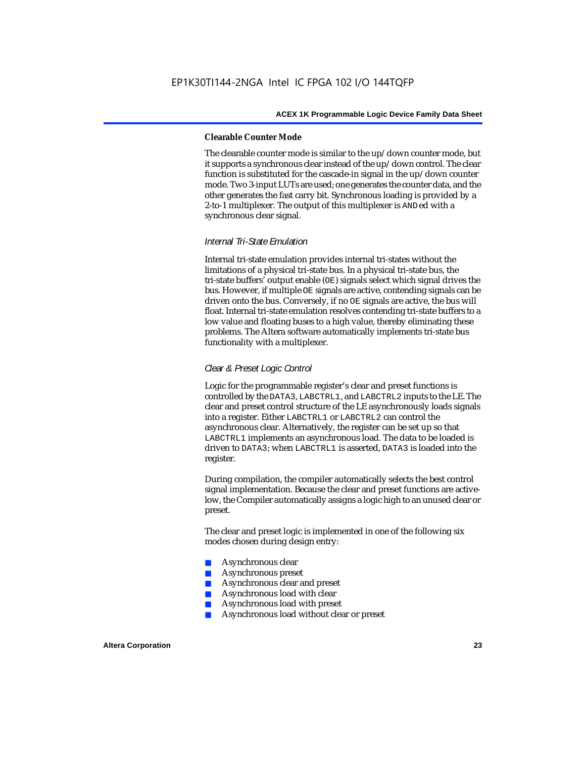#### Clearable Counter Mode

The clearable counter mode is similar to the up/down counter mode, but it supports a synchronous clear instead of the up/down control. The clear function is substituted for the cascade-in signal in the up/down counter mode. Two 3-input LUTs are used; one generates the counter data, and the other generates the fast carry bit. Synchronous loading is provided by a 2-to-1 multiplexer. The output of this multiplexer is ANDed with a synchronous clear signal.

### *Internal Tri-State Emulation*

Internal tri-state emulation provides internal tri-states without the limitations of a physical tri-state bus. In a physical tri-state bus, the tri-state buffers' output enable (OE) signals select which signal drives the bus. However, if multiple OE signals are active, contending signals can be driven onto the bus. Conversely, if no OE signals are active, the bus will float. Internal tri-state emulation resolves contending tri-state buffers to a low value and floating buses to a high value, thereby eliminating these problems. The Altera software automatically implements tri-state bus functionality with a multiplexer.

### *Clear & Preset Logic Control*

Logic for the programmable register's clear and preset functions is controlled by the DATA3, LABCTRL1, and LABCTRL2 inputs to the LE. The clear and preset control structure of the LE asynchronously loads signals into a register. Either LABCTRL1 or LABCTRL2 can control the asynchronous clear. Alternatively, the register can be set up so that LABCTRL1 implements an asynchronous load. The data to be loaded is driven to DATA3; when LABCTRL1 is asserted, DATA3 is loaded into the register.

During compilation, the compiler automatically selects the best control signal implementation. Because the clear and preset functions are active-low, the Compiler automatically assigns a logic high to an unused clear or preset.

The clear and preset logic is implemented in one of the following six modes chosen during design entry:

- Asynchronous clear
- Asynchronous preset
- Asynchronous clear and preset
- Asynchronous load with clear
- Asynchronous load with preset
- Asynchronous load without clear or preset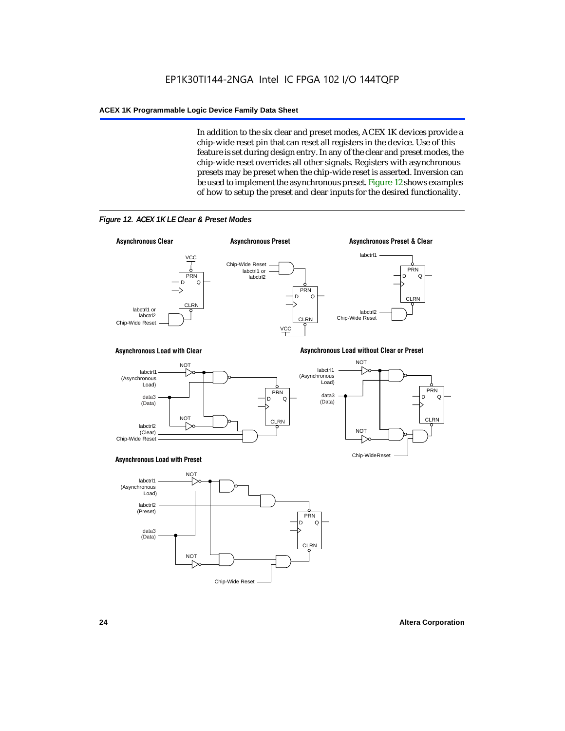In addition to the six clear and preset modes, ACEX 1K devices provide a chip-wide reset pin that can reset all registers in the device. Use of this feature is set during design entry. In any of the clear and preset modes, the chip-wide reset overrides all other signals. Registers with asynchronous presets may be preset when the chip-wide reset is asserted. Inversion can be used to implement the asynchronous preset. Figure 12 shows examples of how to setup the preset and clear inputs for the desired functionality.

*Figure 12. ACEX 1K LE Clear & Preset Modes*

**Asynchronous Clear**

VCC
PRN
D Q
CLRN
labctrl1 or
labctrl2
Chip-Wide Reset

**Asynchronous Preset**

Chip-Wide Reset
labctrl1 or
labctrl2
PRN
D Q
CLRN
VCC

**Asynchronous Preset & Clear**

labctrl1
PRN
D Q
CLRN
labctrl2
Chip-Wide Reset

**Asynchronous Load with Clear**

NOT
labctrl1
(Asynchronous
Load)
data3
(Data)
NOT
labctrl2
(Clear)
Chip-Wide Reset
PRN
D Q
CLRN

**Asynchronous Load without Clear or Preset**

NOT
labctrl1
(Asynchronous
Load)
data3
(Data)
NOT
Chip-WideReset
PRN
D Q
CLRN

**Asynchronous Load with Preset**

NOT
labctrl1
(Asynchronous
Load)
labctrl2
(Preset)
data3
(Data)
NOT
Chip-Wide Reset
PRN
D Q
CLRN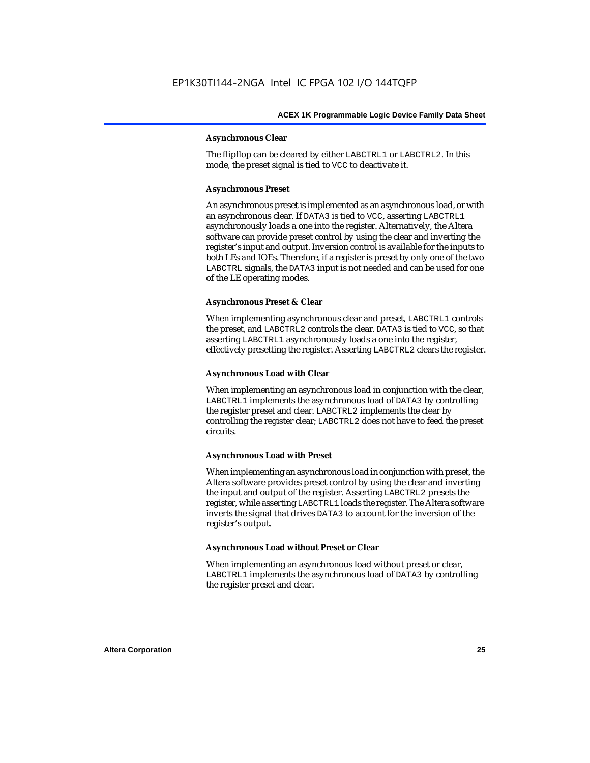#### Asynchronous Clear

The flipflop can be cleared by either LABCTRL1 or LABCTRL2. In this mode, the preset signal is tied to VCC to deactivate it.

#### Asynchronous Preset

An asynchronous preset is implemented as an asynchronous load, or with an asynchronous clear. If DATA3 is tied to VCC, asserting LABCTRL1 asynchronously loads a one into the register. Alternatively, the Altera software can provide preset control by using the clear and inverting the register's input and output. Inversion control is available for the inputs to both LEs and IOEs. Therefore, if a register is preset by only one of the two LABCTRL signals, the DATA3 input is not needed and can be used for one of the LE operating modes.

#### Asynchronous Preset & Clear

When implementing asynchronous clear and preset, LABCTRL1 controls the preset, and LABCTRL2 controls the clear. DATA3 is tied to VCC, so that asserting LABCTRL1 asynchronously loads a one into the register, effectively presetting the register. Asserting LABCTRL2 clears the register.

#### Asynchronous Load with Clear

When implementing an asynchronous load in conjunction with the clear, LABCTRL1 implements the asynchronous load of DATA3 by controlling the register preset and clear. LABCTRL2 implements the clear by controlling the register clear; LABCTRL2 does not have to feed the preset circuits.

#### Asynchronous Load with Preset

When implementing an asynchronous load in conjunction with preset, the Altera software provides preset control by using the clear and inverting the input and output of the register. Asserting LABCTRL2 presets the register, while asserting LABCTRL1 loads the register. The Altera software inverts the signal that drives DATA3 to account for the inversion of the register's output.

#### Asynchronous Load without Preset or Clear

When implementing an asynchronous load without preset or clear, LABCTRL1 implements the asynchronous load of DATA3 by controlling the register preset and clear.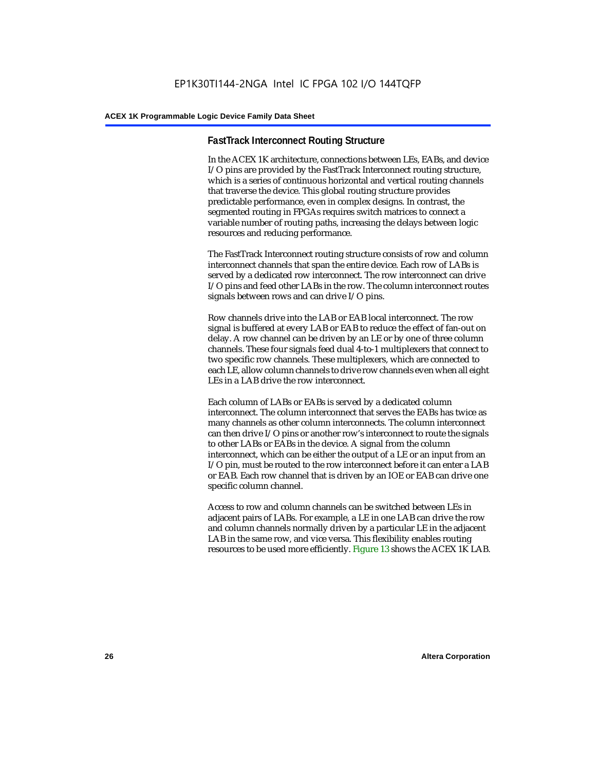### FastTrack Interconnect Routing Structure

In the ACEX 1K architecture, connections between LEs, EABs, and device I/O pins are provided by the FastTrack Interconnect routing structure, which is a series of continuous horizontal and vertical routing channels that traverse the device. This global routing structure provides predictable performance, even in complex designs. In contrast, the segmented routing in FPGAs requires switch matrices to connect a variable number of routing paths, increasing the delays between logic resources and reducing performance.

The FastTrack Interconnect routing structure consists of row and column interconnect channels that span the entire device. Each row of LABs is served by a dedicated row interconnect. The row interconnect can drive I/O pins and feed other LABs in the row. The column interconnect routes signals between rows and can drive I/O pins.

Row channels drive into the LAB or EAB local interconnect. The row signal is buffered at every LAB or EAB to reduce the effect of fan-out on delay. A row channel can be driven by an LE or by one of three column channels. These four signals feed dual 4-to-1 multiplexers that connect to two specific row channels. These multiplexers, which are connected to each LE, allow column channels to drive row channels even when all eight LEs in a LAB drive the row interconnect.

Each column of LABs or EABs is served by a dedicated column interconnect. The column interconnect that serves the EABs has twice as many channels as other column interconnects. The column interconnect can then drive I/O pins or another row's interconnect to route the signals to other LABs or EABs in the device. A signal from the column interconnect, which can be either the output of a LE or an input from an I/O pin, must be routed to the row interconnect before it can enter a LAB or EAB. Each row channel that is driven by an IOE or EAB can drive one specific column channel.

Access to row and column channels can be switched between LEs in adjacent pairs of LABs. For example, a LE in one LAB can drive the row and column channels normally driven by a particular LE in the adjacent LAB in the same row, and vice versa. This flexibility enables routing resources to be used more efficiently. Figure 13 shows the ACEX 1K LAB.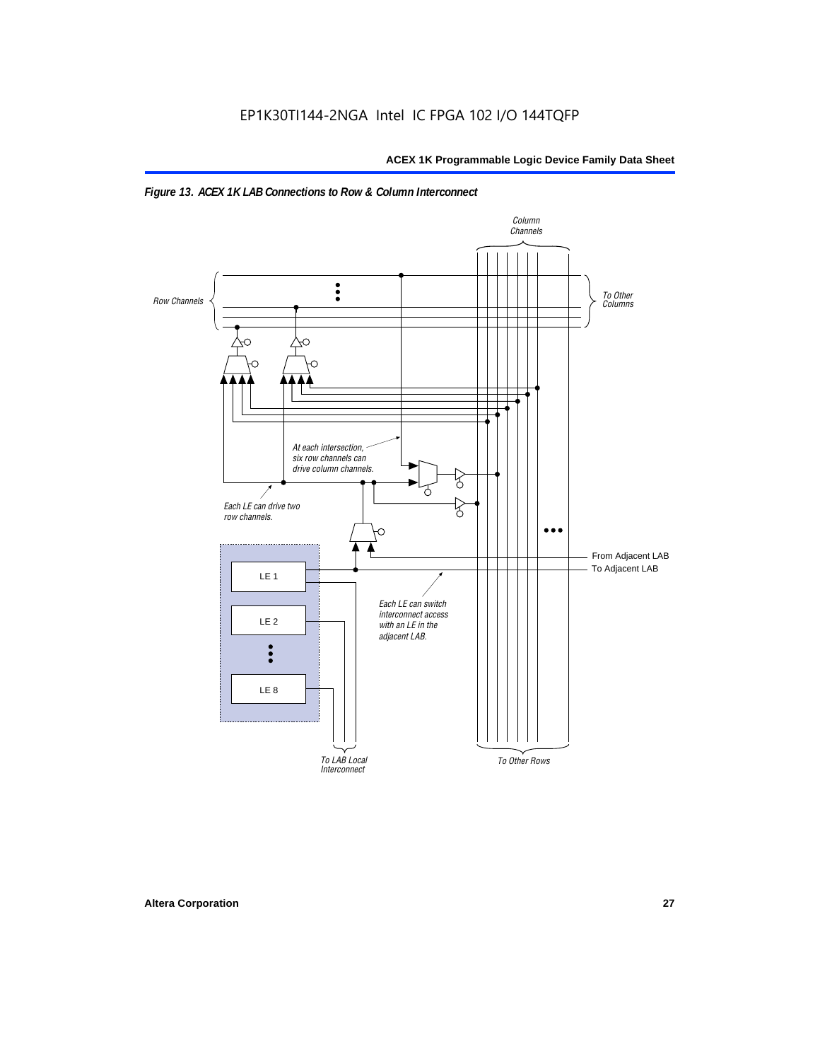*Figure 13. ACEX 1K LAB Connections to Row & Column Interconnect*

Column Channels

Row Channels

To Other Columns

At each intersection, six row channels can drive column channels.

Each LE can drive two row channels.

From Adjacent LAB

To Adjacent LAB

LE 1

LE 2

LE 8

Each LE can switch interconnect access with an LE in the adjacent LAB.

To LAB Local Interconnect

To Other Rows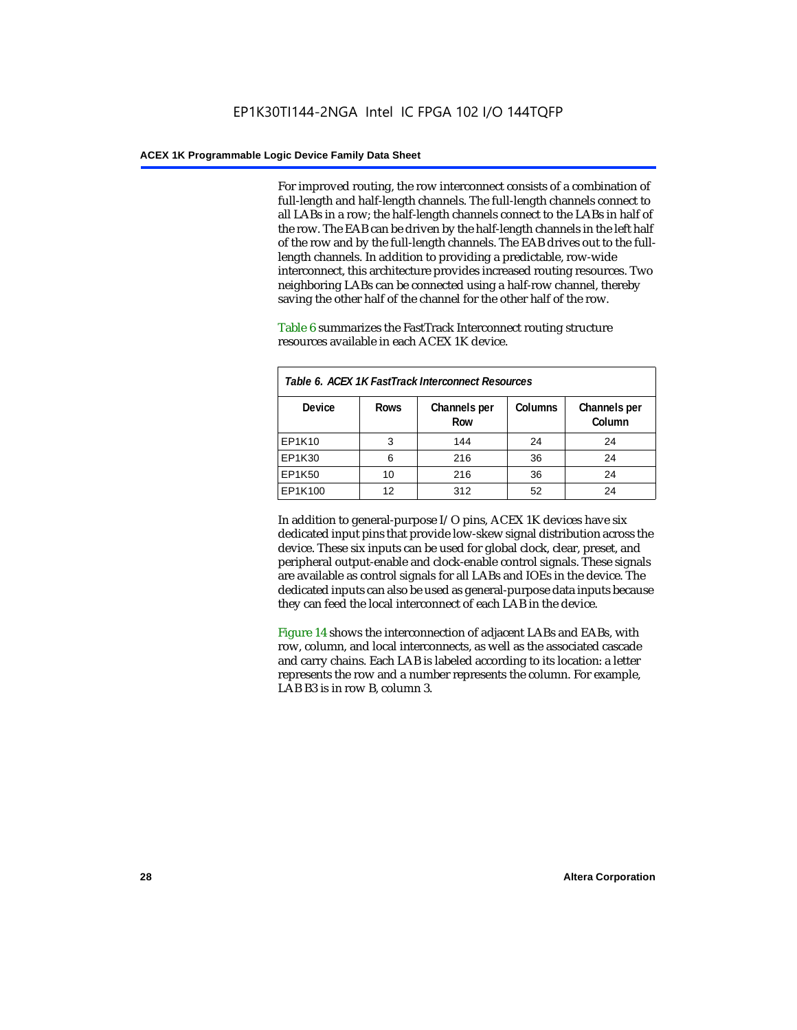For improved routing, the row interconnect consists of a combination of full-length and half-length channels. The full-length channels connect to all LABs in a row; the half-length channels connect to the LABs in half of the row. The EAB can be driven by the half-length channels in the left half of the row and by the full-length channels. The EAB drives out to the full-length channels. In addition to providing a predictable, row-wide interconnect, this architecture provides increased routing resources. Two neighboring LABs can be connected using a half-row channel, thereby saving the other half of the channel for the other half of the row.

Table 6 summarizes the FastTrack Interconnect routing structure resources available in each ACEX 1K device.

*Table 6. ACEX 1K FastTrack Interconnect Resources*

| Device | Rows | Channels per Row | Columns | Channels per Column |
|---|---|---|---|---|
| EP1K10 | 3 | 144 | 24 | 24 |
| EP1K30 | 6 | 216 | 36 | 24 |
| EP1K50 | 10 | 216 | 36 | 24 |
| EP1K100 | 12 | 312 | 52 | 24 |

In addition to general-purpose I/O pins, ACEX 1K devices have six dedicated input pins that provide low-skew signal distribution across the device. These six inputs can be used for global clock, clear, preset, and peripheral output-enable and clock-enable control signals. These signals are available as control signals for all LABs and IOEs in the device. The dedicated inputs can also be used as general-purpose data inputs because they can feed the local interconnect of each LAB in the device.

Figure 14 shows the interconnection of adjacent LABs and EABs, with row, column, and local interconnects, as well as the associated cascade and carry chains. Each LAB is labeled according to its location: a letter represents the row and a number represents the column. For example, LAB B3 is in row B, column 3.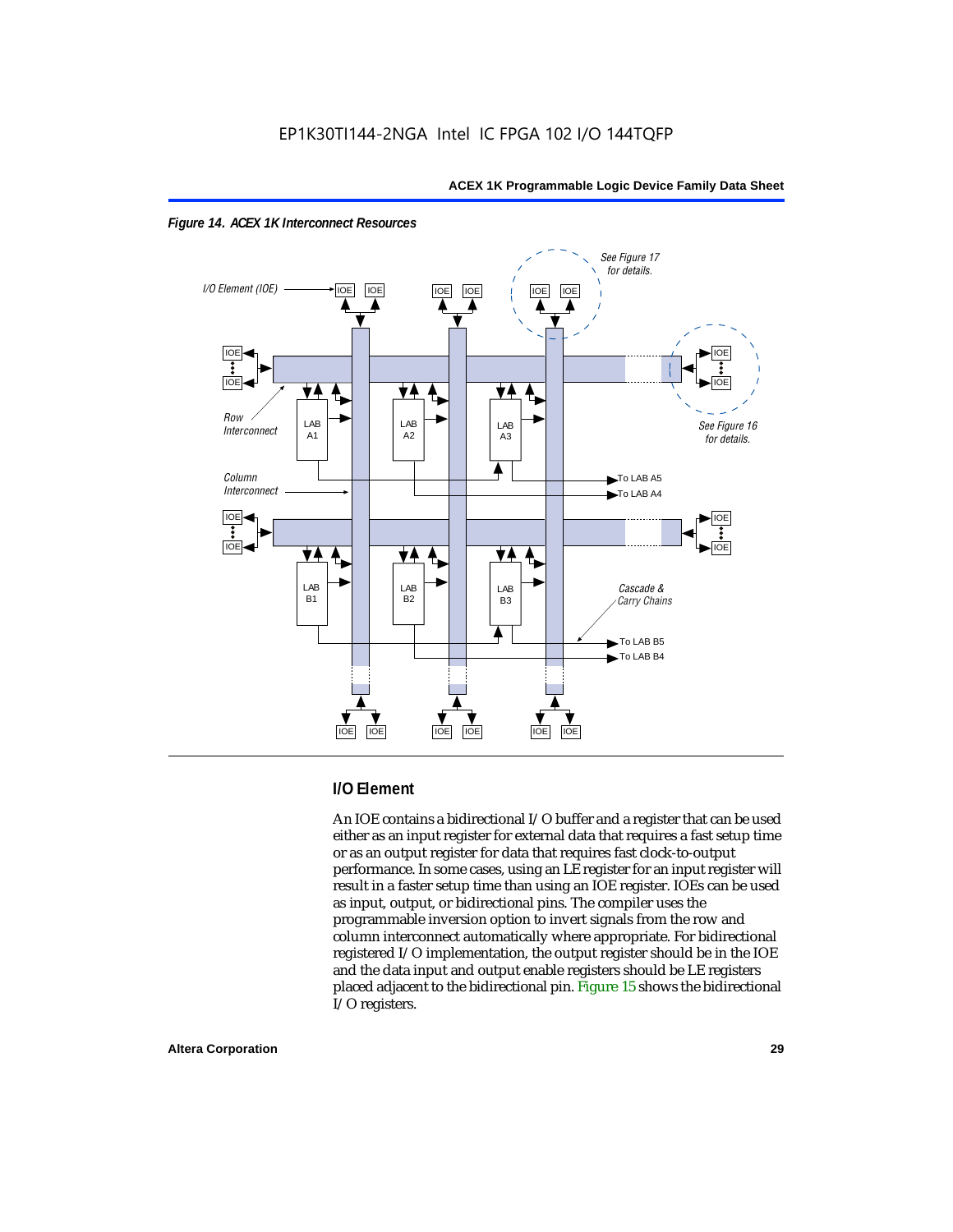*Figure 14. ACEX 1K Interconnect Resources*

I/O Element (IOE)

See Figure 17 for details.

See Figure 16 for details.

Row Interconnect

Column Interconnect

LAB A1

LAB A2

LAB A3

To LAB A5

To LAB A4

LAB B1

LAB B2

LAB B3

Cascade & Carry Chains

To LAB B5

To LAB B4

IOE

## I/O Element

An IOE contains a bidirectional I/O buffer and a register that can be used either as an input register for external data that requires a fast setup time or as an output register for data that requires fast clock-to-output performance. In some cases, using an LE register for an input register will result in a faster setup time than using an IOE register. IOEs can be used as input, output, or bidirectional pins. The compiler uses the programmable inversion option to invert signals from the row and column interconnect automatically where appropriate. For bidirectional registered I/O implementation, the output register should be in the IOE and the data input and output enable registers should be LE registers placed adjacent to the bidirectional pin. Figure 15 shows the bidirectional I/O registers.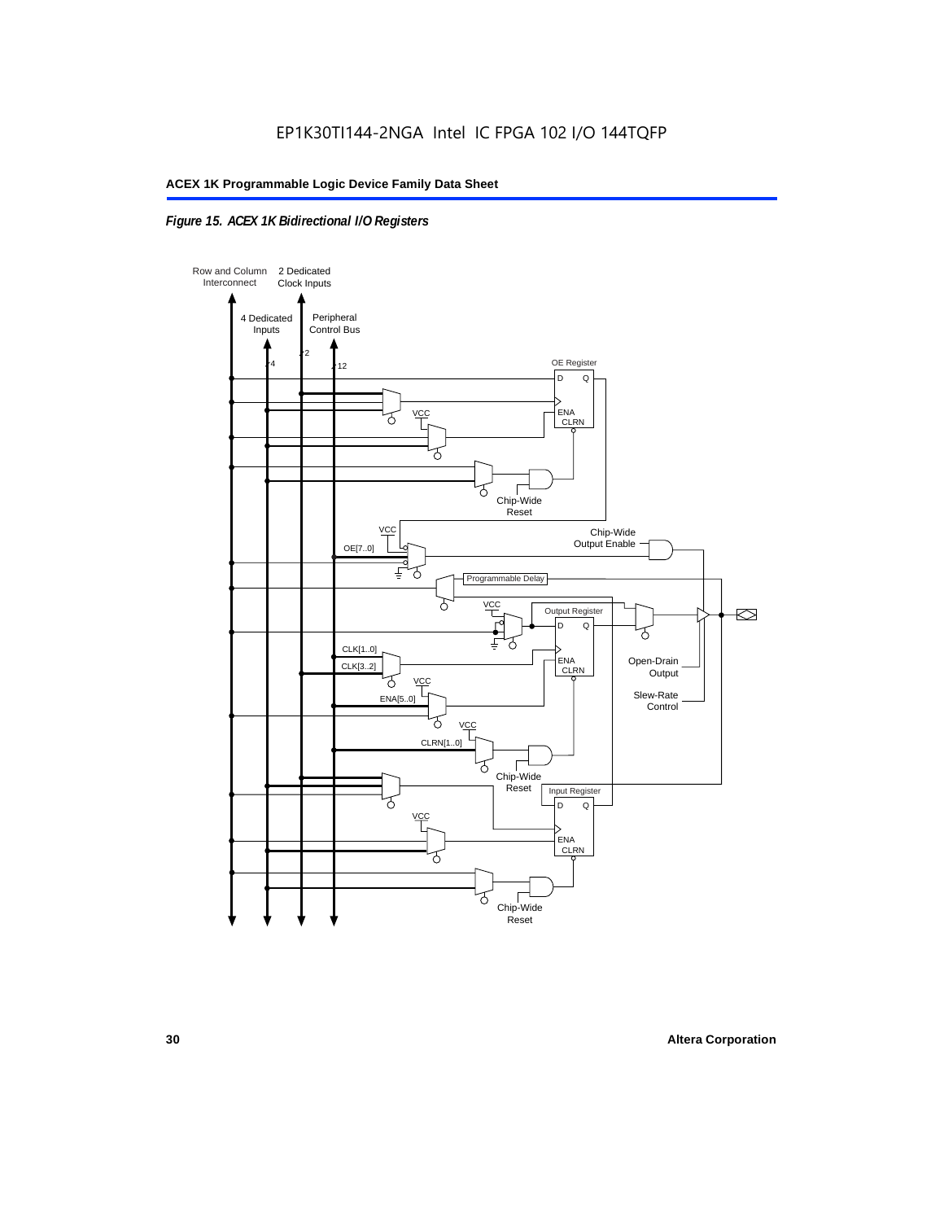*Figure 15. ACEX 1K Bidirectional I/O Registers*

Row and Column Interconnect
2 Dedicated Clock Inputs
4 Dedicated Inputs
Peripheral Control Bus
2
4
12
OE Register
D Q
ENA
CLRN
VCC
Chip-Wide Reset
VCC
Chip-Wide Output Enable
OE[7..0]
Programmable Delay
VCC
Output Register
D Q
CLK[1..0]
CLK[3..2]
ENA
CLRN
Open-Drain Output
VCC
ENA[5..0]
Slew-Rate Control
VCC
CLRN[1..0]
Chip-Wide Reset
Input Register
D Q
VCC
ENA
CLRN
Chip-Wide Reset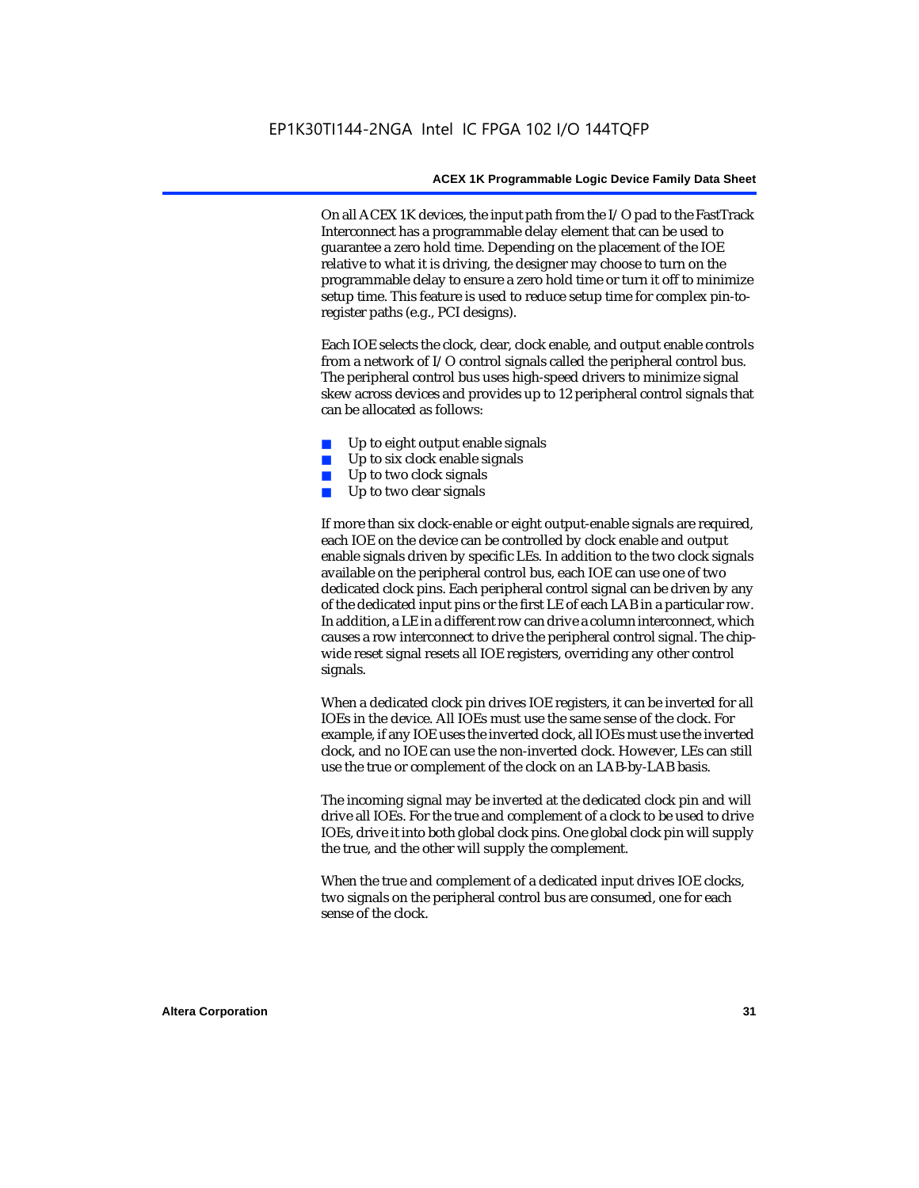On all ACEX 1K devices, the input path from the I/O pad to the FastTrack Interconnect has a programmable delay element that can be used to guarantee a zero hold time. Depending on the placement of the IOE relative to what it is driving, the designer may choose to turn on the programmable delay to ensure a zero hold time or turn it off to minimize setup time. This feature is used to reduce setup time for complex pin-to-register paths (e.g., PCI designs).

Each IOE selects the clock, clear, clock enable, and output enable controls from a network of I/O control signals called the peripheral control bus. The peripheral control bus uses high-speed drivers to minimize signal skew across devices and provides up to 12 peripheral control signals that can be allocated as follows:

- Up to eight output enable signals
- Up to six clock enable signals
- Up to two clock signals
- Up to two clear signals

If more than six clock-enable or eight output-enable signals are required, each IOE on the device can be controlled by clock enable and output enable signals driven by specific LEs. In addition to the two clock signals available on the peripheral control bus, each IOE can use one of two dedicated clock pins. Each peripheral control signal can be driven by any of the dedicated input pins or the first LE of each LAB in a particular row. In addition, a LE in a different row can drive a column interconnect, which causes a row interconnect to drive the peripheral control signal. The chip-wide reset signal resets all IOE registers, overriding any other control signals.

When a dedicated clock pin drives IOE registers, it can be inverted for all IOEs in the device. All IOEs must use the same sense of the clock. For example, if any IOE uses the inverted clock, all IOEs must use the inverted clock, and no IOE can use the non-inverted clock. However, LEs can still use the true or complement of the clock on an LAB-by-LAB basis.

The incoming signal may be inverted at the dedicated clock pin and will drive all IOEs. For the true and complement of a clock to be used to drive IOEs, drive it into both global clock pins. One global clock pin will supply the true, and the other will supply the complement.

When the true and complement of a dedicated input drives IOE clocks, two signals on the peripheral control bus are consumed, one for each sense of the clock.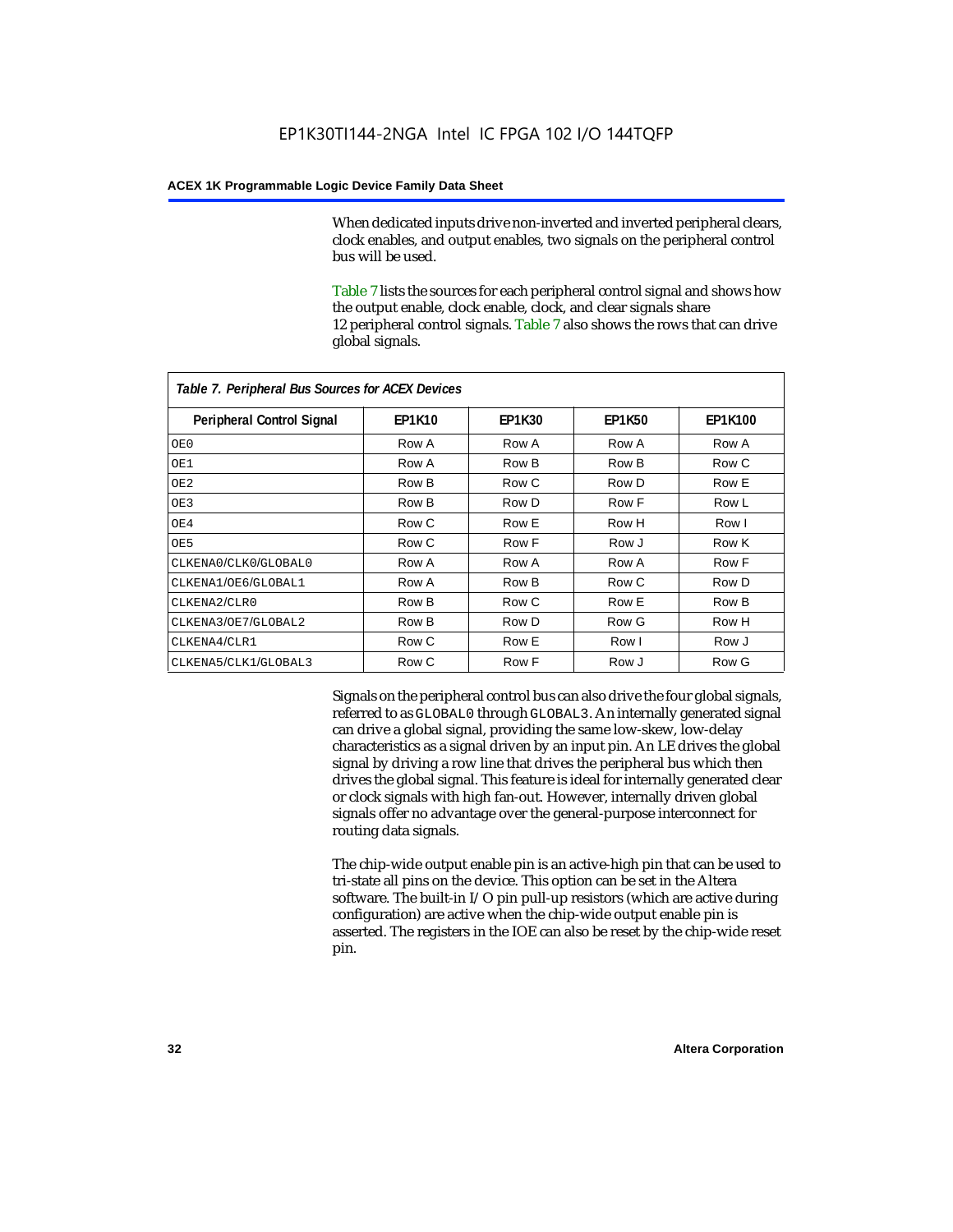When dedicated inputs drive non-inverted and inverted peripheral clears, clock enables, and output enables, two signals on the peripheral control bus will be used.

Table 7 lists the sources for each peripheral control signal and shows how the output enable, clock enable, clock, and clear signals share 12 peripheral control signals. Table 7 also shows the rows that can drive global signals.

*Table 7. Peripheral Bus Sources for ACEX Devices*

| Peripheral Control Signal | EP1K10 | EP1K30 | EP1K50 | EP1K100 |
|---|---|---|---|---|
| OE0 | Row A | Row A | Row A | Row A |
| OE1 | Row A | Row B | Row B | Row C |
| OE2 | Row B | Row C | Row D | Row E |
| OE3 | Row B | Row D | Row F | Row L |
| OE4 | Row C | Row E | Row H | Row I |
| OE5 | Row C | Row F | Row J | Row K |
| CLKENA0/CLK0/GLOBAL0 | Row A | Row A | Row A | Row F |
| CLKENA1/OE6/GLOBAL1 | Row A | Row B | Row C | Row D |
| CLKENA2/CLR0 | Row B | Row C | Row E | Row B |
| CLKENA3/OE7/GLOBAL2 | Row B | Row D | Row G | Row H |
| CLKENA4/CLR1 | Row C | Row E | Row I | Row J |
| CLKENA5/CLK1/GLOBAL3 | Row C | Row F | Row J | Row G |

Signals on the peripheral control bus can also drive the four global signals, referred to as GLOBAL0 through GLOBAL3. An internally generated signal can drive a global signal, providing the same low-skew, low-delay characteristics as a signal driven by an input pin. An LE drives the global signal by driving a row line that drives the peripheral bus which then drives the global signal. This feature is ideal for internally generated clear or clock signals with high fan-out. However, internally driven global signals offer no advantage over the general-purpose interconnect for routing data signals.

The chip-wide output enable pin is an active-high pin that can be used to tri-state all pins on the device. This option can be set in the Altera software. The built-in I/O pin pull-up resistors (which are active during configuration) are active when the chip-wide output enable pin is asserted. The registers in the IOE can also be reset by the chip-wide reset pin.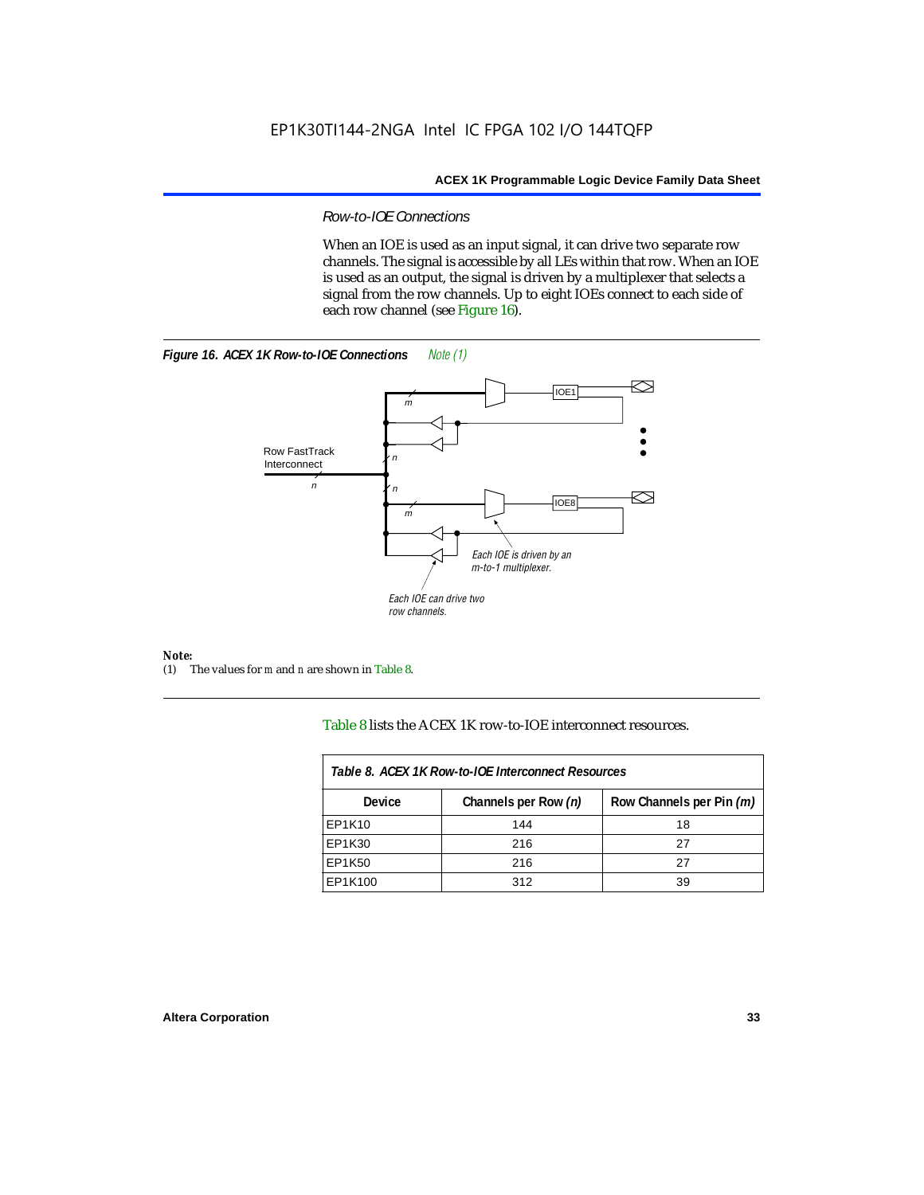### *Row-to-IOE Connections*

When an IOE is used as an input signal, it can drive two separate row channels. The signal is accessible by all LEs within that row. When an IOE is used as an output, the signal is driven by a multiplexer that selects a signal from the row channels. Up to eight IOEs connect to each side of each row channel (see Figure 16).

***Figure 16. ACEX 1K Row-to-IOE Connections*** *Note (1)*

Row FastTrack Interconnect

n

m

n

n

m

IOE1

IOE8

Each IOE is driven by an m-to-1 multiplexer.

Each IOE can drive two row channels.

***Note:***

(1) The values for m and n are shown in Table 8.

Table 8 lists the ACEX 1K row-to-IOE interconnect resources.

***Table 8. ACEX 1K Row-to-IOE Interconnect Resources***

| Device | Channels per Row *(n)* | Row Channels per Pin *(m)* |
|---|---|---|
| EP1K10 | 144 | 18 |
| EP1K30 | 216 | 27 |
| EP1K50 | 216 | 27 |
| EP1K100 | 312 | 39 |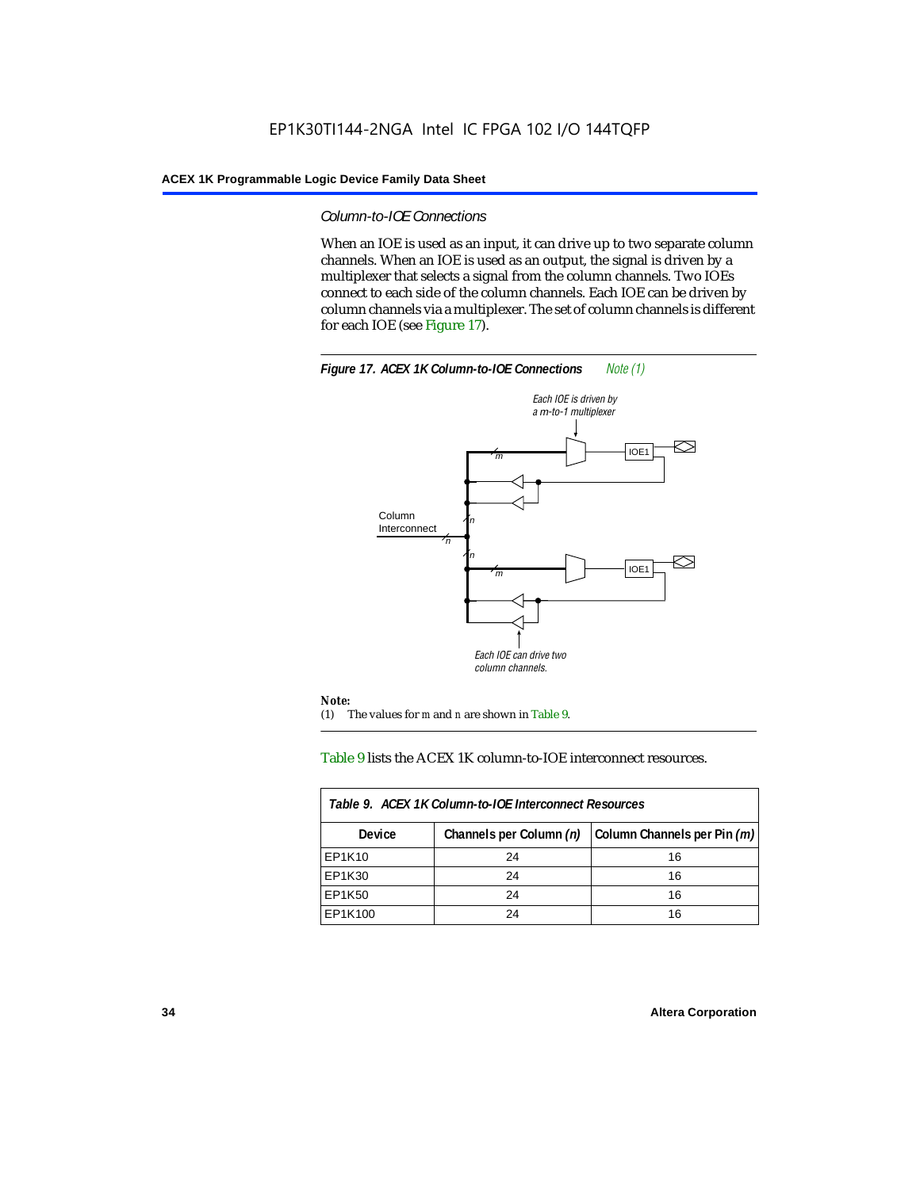### *Column-to-IOE Connections*

When an IOE is used as an input, it can drive up to two separate column channels. When an IOE is used as an output, the signal is driven by a multiplexer that selects a signal from the column channels. Two IOEs connect to each side of the column channels. Each IOE can be driven by column channels via a multiplexer. The set of column channels is different for each IOE (see Figure 17).

**Figure 17. ACEX 1K Column-to-IOE Connections** *Note (1)*

*Each IOE is driven by a m-to-1 multiplexer*

m

IOE1

Column Interconnect

n

n

n

m

IOE1

*Each IOE can drive two column channels.*

**Note:**

(1) The values for *m* and *n* are shown in Table 9.

Table 9 lists the ACEX 1K column-to-IOE interconnect resources.

**Table 9. ACEX 1K Column-to-IOE Interconnect Resources**

| Device | Channels per Column (*n*) | Column Channels per Pin (*m*) |
|---|---|---|
| EP1K10 | 24 | 16 |
| EP1K30 | 24 | 16 |
| EP1K50 | 24 | 16 |
| EP1K100 | 24 | 16 |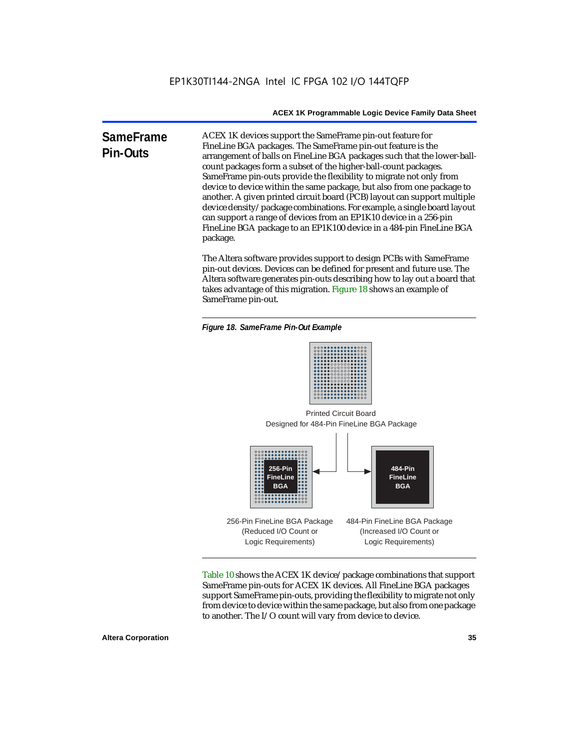## SameFrame Pin-Outs

ACEX 1K devices support the SameFrame pin-out feature for FineLine BGA packages. The SameFrame pin-out feature is the arrangement of balls on FineLine BGA packages such that the lower-ball-count packages form a subset of the higher-ball-count packages. SameFrame pin-outs provide the flexibility to migrate not only from device to device within the same package, but also from one package to another. A given printed circuit board (PCB) layout can support multiple device density/package combinations. For example, a single board layout can support a range of devices from an EP1K10 device in a 256-pin FineLine BGA package to an EP1K100 device in a 484-pin FineLine BGA package.

The Altera software provides support to design PCBs with SameFrame pin-out devices. Devices can be defined for present and future use. The Altera software generates pin-outs describing how to lay out a board that takes advantage of this migration. Figure 18 shows an example of SameFrame pin-out.

*Figure 18. SameFrame Pin-Out Example*

Printed Circuit Board
Designed for 484-Pin FineLine BGA Package

256-Pin
FineLine
BGA

484-Pin
FineLine
BGA

256-Pin FineLine BGA Package
(Reduced I/O Count or
Logic Requirements)

484-Pin FineLine BGA Package
(Increased I/O Count or
Logic Requirements)

Table 10 shows the ACEX 1K device/package combinations that support SameFrame pin-outs for ACEX 1K devices. All FineLine BGA packages support SameFrame pin-outs, providing the flexibility to migrate not only from device to device within the same package, but also from one package to another. The I/O count will vary from device to device.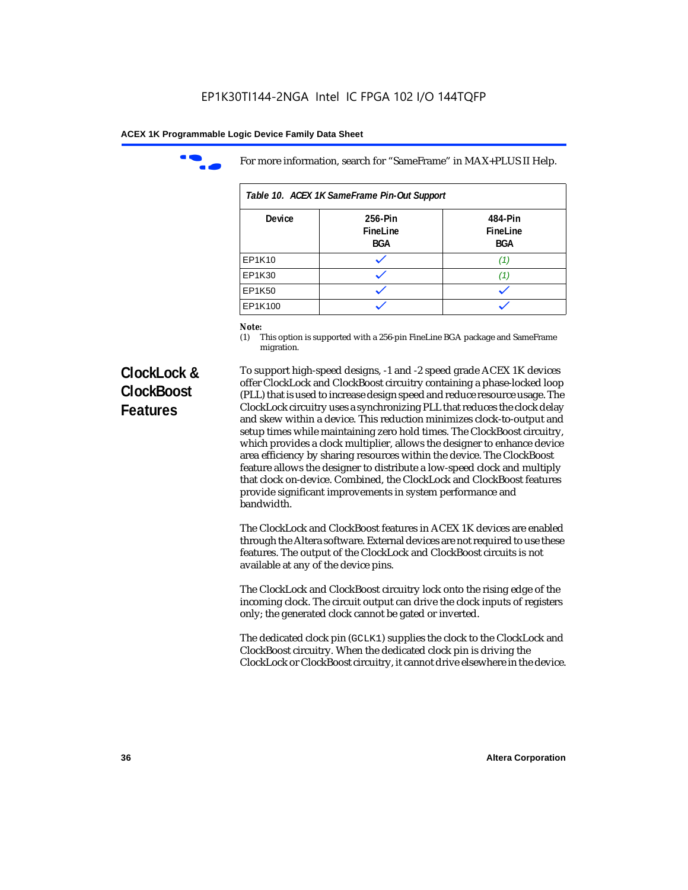For more information, search for “SameFrame” in MAX+PLUS II Help.

*Table 10. ACEX 1K SameFrame Pin-Out Support*

| Device | 256-Pin FineLine BGA | 484-Pin FineLine BGA |
|---|---|---|
| EP1K10 | ✓ | *(1)* |
| EP1K30 | ✓ | *(1)* |
| EP1K50 | ✓ | ✓ |
| EP1K100 | ✓ | ✓ |

***Note:***

(1) This option is supported with a 256-pin FineLine BGA package and SameFrame migration.

## ClockLock & ClockBoost Features

To support high-speed designs, -1 and -2 speed grade ACEX 1K devices offer ClockLock and ClockBoost circuitry containing a phase-locked loop (PLL) that is used to increase design speed and reduce resource usage. The ClockLock circuitry uses a synchronizing PLL that reduces the clock delay and skew within a device. This reduction minimizes clock-to-output and setup times while maintaining zero hold times. The ClockBoost circuitry, which provides a clock multiplier, allows the designer to enhance device area efficiency by sharing resources within the device. The ClockBoost feature allows the designer to distribute a low-speed clock and multiply that clock on-device. Combined, the ClockLock and ClockBoost features provide significant improvements in system performance and bandwidth.

The ClockLock and ClockBoost features in ACEX 1K devices are enabled through the Altera software. External devices are not required to use these features. The output of the ClockLock and ClockBoost circuits is not available at any of the device pins.

The ClockLock and ClockBoost circuitry lock onto the rising edge of the incoming clock. The circuit output can drive the clock inputs of registers only; the generated clock cannot be gated or inverted.

The dedicated clock pin (`GCLK1`) supplies the clock to the ClockLock and ClockBoost circuitry. When the dedicated clock pin is driving the ClockLock or ClockBoost circuitry, it cannot drive elsewhere in the device.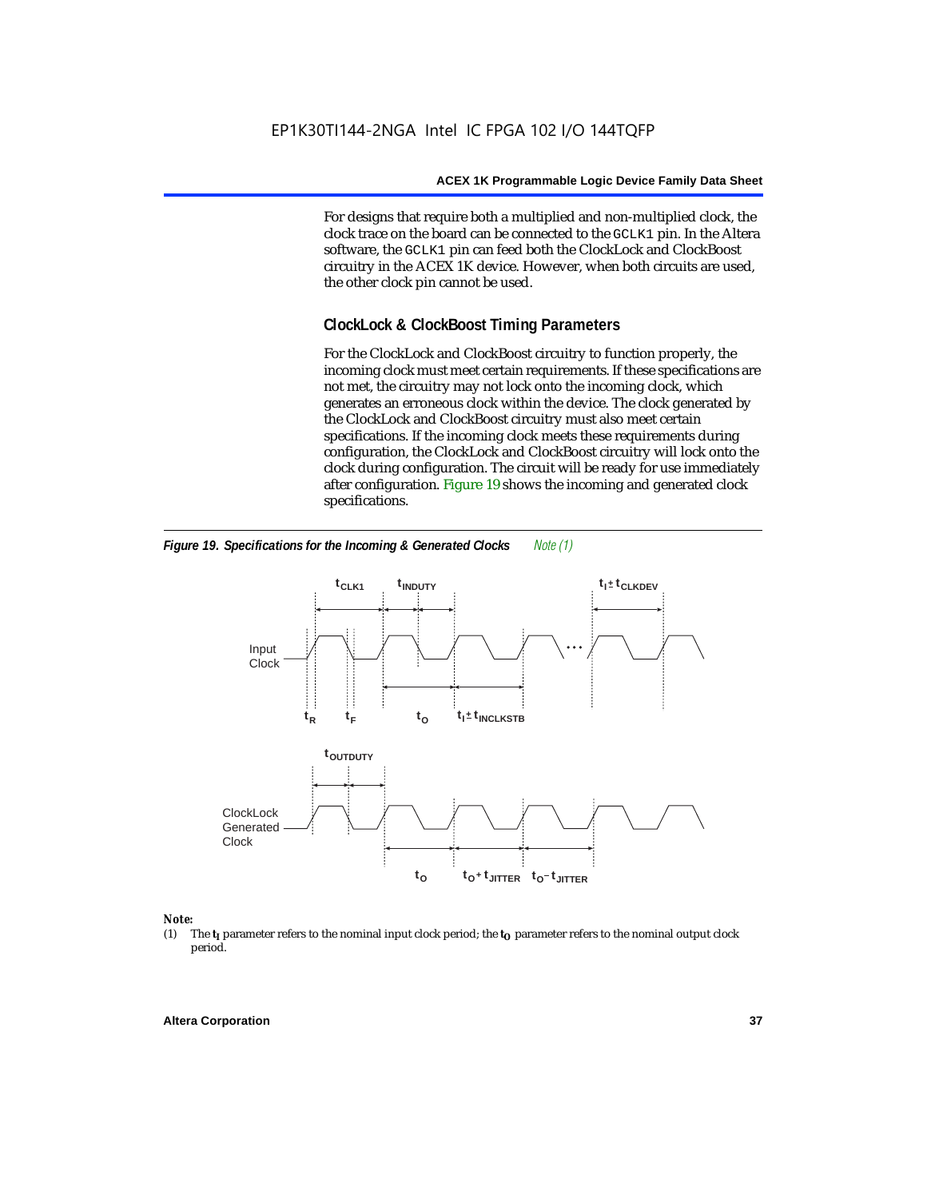For designs that require both a multiplied and non-multiplied clock, the clock trace on the board can be connected to the GCLK1 pin. In the Altera software, the GCLK1 pin can feed both the ClockLock and ClockBoost circuitry in the ACEX 1K device. However, when both circuits are used, the other clock pin cannot be used.

### ClockLock & ClockBoost Timing Parameters

For the ClockLock and ClockBoost circuitry to function properly, the incoming clock must meet certain requirements. If these specifications are not met, the circuitry may not lock onto the incoming clock, which generates an erroneous clock within the device. The clock generated by the ClockLock and ClockBoost circuitry must also meet certain specifications. If the incoming clock meets these requirements during configuration, the ClockLock and ClockBoost circuitry will lock onto the clock during configuration. The circuit will be ready for use immediately after configuration. Figure 19 shows the incoming and generated clock specifications.

***Figure 19. Specifications for the Incoming & Generated Clocks*** *Note (1)*

$t_{CLK1}$

$t_{INDUTY}$

$t_I \pm t_{CLKDEV}$

Input Clock

$t_R$

$t_F$

$t_O$

$t_I \pm t_{INCLKSTB}$

$t_{OUTDUTY}$

ClockLock Generated Clock

$t_O$

$t_O + t_{JITTER}$

$t_O - t_{JITTER}$

*Note:*

(1) The $t_I$ parameter refers to the nominal input clock period; the $t_O$ parameter refers to the nominal output clock period.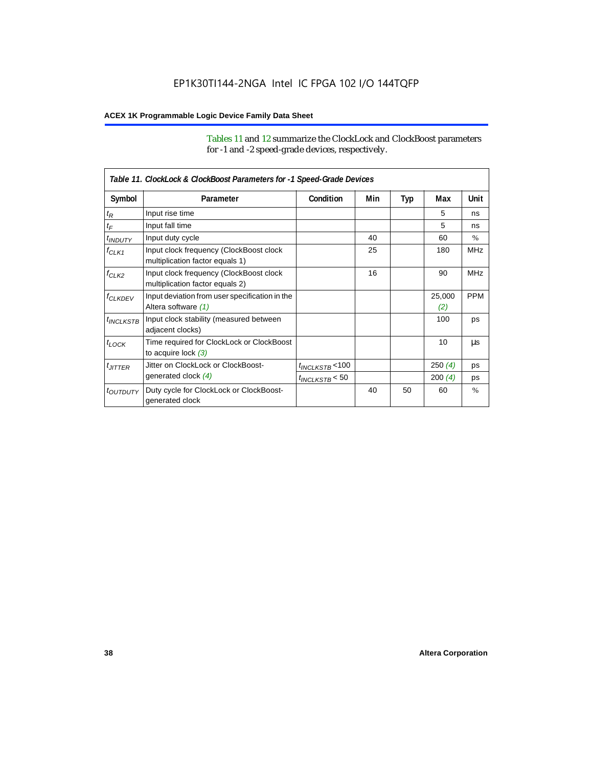Tables 11 and 12 summarize the ClockLock and ClockBoost parameters for -1 and -2 speed-grade devices, respectively.

*Table 11. ClockLock & ClockBoost Parameters for -1 Speed-Grade Devices*

| Symbol | Parameter | Condition | Min | Typ | Max | Unit |
|---|---|---|---|---|---|---|
| $t_R$ | Input rise time | | | | 5 | ns |
| $t_F$ | Input fall time | | | | 5 | ns |
| $t_{INDUTY}$ | Input duty cycle | | 40 | | 60 | % |
| $f_{CLK1}$ | Input clock frequency (ClockBoost clock multiplication factor equals 1) | | 25 | | 180 | MHz |
| $f_{CLK2}$ | Input clock frequency (ClockBoost clock multiplication factor equals 2) | | 16 | | 90 | MHz |
| $f_{CLKDEV}$ | Input deviation from user specification in the Altera software *(1)* | | | | 25,000 *(2)* | PPM |
| $t_{INCLKSTB}$ | Input clock stability (measured between adjacent clocks) | | | | 100 | ps |
| $t_{LOCK}$ | Time required for ClockLock or ClockBoost to acquire lock *(3)* | | | | 10 | µs |
| $t_{JITTER}$ | Jitter on ClockLock or ClockBoost-generated clock *(4)* | $t_{INCLKSTB}$ <100 | | | 250 *(4)* | ps |
| | | $t_{INCLKSTB}$ < 50 | | | 200 *(4)* | ps |
| $t_{OUTDUTY}$ | Duty cycle for ClockLock or ClockBoost-generated clock | | 40 | 50 | 60 | % |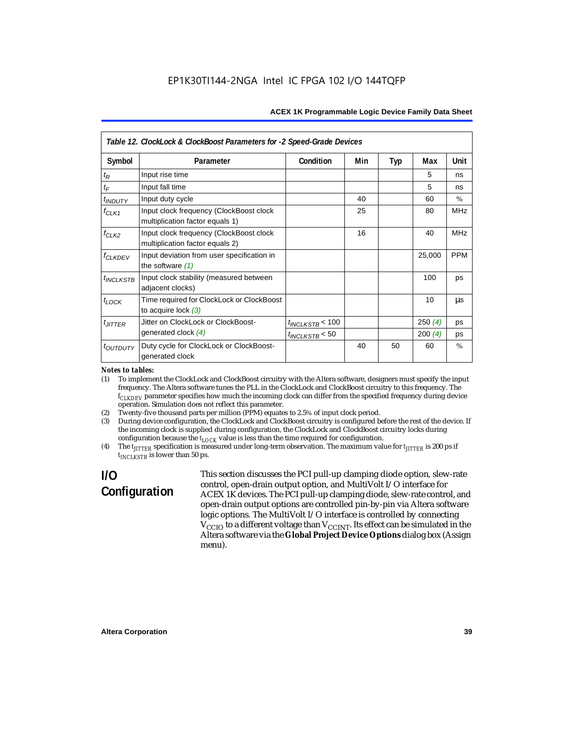**Table 12. ClockLock & ClockBoost Parameters for -2 Speed-Grade Devices**

| Symbol | Parameter | Condition | Min | Typ | Max | Unit |
|---|---|---|---|---|---|---|
| $t_R$ | Input rise time | | | | 5 | ns |
| $t_F$ | Input fall time | | | | 5 | ns |
| $t_{INDUTY}$ | Input duty cycle | | 40 | | 60 | % |
| $f_{CLK1}$ | Input clock frequency (ClockBoost clock multiplication factor equals 1) | | 25 | | 80 | MHz |
| $f_{CLK2}$ | Input clock frequency (ClockBoost clock multiplication factor equals 2) | | 16 | | 40 | MHz |
| $f_{CLKDEV}$ | Input deviation from user specification in the software *(1)* | | | | 25,000 | PPM |
| $t_{INCLKSTB}$ | Input clock stability (measured between adjacent clocks) | | | | 100 | ps |
| $t_{LOCK}$ | Time required for ClockLock or ClockBoost to acquire lock *(3)* | | | | 10 | µs |
| $t_{JITTER}$ | Jitter on ClockLock or ClockBoost-generated clock *(4)* | $t_{INCLKSTB} < 100$ | | | 250 *(4)* | ps |
| | | $t_{INCLKSTB} < 50$ | | | 200 *(4)* | ps |
| $t_{OUTDUTY}$ | Duty cycle for ClockLock or ClockBoost-generated clock | | 40 | 50 | 60 | % |

*Notes to tables:*

(1) To implement the ClockLock and ClockBoost circuitry with the Altera software, designers must specify the input frequency. The Altera software tunes the PLL in the ClockLock and ClockBoost circuitry to this frequency. The $f_{CLKDEV}$ parameter specifies how much the incoming clock can differ from the specified frequency during device operation. Simulation does not reflect this parameter.

(2) Twenty-five thousand parts per million (PPM) equates to 2.5% of input clock period.

(3) During device configuration, the ClockLock and ClockBoost circuitry is configured before the rest of the device. If the incoming clock is supplied during configuration, the ClockLock and ClockBoost circuitry locks during configuration because the $t_{LOCK}$ value is less than the time required for configuration.

(4) The $t_{JITTER}$ specification is measured under long-term observation. The maximum value for $t_{JITTER}$ is 200 ps if $t_{INCLKSTB}$ is lower than 50 ps.

## I/O Configuration

This section discusses the PCI pull-up clamping diode option, slew-rate control, open-drain output option, and MultiVolt I/O interface for ACEX 1K devices. The PCI pull-up clamping diode, slew-rate control, and open-drain output options are controlled pin-by-pin via Altera software logic options. The MultiVolt I/O interface is controlled by connecting $V_{CCIO}$ to a different voltage than $V_{CCINT}$. Its effect can be simulated in the Altera software via the **Global Project Device Options** dialog box (Assign menu).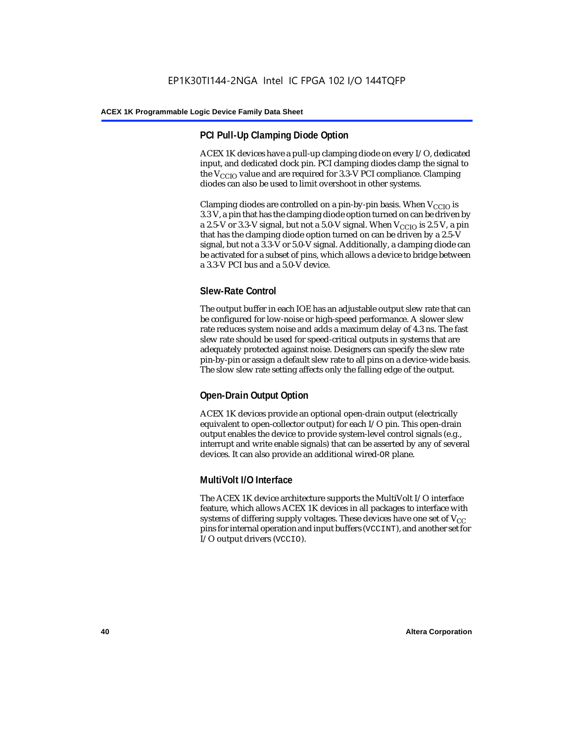### PCI Pull-Up Clamping Diode Option

ACEX 1K devices have a pull-up clamping diode on every I/O, dedicated input, and dedicated clock pin. PCI clamping diodes clamp the signal to the $V_{CCIO}$ value and are required for 3.3-V PCI compliance. Clamping diodes can also be used to limit overshoot in other systems.

Clamping diodes are controlled on a pin-by-pin basis. When $V_{CCIO}$ is 3.3 V, a pin that has the clamping diode option turned on can be driven by a 2.5-V or 3.3-V signal, but not a 5.0-V signal. When $V_{CCIO}$ is 2.5 V, a pin that has the clamping diode option turned on can be driven by a 2.5-V signal, but not a 3.3-V or 5.0-V signal. Additionally, a clamping diode can be activated for a subset of pins, which allows a device to bridge between a 3.3-V PCI bus and a 5.0-V device.

### Slew-Rate Control

The output buffer in each IOE has an adjustable output slew rate that can be configured for low-noise or high-speed performance. A slower slew rate reduces system noise and adds a maximum delay of 4.3 ns. The fast slew rate should be used for speed-critical outputs in systems that are adequately protected against noise. Designers can specify the slew rate pin-by-pin or assign a default slew rate to all pins on a device-wide basis. The slow slew rate setting affects only the falling edge of the output.

### Open-Drain Output Option

ACEX 1K devices provide an optional open-drain output (electrically equivalent to open-collector output) for each I/O pin. This open-drain output enables the device to provide system-level control signals (e.g., interrupt and write enable signals) that can be asserted by any of several devices. It can also provide an additional wired-OR plane.

### MultiVolt I/O Interface

The ACEX 1K device architecture supports the MultiVolt I/O interface feature, which allows ACEX 1K devices in all packages to interface with systems of differing supply voltages. These devices have one set of $V_{CC}$ pins for internal operation and input buffers (VCCINT), and another set for I/O output drivers (VCCIO).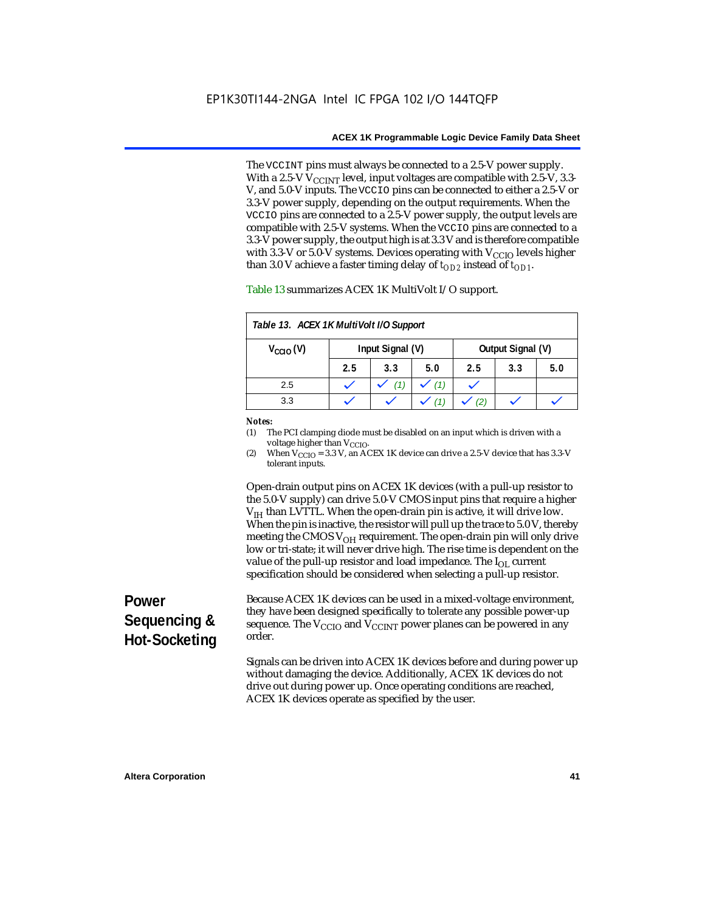The VCCINT pins must always be connected to a 2.5-V power supply. With a 2.5-V $V_{CCINT}$ level, input voltages are compatible with 2.5-V, 3.3-V, and 5.0-V inputs. The VCCIO pins can be connected to either a 2.5-V or 3.3-V power supply, depending on the output requirements. When the VCCIO pins are connected to a 2.5-V power supply, the output levels are compatible with 2.5-V systems. When the VCCIO pins are connected to a 3.3-V power supply, the output high is at 3.3 V and is therefore compatible with 3.3-V or 5.0-V systems. Devices operating with $V_{CCIO}$ levels higher than 3.0 V achieve a faster timing delay of $t_{OD2}$ instead of $t_{OD1}$.

Table 13 summarizes ACEX 1K MultiVolt I/O support.

*Table 13. ACEX 1K MultiVolt I/O Support*

| $V_{CCIO}$ (V) | Input Signal (V) | | | Output Signal (V) | | |
|---|---|---|---|---|---|---|
| | 2.5 | 3.3 | 5.0 | 2.5 | 3.3 | 5.0 |
| 2.5 | ✓ | ✓ (1) | ✓ (1) | ✓ | | |
| 3.3 | ✓ | ✓ | ✓ (1) | ✓ (2) | ✓ | ✓ |

*Notes:*

(1) The PCI clamping diode must be disabled on an input which is driven with a voltage higher than $V_{CCIO}$.

(2) When $V_{CCIO}$ = 3.3 V, an ACEX 1K device can drive a 2.5-V device that has 3.3-V tolerant inputs.

Open-drain output pins on ACEX 1K devices (with a pull-up resistor to the 5.0-V supply) can drive 5.0-V CMOS input pins that require a higher $V_{IH}$ than LVTTL. When the open-drain pin is active, it will drive low. When the pin is inactive, the resistor will pull up the trace to 5.0 V, thereby meeting the CMOS $V_{OH}$ requirement. The open-drain pin will only drive low or tri-state; it will never drive high. The rise time is dependent on the value of the pull-up resistor and load impedance. The $I_{OL}$ current specification should be considered when selecting a pull-up resistor.

## Power Sequencing & Hot-Socketing

Because ACEX 1K devices can be used in a mixed-voltage environment, they have been designed specifically to tolerate any possible power-up sequence. The $V_{CCIO}$ and $V_{CCINT}$ power planes can be powered in any order.

Signals can be driven into ACEX 1K devices before and during power up without damaging the device. Additionally, ACEX 1K devices do not drive out during power up. Once operating conditions are reached, ACEX 1K devices operate as specified by the user.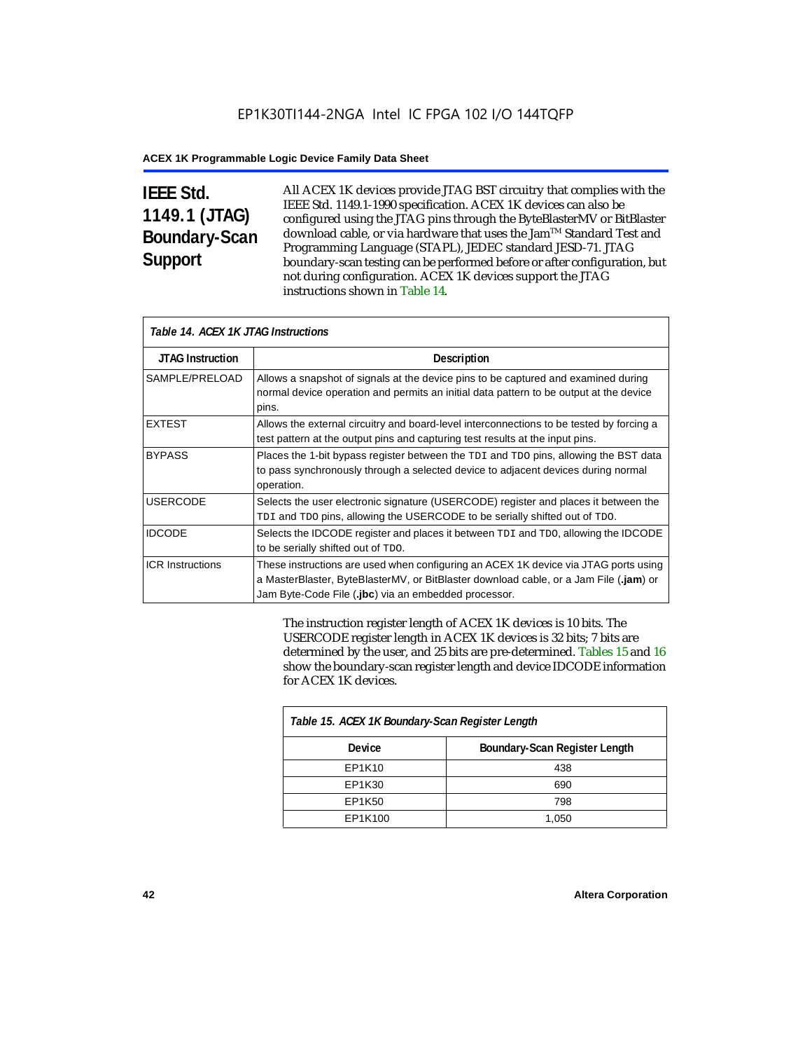## IEEE Std. 1149.1 (JTAG) Boundary-Scan Support

All ACEX 1K devices provide JTAG BST circuitry that complies with the IEEE Std. 1149.1-1990 specification. ACEX 1K devices can also be configured using the JTAG pins through the ByteBlasterMV or BitBlaster download cable, or via hardware that uses the Jam™ Standard Test and Programming Language (STAPL), JEDEC standard JESD-71. JTAG boundary-scan testing can be performed before or after configuration, but not during configuration. ACEX 1K devices support the JTAG instructions shown in Table 14.

*Table 14. ACEX 1K JTAG Instructions*

| JTAG Instruction | Description |
|---|---|
| SAMPLE/PRELOAD | Allows a snapshot of signals at the device pins to be captured and examined during normal device operation and permits an initial data pattern to be output at the device pins. |
| EXTEST | Allows the external circuitry and board-level interconnections to be tested by forcing a test pattern at the output pins and capturing test results at the input pins. |
| BYPASS | Places the 1-bit bypass register between the `TDI` and `TDO` pins, allowing the BST data to pass synchronously through a selected device to adjacent devices during normal operation. |
| USERCODE | Selects the user electronic signature (USERCODE) register and places it between the `TDI` and `TDO` pins, allowing the USERCODE to be serially shifted out of `TDO`. |
| IDCODE | Selects the IDCODE register and places it between `TDI` and `TDO`, allowing the IDCODE to be serially shifted out of `TDO`. |
| ICR Instructions | These instructions are used when configuring an ACEX 1K device via JTAG ports using a MasterBlaster, ByteBlasterMV, or BitBlaster download cable, or a Jam File (**.jam**) or Jam Byte-Code File (**.jbc**) via an embedded processor. |

The instruction register length of ACEX 1K devices is 10 bits. The USERCODE register length in ACEX 1K devices is 32 bits; 7 bits are determined by the user, and 25 bits are pre-determined. Tables 15 and 16 show the boundary-scan register length and device IDCODE information for ACEX 1K devices.

*Table 15. ACEX 1K Boundary-Scan Register Length*

| Device | Boundary-Scan Register Length |
|---|---|
| EP1K10 | 438 |
| EP1K30 | 690 |
| EP1K50 | 798 |
| EP1K100 | 1,050 |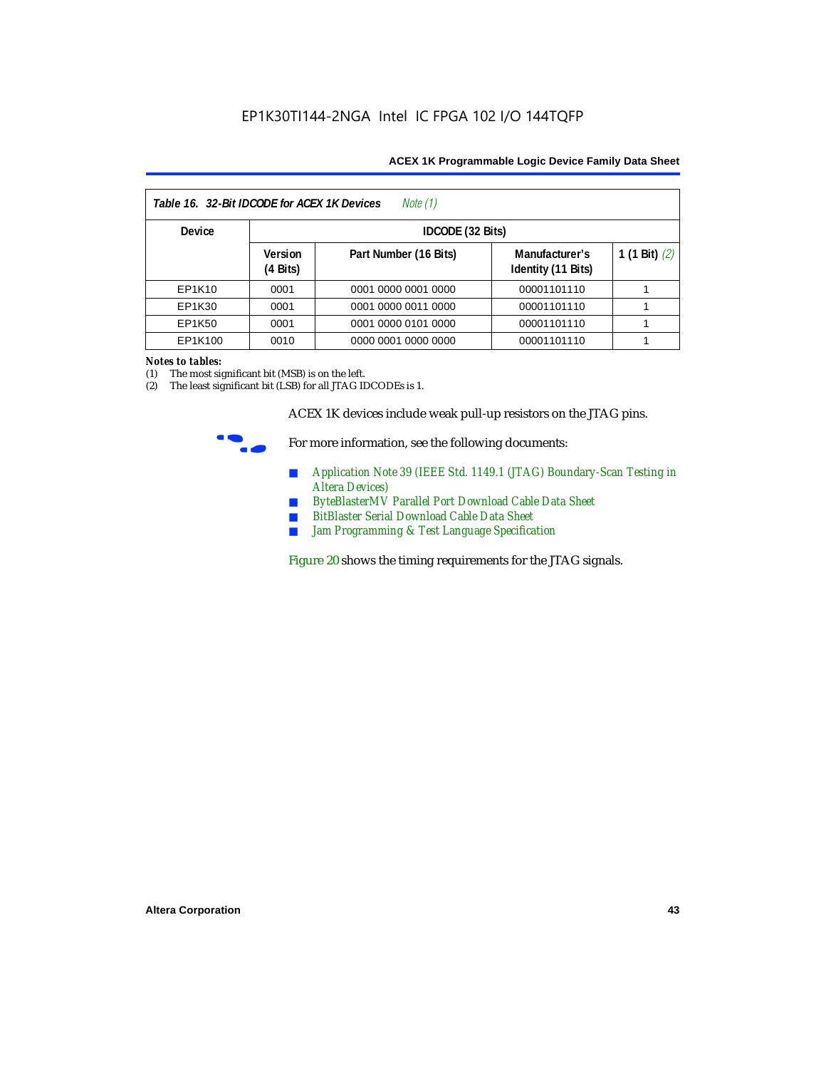EP1K30TI144-2NGA Intel IC FPGA 102 I/O 144TQFP

*Table 16. 32-Bit IDCODE for ACEX 1K Devices* *Note (1)*

| Device | IDCODE (32 Bits) | | | |
|---|---|---|---|---|
| | Version (4 Bits) | Part Number (16 Bits) | Manufacturer's Identity (11 Bits) | 1 (1 Bit) *(2)* |
| EP1K10 | 0001 | 0001 0000 0001 0000 | 00001101110 | 1 |
| EP1K30 | 0001 | 0001 0000 0011 0000 | 00001101110 | 1 |
| EP1K50 | 0001 | 0001 0000 0101 0000 | 00001101110 | 1 |
| EP1K100 | 0010 | 0000 0001 0000 0000 | 00001101110 | 1 |

***Notes to tables:***

(1) The most significant bit (MSB) is on the left.

(2) The least significant bit (LSB) for all JTAG IDCODEs is 1.

ACEX 1K devices include weak pull-up resistors on the JTAG pins.

For more information, see the following documents:

- *Application Note 39 (IEEE Std. 1149.1 (JTAG) Boundary-Scan Testing in Altera Devices)*
- *ByteBlasterMV Parallel Port Download Cable Data Sheet*
- *BitBlaster Serial Download Cable Data Sheet*
- *Jam Programming & Test Language Specification*

Figure 20 shows the timing requirements for the JTAG signals.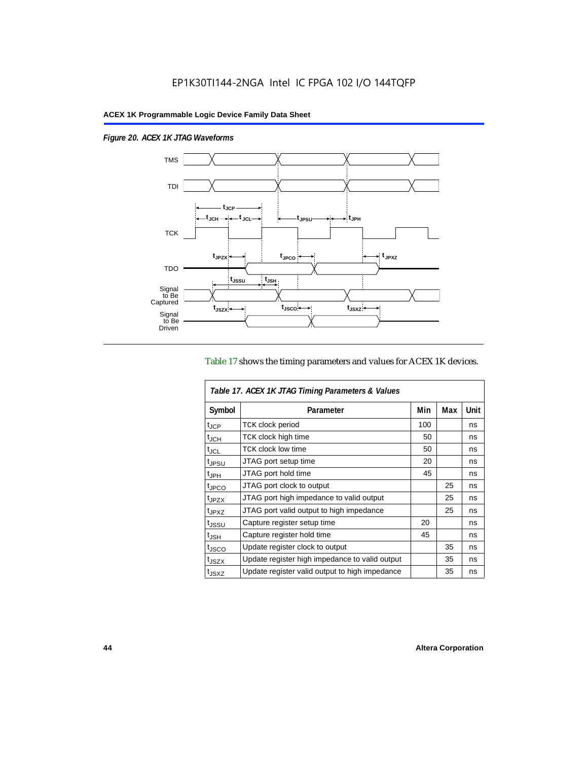EP1K30TI144-2NGA Intel IC FPGA 102 I/O 144TQFP

*Figure 20. ACEX 1K JTAG Waveforms*

TMS

TDI

$t_{JCP}$

$t_{JCH}$ $t_{JCL}$ $t_{JPSU}$ $t_{JPH}$

TCK

$t_{JPZX}$ $t_{JPCO}$ $t_{JPXZ}$

TDO

$t_{JSSU}$ $t_{JSH}$

Signal to Be Captured

$t_{JSZX}$ $t_{JSCO}$ $t_{JSXZ}$

Signal to Be Driven

Table 17 shows the timing parameters and values for ACEX 1K devices.

*Table 17. ACEX 1K JTAG Timing Parameters & Values*

| Symbol | Parameter | Min | Max | Unit |
|---|---|---|---|---|
| $t_{JCP}$ | TCK clock period | 100 | | ns |
| $t_{JCH}$ | TCK clock high time | 50 | | ns |
| $t_{JCL}$ | TCK clock low time | 50 | | ns |
| $t_{JPSU}$ | JTAG port setup time | 20 | | ns |
| $t_{JPH}$ | JTAG port hold time | 45 | | ns |
| $t_{JPCO}$ | JTAG port clock to output | | 25 | ns |
| $t_{JPZX}$ | JTAG port high impedance to valid output | | 25 | ns |
| $t_{JPXZ}$ | JTAG port valid output to high impedance | | 25 | ns |
| $t_{JSSU}$ | Capture register setup time | 20 | | ns |
| $t_{JSH}$ | Capture register hold time | 45 | | ns |
| $t_{JSCO}$ | Update register clock to output | | 35 | ns |
| $t_{JSZX}$ | Update register high impedance to valid output | | 35 | ns |
| $t_{JSXZ}$ | Update register valid output to high impedance | | 35 | ns |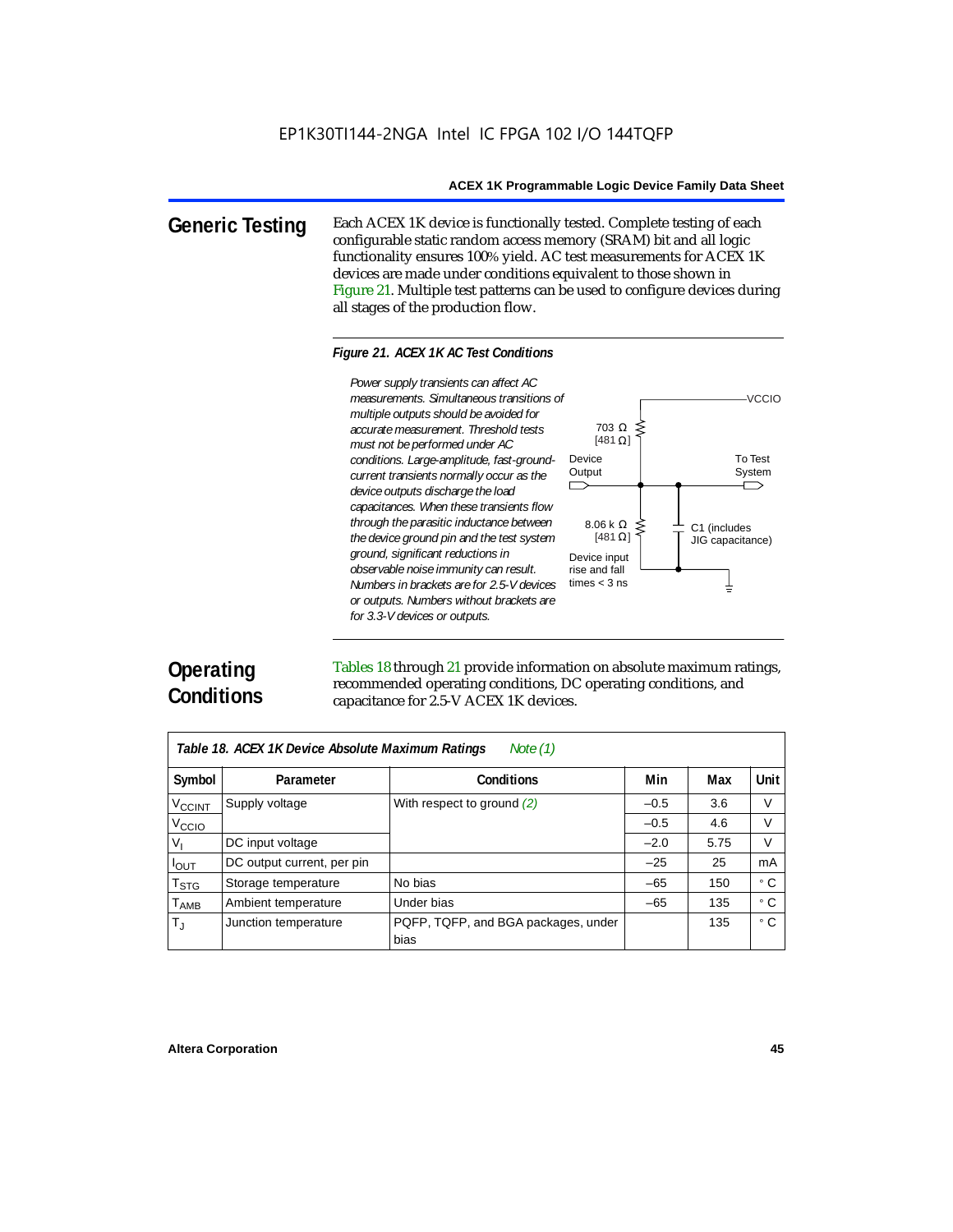## Generic Testing

Each ACEX 1K device is functionally tested. Complete testing of each configurable static random access memory (SRAM) bit and all logic functionality ensures 100% yield. AC test measurements for ACEX 1K devices are made under conditions equivalent to those shown in Figure 21. Multiple test patterns can be used to configure devices during all stages of the production flow.

**Figure 21. ACEX 1K AC Test Conditions**

*Power supply transients can affect AC measurements. Simultaneous transitions of multiple outputs should be avoided for accurate measurement. Threshold tests must not be performed under AC conditions. Large-amplitude, fast-ground-current transients normally occur as the device outputs discharge the load capacitances. When these transients flow through the parasitic inductance between the device ground pin and the test system ground, significant reductions in observable noise immunity can result. Numbers in brackets are for 2.5-V devices or outputs. Numbers without brackets are for 3.3-V devices or outputs.*

VCCIO

703 Ω
[481 Ω]

Device Output

To Test System

8.06 k Ω
[481 Ω]

C1 (includes JIG capacitance)

Device input rise and fall times < 3 ns

## Operating Conditions

Tables 18 through 21 provide information on absolute maximum ratings, recommended operating conditions, DC operating conditions, and capacitance for 2.5-V ACEX 1K devices.

**Table 18. ACEX 1K Device Absolute Maximum Ratings** *Note (1)*

| Symbol | Parameter | Conditions | Min | Max | Unit |
|---|---|---|---|---|---|
| $V_{CCINT}$ | Supply voltage | With respect to ground *(2)* | –0.5 | 3.6 | V |
| $V_{CCIO}$ | | | –0.5 | 4.6 | V |
| $V_I$ | DC input voltage | | –2.0 | 5.75 | V |
| $I_{OUT}$ | DC output current, per pin | | –25 | 25 | mA |
| $T_{STG}$ | Storage temperature | No bias | –65 | 150 | ° C |
| $T_{AMB}$ | Ambient temperature | Under bias | –65 | 135 | ° C |
| $T_J$ | Junction temperature | PQFP, TQFP, and BGA packages, under bias | | 135 | ° C |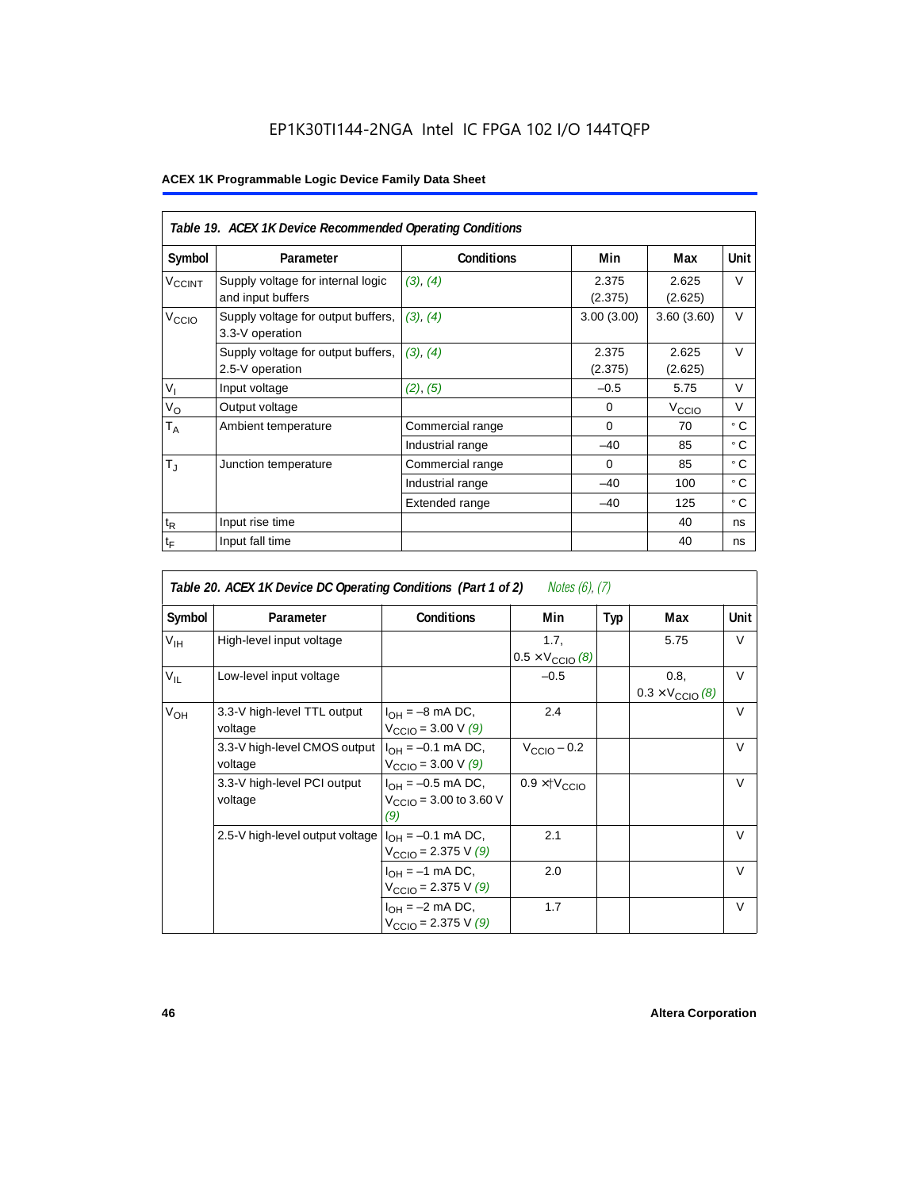EP1K30TI144-2NGA Intel IC FPGA 102 I/O 144TQFP

**ACEX 1K Programmable Logic Device Family Data Sheet**

| *Table 19. ACEX 1K Device Recommended Operating Conditions* | | | | | |
|---|---|---|---|---|---|
| **Symbol** | **Parameter** | **Conditions** | **Min** | **Max** | **Unit** |
| $V_{CCINT}$ | Supply voltage for internal logic and input buffers | *(3)*, *(4)* | 2.375 (2.375) | 2.625 (2.625) | V |
| $V_{CCIO}$ | Supply voltage for output buffers, 3.3-V operation | *(3)*, *(4)* | 3.00 (3.00) | 3.60 (3.60) | V |
| | Supply voltage for output buffers, 2.5-V operation | *(3)*, *(4)* | 2.375 (2.375) | 2.625 (2.625) | V |
| $V_I$ | Input voltage | *(2)*, *(5)* | –0.5 | 5.75 | V |
| $V_O$ | Output voltage | | 0 | $V_{CCIO}$ | V |
| $T_A$ | Ambient temperature | Commercial range | 0 | 70 | ° C |
| | | Industrial range | –40 | 85 | ° C |
| $T_J$ | Junction temperature | Commercial range | 0 | 85 | ° C |
| | | Industrial range | –40 | 100 | ° C |
| | | Extended range | –40 | 125 | ° C |
| $t_R$ | Input rise time | | | 40 | ns |
| $t_F$ | Input fall time | | | 40 | ns |

| *Table 20. ACEX 1K Device DC Operating Conditions (Part 1 of 2)* *Notes (6), (7)* | | | | | | |
|---|---|---|---|---|---|---|
| **Symbol** | **Parameter** | **Conditions** | **Min** | **Typ** | **Max** | **Unit** |
| $V_{IH}$ | High-level input voltage | | 1.7, $0.5 \times V_{CCIO}$ *(8)* | | 5.75 | V |
| $V_{IL}$ | Low-level input voltage | | –0.5 | | 0.8, $0.3 \times V_{CCIO}$ *(8)* | V |
| $V_{OH}$ | 3.3-V high-level TTL output voltage | $I_{OH}$ = –8 mA DC, $V_{CCIO}$ = 3.00 V *(9)* | 2.4 | | | V |
| | 3.3-V high-level CMOS output voltage | $I_{OH}$ = –0.1 mA DC, $V_{CCIO}$ = 3.00 V *(9)* | $V_{CCIO}$ – 0.2 | | | V |
| | 3.3-V high-level PCI output voltage | $I_{OH}$ = –0.5 mA DC, $V_{CCIO}$ = 3.00 to 3.60 V *(9)* | $0.9 \times V_{CCIO}$ | | | V |
| | 2.5-V high-level output voltage | $I_{OH}$ = –0.1 mA DC, $V_{CCIO}$ = 2.375 V *(9)* | 2.1 | | | V |
| | | $I_{OH}$ = –1 mA DC, $V_{CCIO}$ = 2.375 V *(9)* | 2.0 | | | V |
| | | $I_{OH}$ = –2 mA DC, $V_{CCIO}$ = 2.375 V *(9)* | 1.7 | | | V |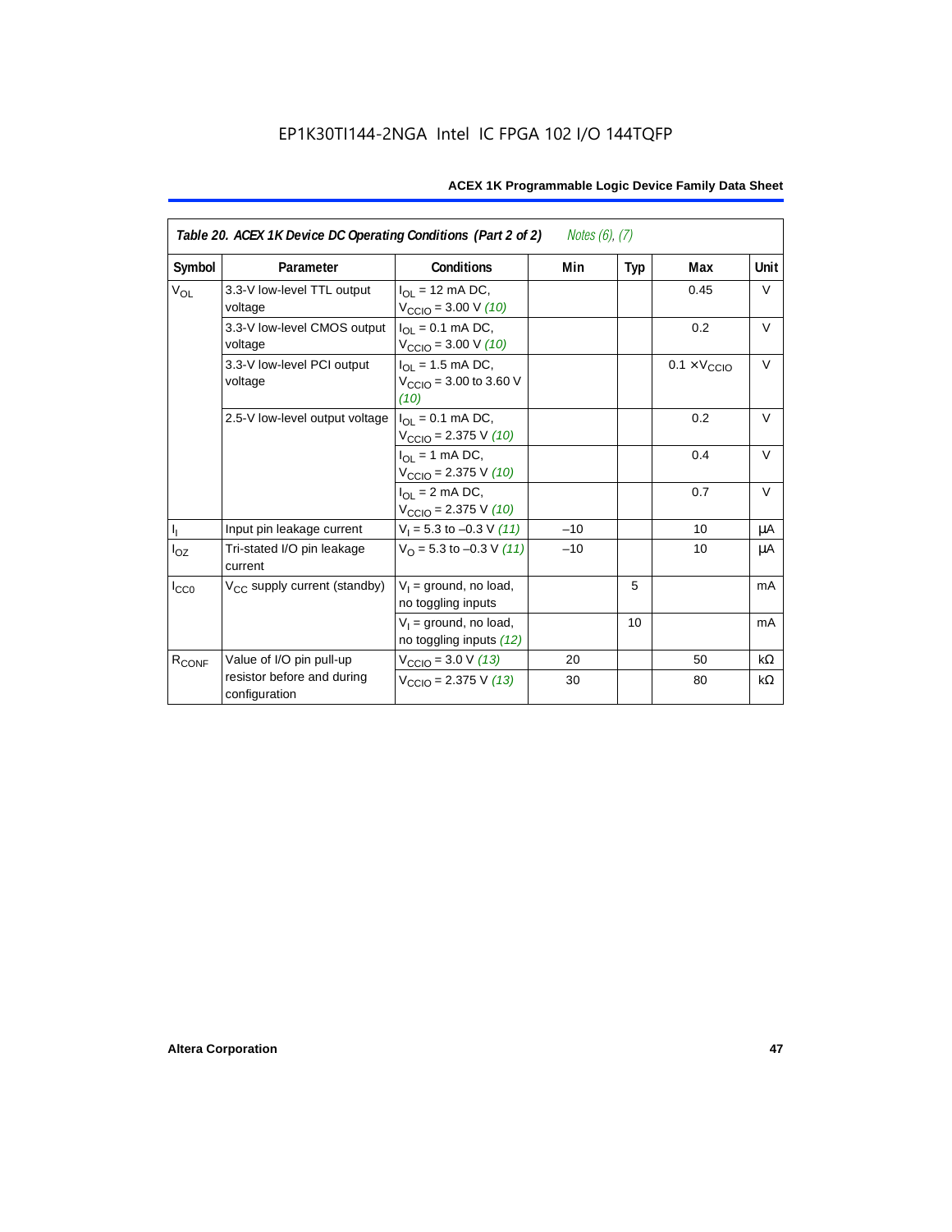EP1K30TI144-2NGA Intel IC FPGA 102 I/O 144TQFP

| Table 20. ACEX 1K Device DC Operating Conditions (Part 2 of 2) *Notes (6), (7)* | | | | | | |
|---|---|---|---|---|---|---|
| **Symbol** | **Parameter** | **Conditions** | **Min** | **Typ** | **Max** | **Unit** |
| $V_{OL}$ | 3.3-V low-level TTL output voltage | $I_{OL}$ = 12 mA DC, $V_{CCIO}$ = 3.00 V *(10)* | | | 0.45 | V |
| | 3.3-V low-level CMOS output voltage | $I_{OL}$ = 0.1 mA DC, $V_{CCIO}$ = 3.00 V *(10)* | | | 0.2 | V |
| | 3.3-V low-level PCI output voltage | $I_{OL}$ = 1.5 mA DC, $V_{CCIO}$ = 3.00 to 3.60 V *(10)* | | | 0.1 × $V_{CCIO}$ | V |
| | 2.5-V low-level output voltage | $I_{OL}$ = 0.1 mA DC, $V_{CCIO}$ = 2.375 V *(10)* | | | 0.2 | V |
| | | $I_{OL}$ = 1 mA DC, $V_{CCIO}$ = 2.375 V *(10)* | | | 0.4 | V |
| | | $I_{OL}$ = 2 mA DC, $V_{CCIO}$ = 2.375 V *(10)* | | | 0.7 | V |
| $I_I$ | Input pin leakage current | $V_I$ = 5.3 to –0.3 V *(11)* | –10 | | 10 | µA |
| $I_{OZ}$ | Tri-stated I/O pin leakage current | $V_O$ = 5.3 to –0.3 V *(11)* | –10 | | 10 | µA |
| $I_{CC0}$ | $V_{CC}$ supply current (standby) | $V_I$ = ground, no load, no toggling inputs | | 5 | | mA |
| | | $V_I$ = ground, no load, no toggling inputs *(12)* | | 10 | | mA |
| $R_{CONF}$ | Value of I/O pin pull-up resistor before and during configuration | $V_{CCIO}$ = 3.0 V *(13)* | 20 | | 50 | kΩ |
| | | $V_{CCIO}$ = 2.375 V *(13)* | 30 | | 80 | kΩ |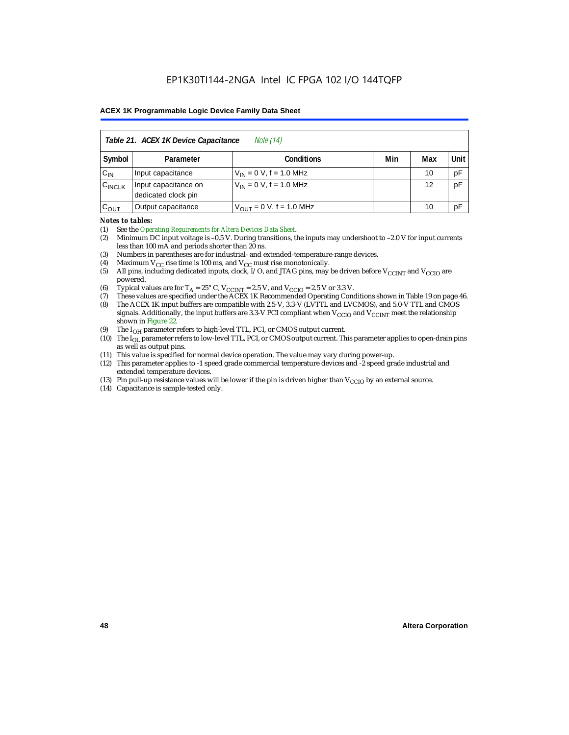**Table 21. ACEX 1K Device Capacitance** *Note (14)*

| Symbol | Parameter | Conditions | Min | Max | Unit |
|---|---|---|---|---|---|
| $C_{IN}$ | Input capacitance | $V_{IN}$ = 0 V, f = 1.0 MHz | | 10 | pF |
| $C_{INCLK}$ | Input capacitance on dedicated clock pin | $V_{IN}$ = 0 V, f = 1.0 MHz | | 12 | pF |
| $C_{OUT}$ | Output capacitance | $V_{OUT}$ = 0 V, f = 1.0 MHz | | 10 | pF |

*Notes to tables:*

(1) See the *Operating Requirements for Altera Devices Data Sheet*.
(2) Minimum DC input voltage is –0.5 V. During transitions, the inputs may undershoot to –2.0 V for input currents less than 100 mA and periods shorter than 20 ns.
(3) Numbers in parentheses are for industrial- and extended-temperature-range devices.
(4) Maximum $V_{CC}$ rise time is 100 ms, and $V_{CC}$ must rise monotonically.
(5) All pins, including dedicated inputs, clock, I/O, and JTAG pins, may be driven before $V_{CCINT}$ and $V_{CCIO}$ are powered.
(6) Typical values are for $T_A$ = 25° C, $V_{CCINT}$ = 2.5 V, and $V_{CCIO}$ = 2.5 V or 3.3 V.
(7) These values are specified under the ACEX 1K Recommended Operating Conditions shown in Table 19 on page 46.
(8) The ACEX 1K input buffers are compatible with 2.5-V, 3.3-V (LVTTL and LVCMOS), and 5.0-V TTL and CMOS signals. Additionally, the input buffers are 3.3-V PCI compliant when $V_{CCIO}$ and $V_{CCINT}$ meet the relationship shown in Figure 22.
(9) The $I_{OH}$ parameter refers to high-level TTL, PCI, or CMOS output current.
(10) The $I_{OL}$ parameter refers to low-level TTL, PCI, or CMOS output current. This parameter applies to open-drain pins as well as output pins.
(11) This value is specified for normal device operation. The value may vary during power-up.
(12) This parameter applies to -1 speed grade commercial temperature devices and -2 speed grade industrial and extended temperature devices.
(13) Pin pull-up resistance values will be lower if the pin is driven higher than $V_{CCIO}$ by an external source.
(14) Capacitance is sample-tested only.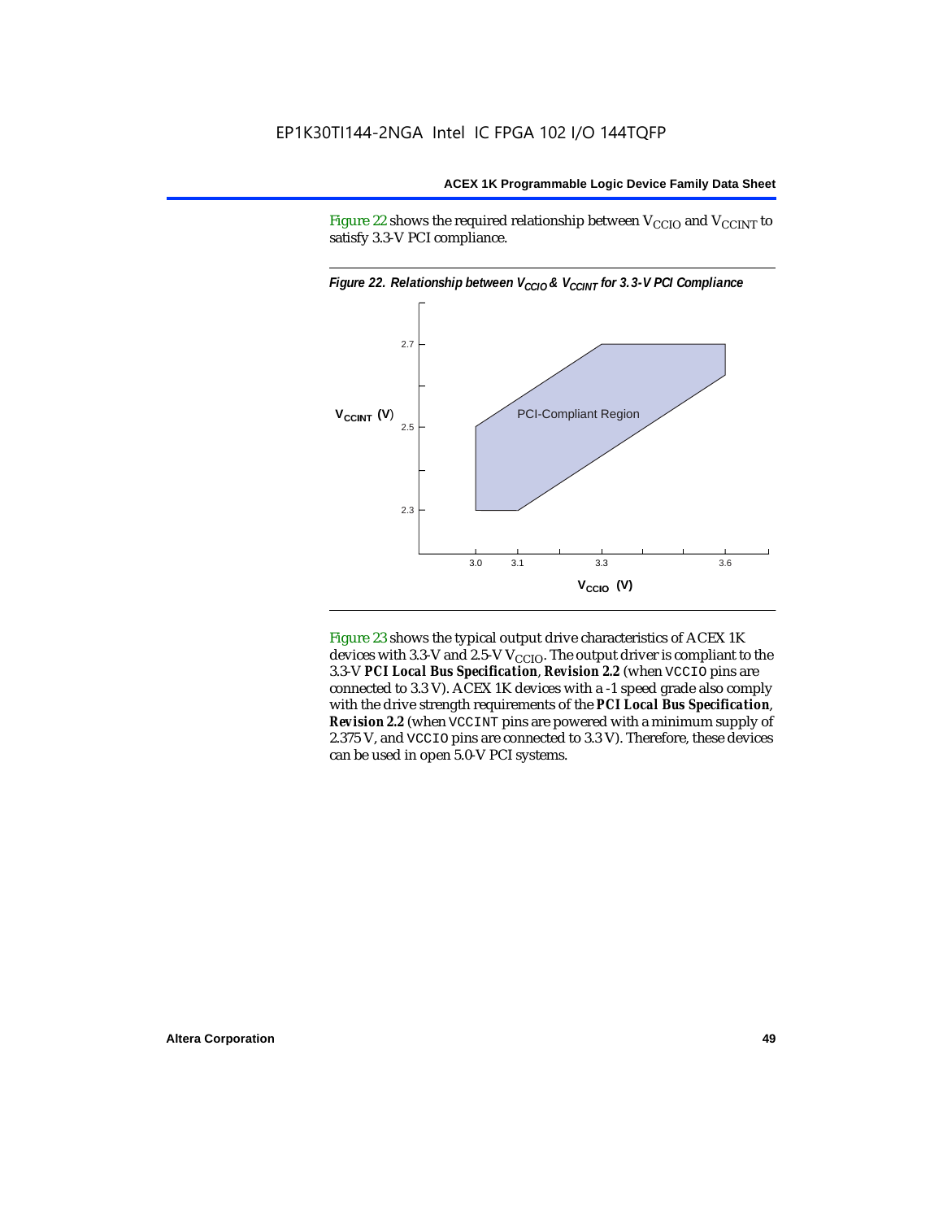Figure 22 shows the required relationship between $V_{CCIO}$ and $V_{CCINT}$ to satisfy 3.3-V PCI compliance.

*Figure 22. Relationship between $V_{CCIO}$ & $V_{CCINT}$ for 3.3-V PCI Compliance*

$V_{CCINT}$ (V)

2.7

2.5

2.3

PCI-Compliant Region

3.0

3.1

3.3

3.6

$V_{CCIO}$ (V)

Figure 23 shows the typical output drive characteristics of ACEX 1K devices with 3.3-V and 2.5-V $V_{CCIO}$. The output driver is compliant to the 3.3-V ***PCI Local Bus Specification***, ***Revision 2.2*** (when `VCCIO` pins are connected to 3.3 V). ACEX 1K devices with a -1 speed grade also comply with the drive strength requirements of the ***PCI Local Bus Specification***, ***Revision 2.2*** (when `VCCINT` pins are powered with a minimum supply of 2.375 V, and `VCCIO` pins are connected to 3.3 V). Therefore, these devices can be used in open 5.0-V PCI systems.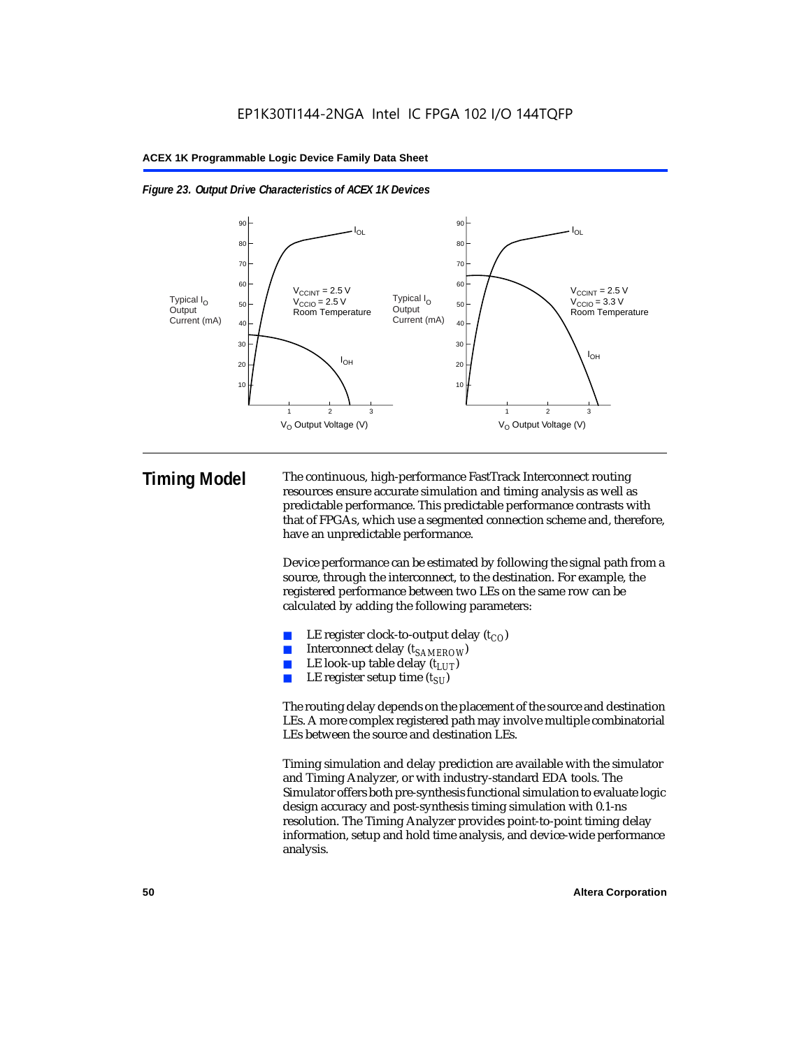*Figure 23. Output Drive Characteristics of ACEX 1K Devices*

90
80
70
60
50
40
30
20
10

Typical $I_O$ Output Current (mA)

$I_{OL}$

$V_{CCINT}$ = 2.5 V
$V_{CCIO}$ = 2.5 V
Room Temperature

$I_{OH}$

1 2 3

$V_O$ Output Voltage (V)

90
80
70
60
50
40
30
20
10

Typical $I_O$ Output Current (mA)

$I_{OL}$

$V_{CCINT}$ = 2.5 V
$V_{CCIO}$ = 3.3 V
Room Temperature

$I_{OH}$

1 2 3

$V_O$ Output Voltage (V)

## Timing Model

The continuous, high-performance FastTrack Interconnect routing resources ensure accurate simulation and timing analysis as well as predictable performance. This predictable performance contrasts with that of FPGAs, which use a segmented connection scheme and, therefore, have an unpredictable performance.

Device performance can be estimated by following the signal path from a source, through the interconnect, to the destination. For example, the registered performance between two LEs on the same row can be calculated by adding the following parameters:

- LE register clock-to-output delay ($t_{CO}$)
- Interconnect delay ($t_{SAMEROW}$)
- LE look-up table delay ($t_{LUT}$)
- LE register setup time ($t_{SU}$)

The routing delay depends on the placement of the source and destination LEs. A more complex registered path may involve multiple combinatorial LEs between the source and destination LEs.

Timing simulation and delay prediction are available with the simulator and Timing Analyzer, or with industry-standard EDA tools. The Simulator offers both pre-synthesis functional simulation to evaluate logic design accuracy and post-synthesis timing simulation with 0.1-ns resolution. The Timing Analyzer provides point-to-point timing delay information, setup and hold time analysis, and device-wide performance analysis.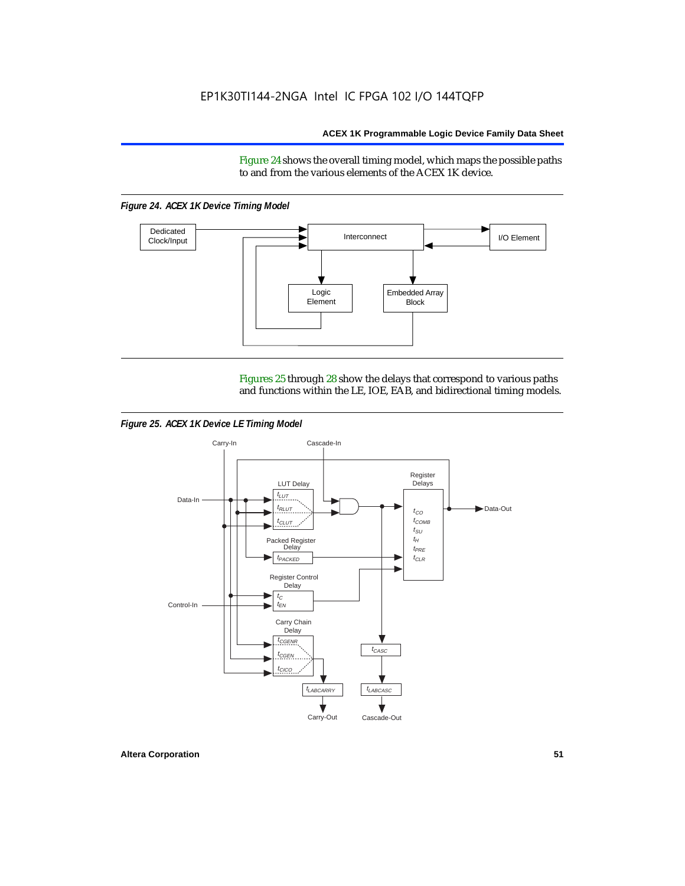Figure 24 shows the overall timing model, which maps the possible paths to and from the various elements of the ACEX 1K device.

*Figure 24. ACEX 1K Device Timing Model*

Dedicated Clock/Input

Interconnect

I/O Element

Logic Element

Embedded Array Block

Figures 25 through 28 show the delays that correspond to various paths and functions within the LE, IOE, EAB, and bidirectional timing models.

*Figure 25. ACEX 1K Device LE Timing Model*

Carry-In

Cascade-In

Data-In

Control-In

LUT Delay

$t_{LUT}$

$t_{RLUT}$

$t_{CLUT}$

Packed Register Delay

$t_{PACKED}$

Register Control Delay

$t_C$

$t_{EN}$

Carry Chain Delay

$t_{CGENR}$

$t_{CGEN}$

$t_{CICO}$

Register Delays

$t_{CO}$

$t_{COMB}$

$t_{SU}$

$t_H$

$t_{PRE}$

$t_{CLR}$

Data-Out

$t_{CASC}$

$t_{LABCARRY}$

$t_{LABCASC}$

Carry-Out

Cascade-Out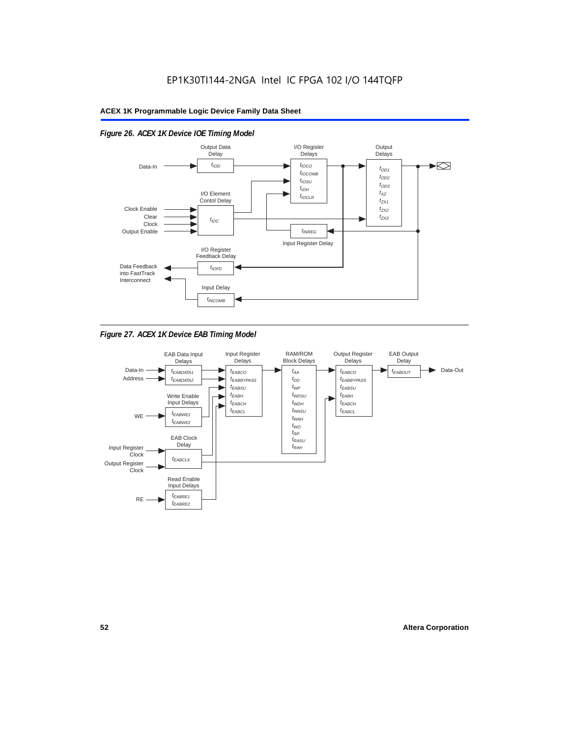EP1K30TI144-2NGA Intel IC FPGA 102 I/O 144TQFP

*Figure 26. ACEX 1K Device IOE Timing Model*

Output Data Delay
$t_{IOD}$

I/O Register Delays
$t_{IOCO}$
$t_{IOCOMB}$
$t_{IOSU}$
$t_{IOH}$
$t_{IOCLR}$

Output Delays
$t_{OD1}$
$t_{OD2}$
$t_{OD3}$
$t_{XZ}$
$t_{ZX1}$
$t_{ZX2}$
$t_{ZX3}$

Data-In

I/O Element Contol Delay
$t_{IOC}$

Clock Enable
Clear
Clock
Output Enable

$t_{INREG}$
Input Register Delay

I/O Register Feedback Delay
$t_{IOFD}$

Data Feedback into FastTrack Interconnect

Input Delay
$t_{INCOMB}$

*Figure 27. ACEX 1K Device EAB Timing Model*

EAB Data Input Delays
$t_{EABDATA1}$
$t_{EABDATA2}$

Input Register Delays
$t_{EABCO}$
$t_{EABBYPASS}$
$t_{EABSU}$
$t_{EABH}$
$t_{EABCH}$
$t_{EABCL}$

RAM/ROM Block Delays
$t_{AA}$
$t_{DD}$
$t_{WP}$
$t_{WDSU}$
$t_{WDH}$
$t_{WASU}$
$t_{WAH}$
$t_{WO}$
$t_{RP}$
$t_{RASU}$
$t_{RAH}$

Output Register Delays
$t_{EABCO}$
$t_{EABBYPASS}$
$t_{EABSU}$
$t_{EABH}$
$t_{EABCH}$
$t_{EABCL}$

EAB Output Delay
$t_{EABOUT}$

Data-In
Address
Data-Out

Write Enable Input Delays
$t_{EABWE1}$
$t_{EABWE2}$

WE

EAB Clock Delay
$t_{EABCLK}$

Input Register Clock
Output Register Clock

Read Enable Input Delays
$t_{EABRE1}$
$t_{EABRE2}$

RE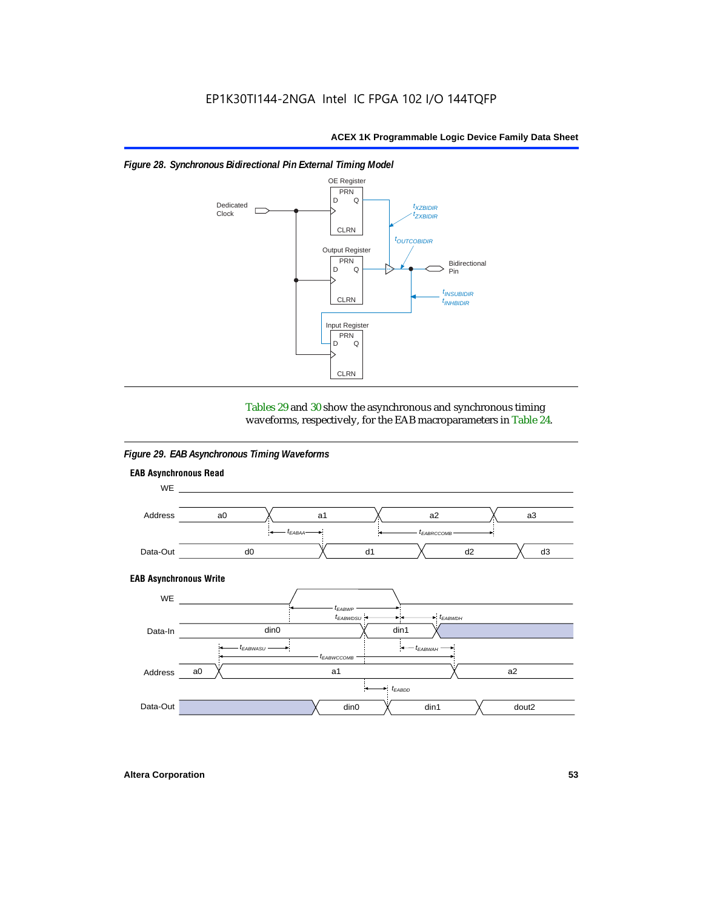*Figure 28. Synchronous Bidirectional Pin External Timing Model*

OE Register

PRN

D Q

CLRN

Dedicated Clock

$t_{XZBIDIR}$

$t_{ZXBIDIR}$

$t_{OUTCOBIDIR}$

Output Register

PRN

D Q

CLRN

Bidirectional Pin

$t_{INSUBIDIR}$

$t_{INHBIDIR}$

Input Register

PRN

D Q

CLRN

Tables 29 and 30 show the asynchronous and synchronous timing waveforms, respectively, for the EAB macroparameters in Table 24.

*Figure 29. EAB Asynchronous Timing Waveforms*

**EAB Asynchronous Read**

WE

Address a0 a1 a2 a3

$t_{EABAA}$

$t_{EABRCCOMB}$

Data-Out d0 d1 d2 d3

**EAB Asynchronous Write**

WE

$t_{EABWP}$

$t_{EABWDSU}$

$t_{EABWDH}$

Data-In din0 din1

$t_{EABWASU}$

$t_{EABWAH}$

$t_{EABWCCOMB}$

Address a0 a1 a2

$t_{EABDD}$

Data-Out din0 din1 dout2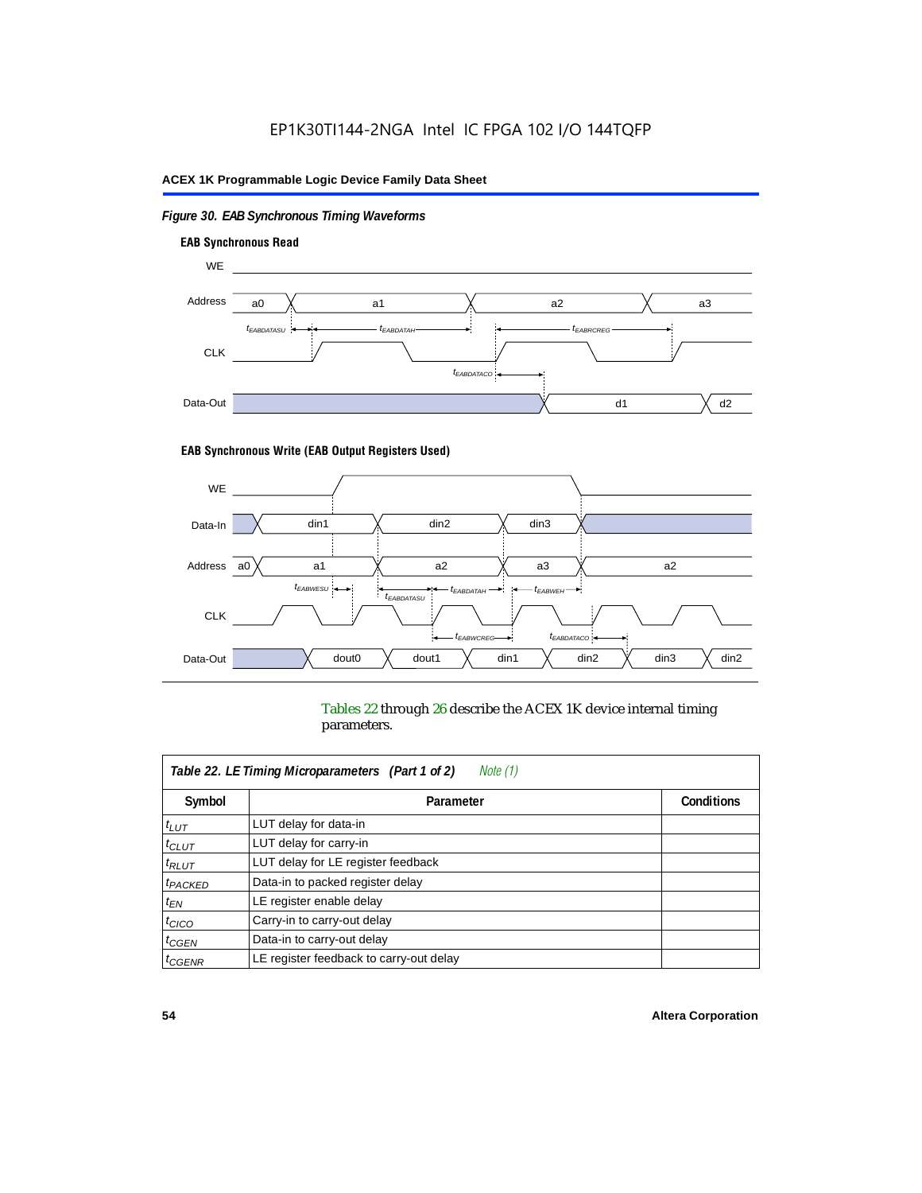*Figure 30. EAB Synchronous Timing Waveforms*

**EAB Synchronous Read**

WE

Address a0 a1 a2 a3

$t_{EABDATASU}$ $t_{EABDATAH}$ $t_{EABRCREG}$

CLK

$t_{EABDATACO}$

Data-Out d1 d2

**EAB Synchronous Write (EAB Output Registers Used)**

WE

Data-In din1 din2 din3

Address a0 a1 a2 a3 a2

$t_{EABWESU}$ $t_{EABDATASU}$ $t_{EABDATAH}$ $t_{EABWEH}$

CLK

$t_{EABWCREG}$ $t_{EABDATACO}$

Data-Out dout0 dout1 din1 din2 din3 din2

Tables 22 through 26 describe the ACEX 1K device internal timing parameters.

| *Table 22. LE Timing Microparameters (Part 1 of 2) Note (1)* | | |
|---|---|---|
| **Symbol** | **Parameter** | **Conditions** |
| $t_{LUT}$ | LUT delay for data-in | |
| $t_{CLUT}$ | LUT delay for carry-in | |
| $t_{RLUT}$ | LUT delay for LE register feedback | |
| $t_{PACKED}$ | Data-in to packed register delay | |
| $t_{EN}$ | LE register enable delay | |
| $t_{CICO}$ | Carry-in to carry-out delay | |
| $t_{CGEN}$ | Data-in to carry-out delay | |
| $t_{CGENR}$ | LE register feedback to carry-out delay | |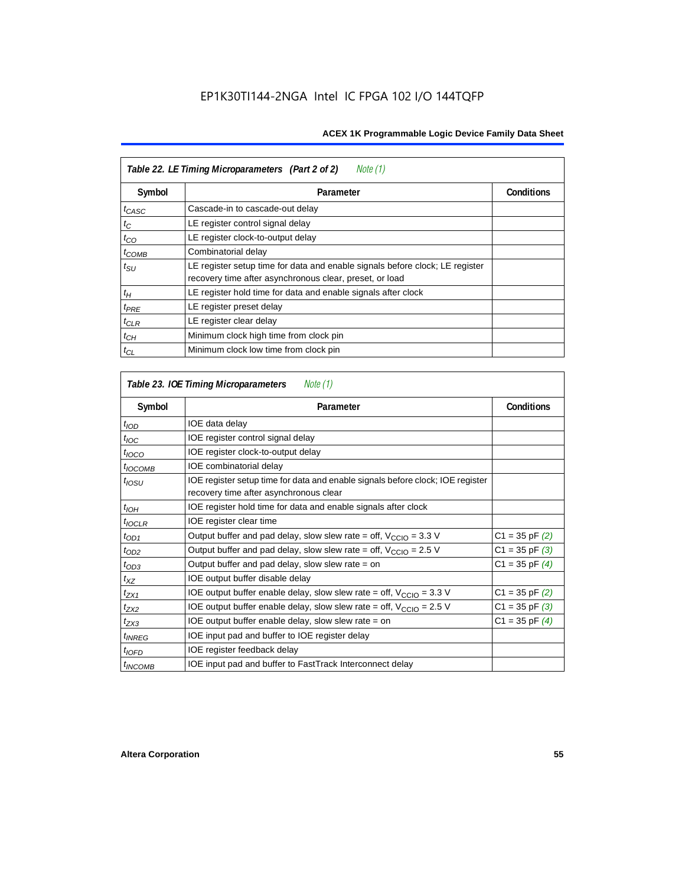**Table 22. LE Timing Microparameters (Part 2 of 2)** *Note (1)*

| Symbol | Parameter | Conditions |
|---|---|---|
| $t_{CASC}$ | Cascade-in to cascade-out delay | |
| $t_C$ | LE register control signal delay | |
| $t_{CO}$ | LE register clock-to-output delay | |
| $t_{COMB}$ | Combinatorial delay | |
| $t_{SU}$ | LE register setup time for data and enable signals before clock; LE register recovery time after asynchronous clear, preset, or load | |
| $t_H$ | LE register hold time for data and enable signals after clock | |
| $t_{PRE}$ | LE register preset delay | |
| $t_{CLR}$ | LE register clear delay | |
| $t_{CH}$ | Minimum clock high time from clock pin | |
| $t_{CL}$ | Minimum clock low time from clock pin | |

**Table 23. IOE Timing Microparameters** *Note (1)*

| Symbol | Parameter | Conditions |
|---|---|---|
| $t_{IOD}$ | IOE data delay | |
| $t_{IOC}$ | IOE register control signal delay | |
| $t_{IOCO}$ | IOE register clock-to-output delay | |
| $t_{IOCOMB}$ | IOE combinatorial delay | |
| $t_{IOSU}$ | IOE register setup time for data and enable signals before clock; IOE register recovery time after asynchronous clear | |
| $t_{IOH}$ | IOE register hold time for data and enable signals after clock | |
| $t_{IOCLR}$ | IOE register clear time | |
| $t_{OD1}$ | Output buffer and pad delay, slow slew rate = off, $V_{CCIO}$ = 3.3 V | C1 = 35 pF *(2)* |
| $t_{OD2}$ | Output buffer and pad delay, slow slew rate = off, $V_{CCIO}$ = 2.5 V | C1 = 35 pF *(3)* |
| $t_{OD3}$ | Output buffer and pad delay, slow slew rate = on | C1 = 35 pF *(4)* |
| $t_{XZ}$ | IOE output buffer disable delay | |
| $t_{ZX1}$ | IOE output buffer enable delay, slow slew rate = off, $V_{CCIO}$ = 3.3 V | C1 = 35 pF *(2)* |
| $t_{ZX2}$ | IOE output buffer enable delay, slow slew rate = off, $V_{CCIO}$ = 2.5 V | C1 = 35 pF *(3)* |
| $t_{ZX3}$ | IOE output buffer enable delay, slow slew rate = on | C1 = 35 pF *(4)* |
| $t_{INREG}$ | IOE input pad and buffer to IOE register delay | |
| $t_{IOFD}$ | IOE register feedback delay | |
| $t_{INCOMB}$ | IOE input pad and buffer to FastTrack Interconnect delay | |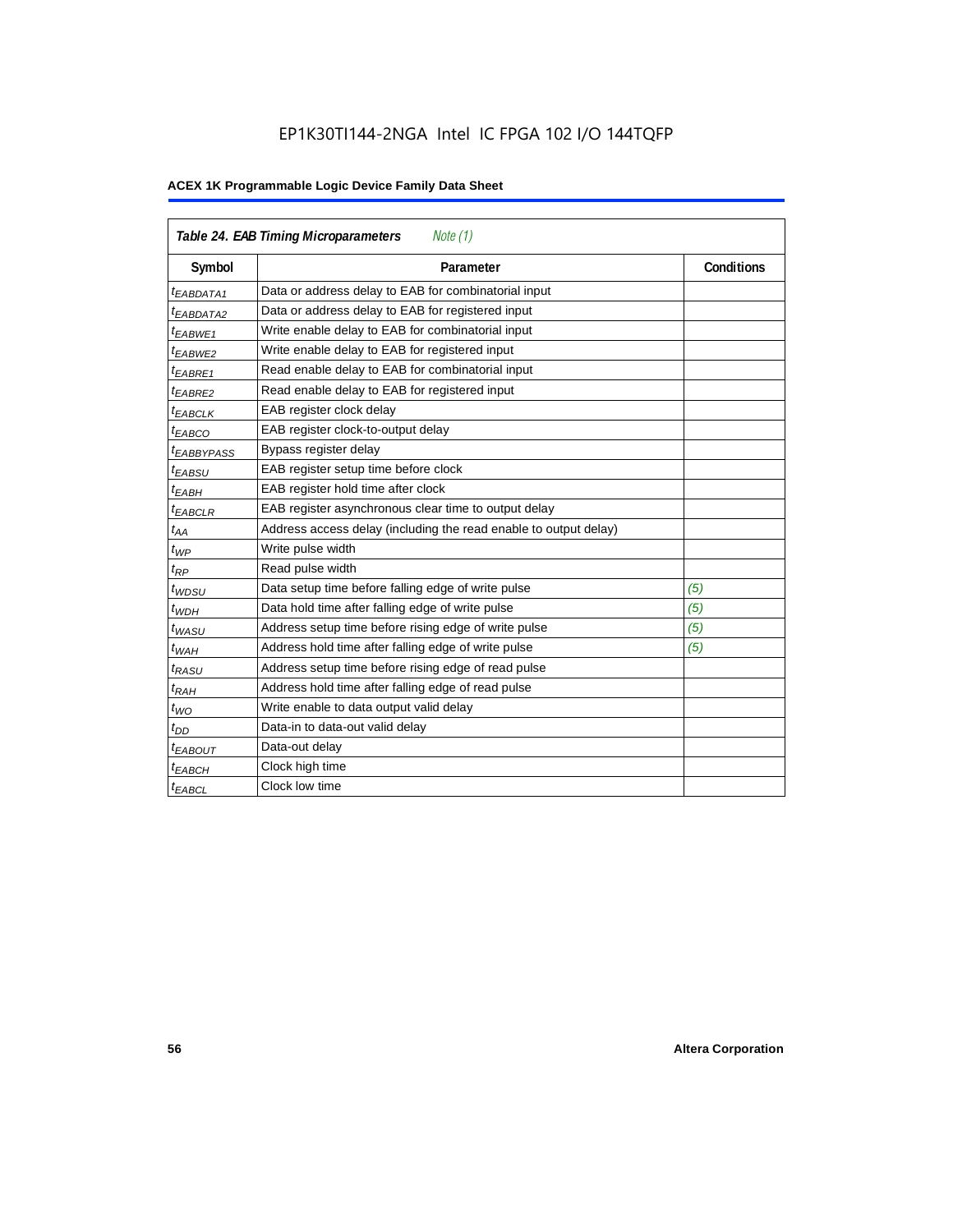EP1K30TI144-2NGA Intel IC FPGA 102 I/O 144TQFP

**Table 24. EAB Timing Microparameters** *Note (1)*

| Symbol | Parameter | Conditions |
|---|---|---|
| $t_{EABDATA1}$ | Data or address delay to EAB for combinatorial input | |
| $t_{EABDATA2}$ | Data or address delay to EAB for registered input | |
| $t_{EABWE1}$ | Write enable delay to EAB for combinatorial input | |
| $t_{EABWE2}$ | Write enable delay to EAB for registered input | |
| $t_{EABRE1}$ | Read enable delay to EAB for combinatorial input | |
| $t_{EABRE2}$ | Read enable delay to EAB for registered input | |
| $t_{EABCLK}$ | EAB register clock delay | |
| $t_{EABCO}$ | EAB register clock-to-output delay | |
| $t_{EABBYPASS}$ | Bypass register delay | |
| $t_{EABSU}$ | EAB register setup time before clock | |
| $t_{EABH}$ | EAB register hold time after clock | |
| $t_{EABCLR}$ | EAB register asynchronous clear time to output delay | |
| $t_{AA}$ | Address access delay (including the read enable to output delay) | |
| $t_{WP}$ | Write pulse width | |
| $t_{RP}$ | Read pulse width | |
| $t_{WDSU}$ | Data setup time before falling edge of write pulse | *(5)* |
| $t_{WDH}$ | Data hold time after falling edge of write pulse | *(5)* |
| $t_{WASU}$ | Address setup time before rising edge of write pulse | *(5)* |
| $t_{WAH}$ | Address hold time after falling edge of write pulse | *(5)* |
| $t_{RASU}$ | Address setup time before rising edge of read pulse | |
| $t_{RAH}$ | Address hold time after falling edge of read pulse | |
| $t_{WO}$ | Write enable to data output valid delay | |
| $t_{DD}$ | Data-in to data-out valid delay | |
| $t_{EABOUT}$ | Data-out delay | |
| $t_{EABCH}$ | Clock high time | |
| $t_{EABCL}$ | Clock low time | |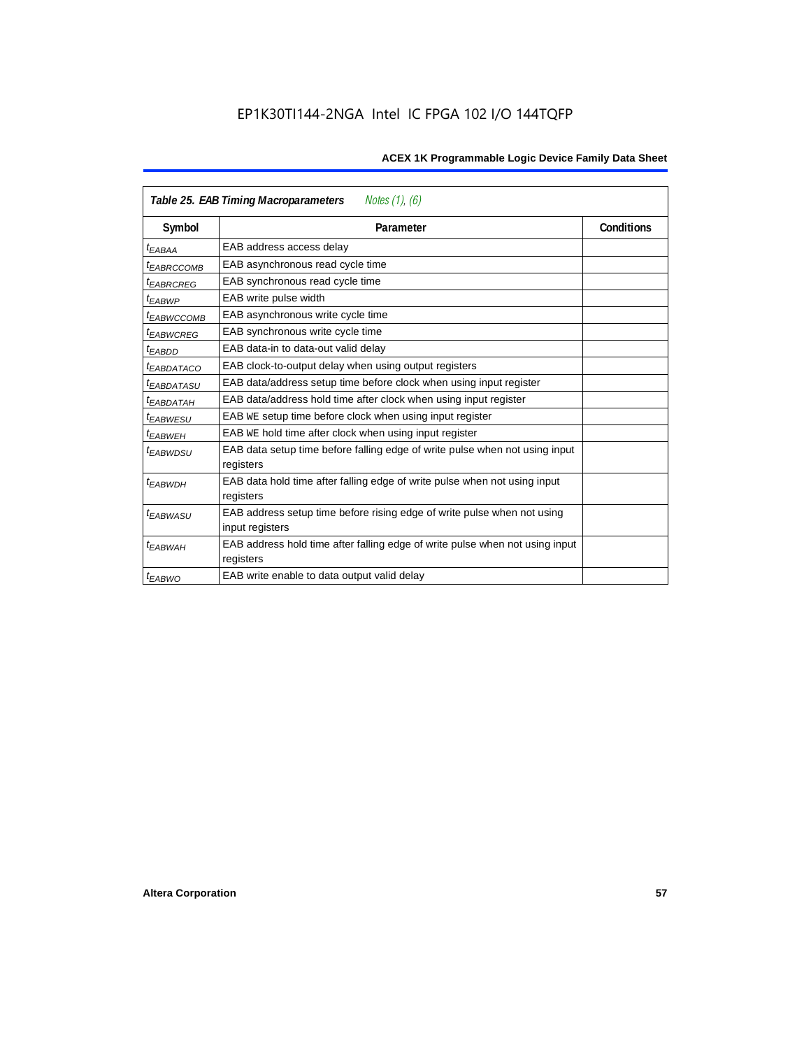| Table 25. EAB Timing Macroparameters *Notes (1), (6)* | | |
|---|---|---|
| **Symbol** | **Parameter** | **Conditions** |
| $t_{EABAA}$ | EAB address access delay | |
| $t_{EABRCCOMB}$ | EAB asynchronous read cycle time | |
| $t_{EABRCREG}$ | EAB synchronous read cycle time | |
| $t_{EABWP}$ | EAB write pulse width | |
| $t_{EABWCCOMB}$ | EAB asynchronous write cycle time | |
| $t_{EABWCREG}$ | EAB synchronous write cycle time | |
| $t_{EABDD}$ | EAB data-in to data-out valid delay | |
| $t_{EABDATACO}$ | EAB clock-to-output delay when using output registers | |
| $t_{EABDATASU}$ | EAB data/address setup time before clock when using input register | |
| $t_{EABDATAH}$ | EAB data/address hold time after clock when using input register | |
| $t_{EABWESU}$ | EAB WE setup time before clock when using input register | |
| $t_{EABWEH}$ | EAB WE hold time after clock when using input register | |
| $t_{EABWDSU}$ | EAB data setup time before falling edge of write pulse when not using input registers | |
| $t_{EABWDH}$ | EAB data hold time after falling edge of write pulse when not using input registers | |
| $t_{EABWASU}$ | EAB address setup time before rising edge of write pulse when not using input registers | |
| $t_{EABWAH}$ | EAB address hold time after falling edge of write pulse when not using input registers | |
| $t_{EABWO}$ | EAB write enable to data output valid delay | |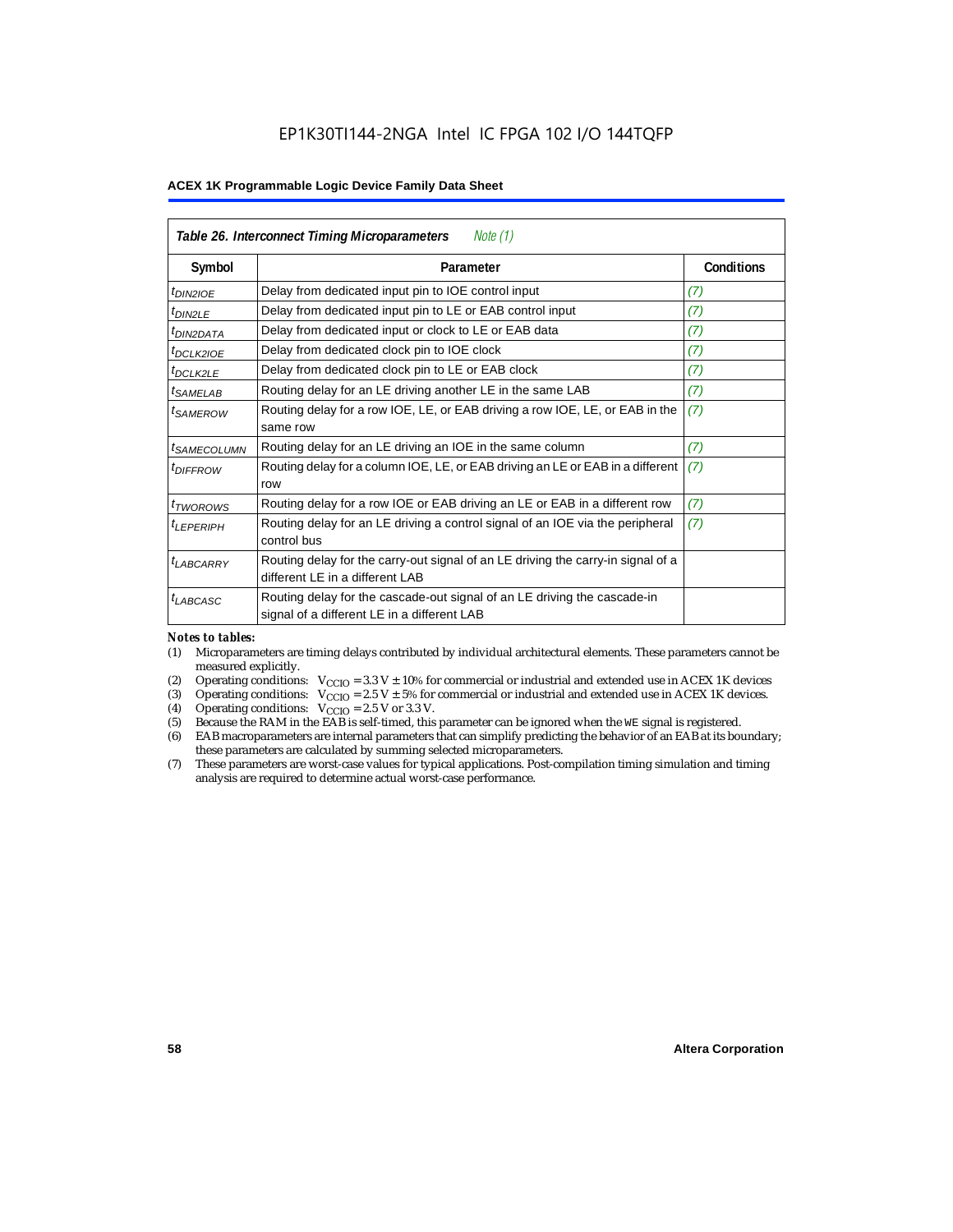**Table 26. Interconnect Timing Microparameters** *Note (1)*

| Symbol | Parameter | Conditions |
|---|---|---|
| $t_{DIN2IOE}$ | Delay from dedicated input pin to IOE control input | (7) |
| $t_{DIN2LE}$ | Delay from dedicated input pin to LE or EAB control input | (7) |
| $t_{DIN2DATA}$ | Delay from dedicated input or clock to LE or EAB data | (7) |
| $t_{DCLK2IOE}$ | Delay from dedicated clock pin to IOE clock | (7) |
| $t_{DCLK2LE}$ | Delay from dedicated clock pin to LE or EAB clock | (7) |
| $t_{SAMELAB}$ | Routing delay for an LE driving another LE in the same LAB | (7) |
| $t_{SAMEROW}$ | Routing delay for a row IOE, LE, or EAB driving a row IOE, LE, or EAB in the same row | (7) |
| $t_{SAMECOLUMN}$ | Routing delay for an LE driving an IOE in the same column | (7) |
| $t_{DIFFROW}$ | Routing delay for a column IOE, LE, or EAB driving an LE or EAB in a different row | (7) |
| $t_{TWOROWS}$ | Routing delay for a row IOE or EAB driving an LE or EAB in a different row | (7) |
| $t_{LEPERIPH}$ | Routing delay for an LE driving a control signal of an IOE via the peripheral control bus | (7) |
| $t_{LABCARRY}$ | Routing delay for the carry-out signal of an LE driving the carry-in signal of a different LE in a different LAB | |
| $t_{LABCASC}$ | Routing delay for the cascade-out signal of an LE driving the cascade-in signal of a different LE in a different LAB | |

*Notes to tables:*

(1) Microparameters are timing delays contributed by individual architectural elements. These parameters cannot be measured explicitly.

(2) Operating conditions: $V_{CCIO}$ = 3.3 V ± 10% for commercial or industrial and extended use in ACEX 1K devices

(3) Operating conditions: $V_{CCIO}$ = 2.5 V ± 5% for commercial or industrial and extended use in ACEX 1K devices.

(4) Operating conditions: $V_{CCIO}$ = 2.5 V or 3.3 V.

(5) Because the RAM in the EAB is self-timed, this parameter can be ignored when the WE signal is registered.

(6) EAB macroparameters are internal parameters that can simplify predicting the behavior of an EAB at its boundary; these parameters are calculated by summing selected microparameters.

(7) These parameters are worst-case values for typical applications. Post-compilation timing simulation and timing analysis are required to determine actual worst-case performance.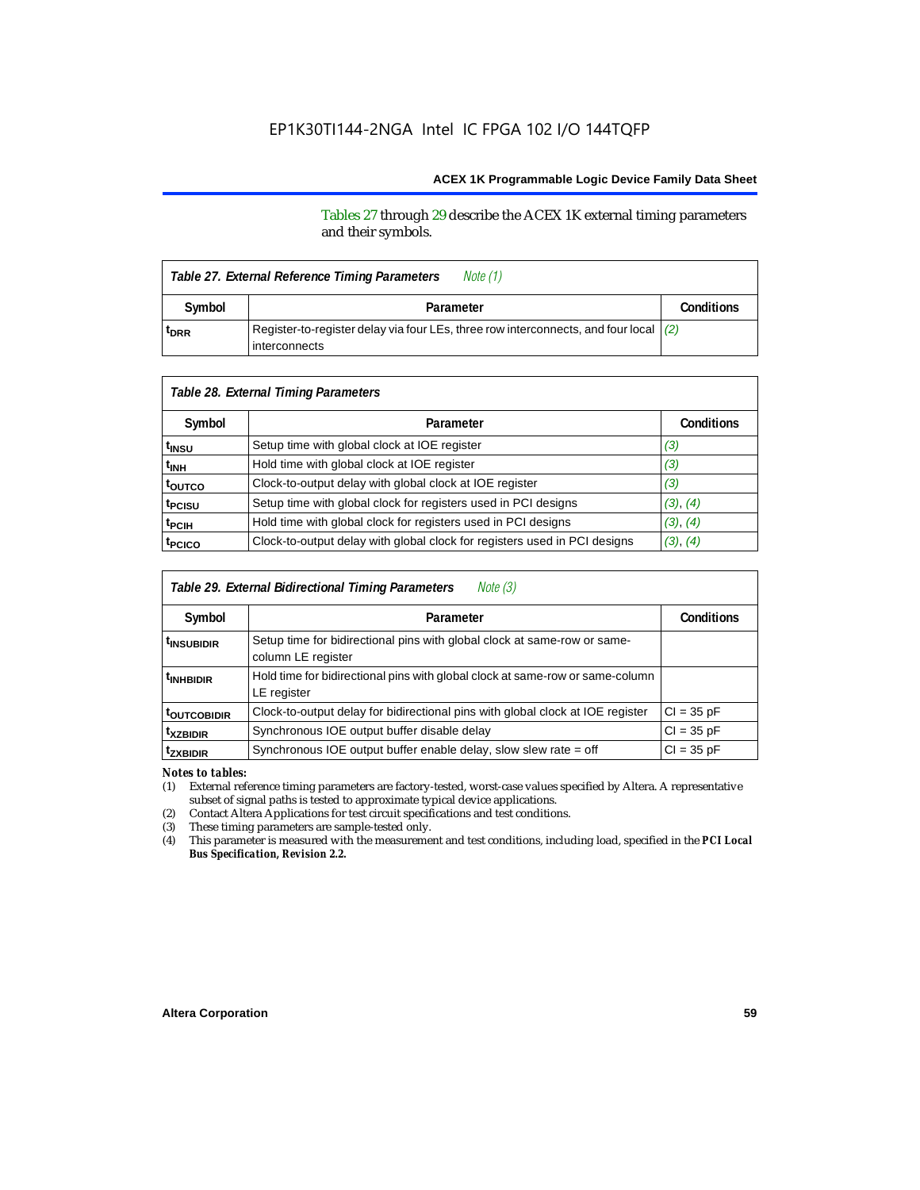Tables 27 through 29 describe the ACEX 1K external timing parameters and their symbols.

| *Table 27. External Reference Timing Parameters* *Note (1)* | | |
|---|---|---|
| **Symbol** | **Parameter** | **Conditions** |
| $t_{DRR}$ | Register-to-register delay via four LEs, three row interconnects, and four local interconnects | *(2)* |

| *Table 28. External Timing Parameters* | | |
|---|---|---|
| **Symbol** | **Parameter** | **Conditions** |
| $t_{INSU}$ | Setup time with global clock at IOE register | *(3)* |
| $t_{INH}$ | Hold time with global clock at IOE register | *(3)* |
| $t_{OUTCO}$ | Clock-to-output delay with global clock at IOE register | *(3)* |
| $t_{PCISU}$ | Setup time with global clock for registers used in PCI designs | *(3)*, *(4)* |
| $t_{PCIH}$ | Hold time with global clock for registers used in PCI designs | *(3)*, *(4)* |
| $t_{PCICO}$ | Clock-to-output delay with global clock for registers used in PCI designs | *(3)*, *(4)* |

| *Table 29. External Bidirectional Timing Parameters* *Note (3)* | | |
|---|---|---|
| **Symbol** | **Parameter** | **Conditions** |
| $t_{INSUBIDIR}$ | Setup time for bidirectional pins with global clock at same-row or same-column LE register | |
| $t_{INHBIDIR}$ | Hold time for bidirectional pins with global clock at same-row or same-column LE register | |
| $t_{OUTCOBIDIR}$ | Clock-to-output delay for bidirectional pins with global clock at IOE register | CI = 35 pF |
| $t_{XZBIDIR}$ | Synchronous IOE output buffer disable delay | CI = 35 pF |
| $t_{ZXBIDIR}$ | Synchronous IOE output buffer enable delay, slow slew rate = off | CI = 35 pF |

*Notes to tables:*

(1) External reference timing parameters are factory-tested, worst-case values specified by Altera. A representative subset of signal paths is tested to approximate typical device applications.

(2) Contact Altera Applications for test circuit specifications and test conditions.

(3) These timing parameters are sample-tested only.

(4) This parameter is measured with the measurement and test conditions, including load, specified in the ***PCI Local Bus Specification, Revision 2.2.***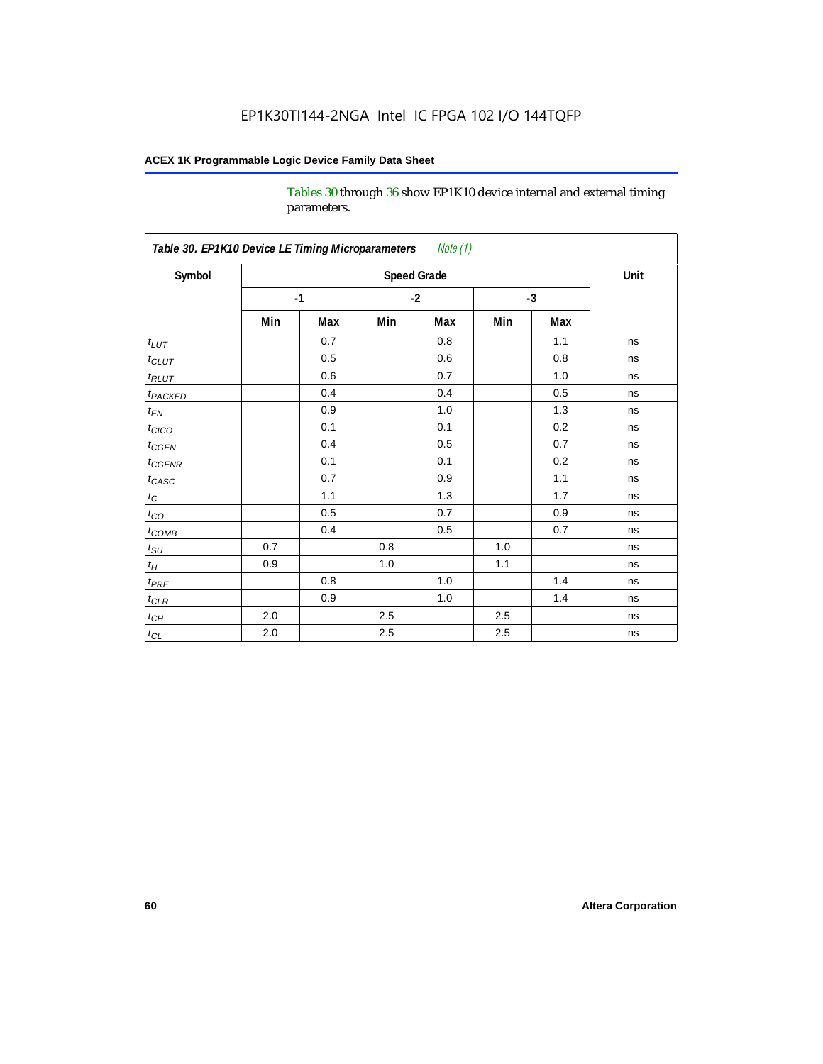Tables 30 through 36 show EP1K10 device internal and external timing parameters.

| Table 30. EP1K10 Device LE Timing Microparameters *Note (1)* | | | | | | | |
|---|---|---|---|---|---|---|---|
| Symbol | Speed Grade | | | | | | Unit |
| | -1 | | -2 | | -3 | | |
| | Min | Max | Min | Max | Min | Max | |
| $t_{LUT}$ | | 0.7 | | 0.8 | | 1.1 | ns |
| $t_{CLUT}$ | | 0.5 | | 0.6 | | 0.8 | ns |
| $t_{RLUT}$ | | 0.6 | | 0.7 | | 1.0 | ns |
| $t_{PACKED}$ | | 0.4 | | 0.4 | | 0.5 | ns |
| $t_{EN}$ | | 0.9 | | 1.0 | | 1.3 | ns |
| $t_{CICO}$ | | 0.1 | | 0.1 | | 0.2 | ns |
| $t_{CGEN}$ | | 0.4 | | 0.5 | | 0.7 | ns |
| $t_{CGENR}$ | | 0.1 | | 0.1 | | 0.2 | ns |
| $t_{CASC}$ | | 0.7 | | 0.9 | | 1.1 | ns |
| $t_{C}$ | | 1.1 | | 1.3 | | 1.7 | ns |
| $t_{CO}$ | | 0.5 | | 0.7 | | 0.9 | ns |
| $t_{COMB}$ | | 0.4 | | 0.5 | | 0.7 | ns |
| $t_{SU}$ | 0.7 | | 0.8 | | 1.0 | | ns |
| $t_{H}$ | 0.9 | | 1.0 | | 1.1 | | ns |
| $t_{PRE}$ | | 0.8 | | 1.0 | | 1.4 | ns |
| $t_{CLR}$ | | 0.9 | | 1.0 | | 1.4 | ns |
| $t_{CH}$ | 2.0 | | 2.5 | | 2.5 | | ns |
| $t_{CL}$ | 2.0 | | 2.5 | | 2.5 | | ns |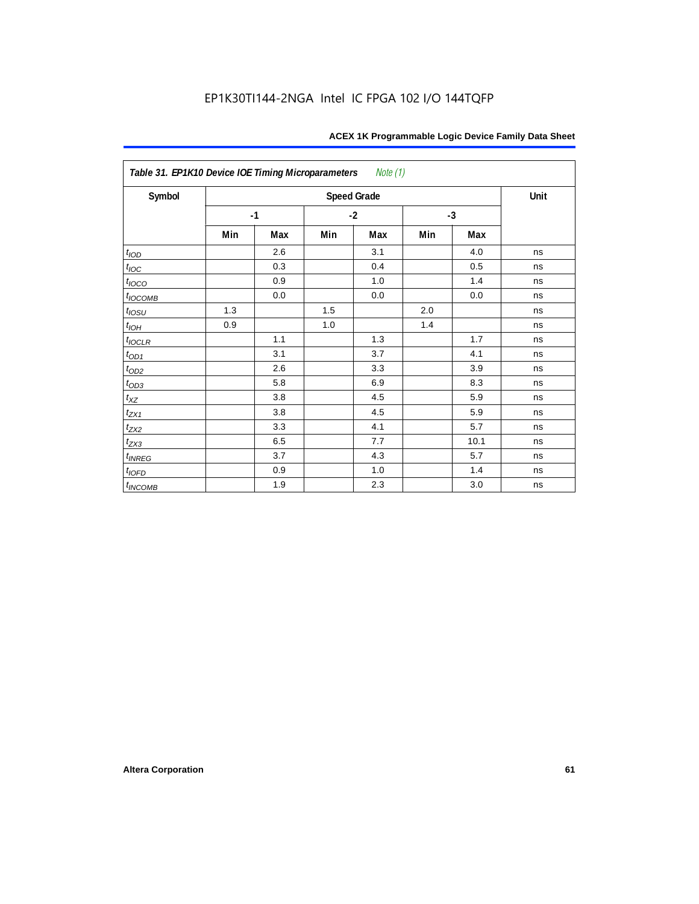EP1K30TI144-2NGA Intel IC FPGA 102 I/O 144TQFP

| *Table 31. EP1K10 Device IOE Timing Microparameters* *Note (1)* | | | | | | | |
|---|---|---|---|---|---|---|---|
| Symbol | Speed Grade | | | | | | Unit |
| | -1 | | -2 | | -3 | | |
| | Min | Max | Min | Max | Min | Max | |
| $t_{IOD}$ | | 2.6 | | 3.1 | | 4.0 | ns |
| $t_{IOC}$ | | 0.3 | | 0.4 | | 0.5 | ns |
| $t_{IOCO}$ | | 0.9 | | 1.0 | | 1.4 | ns |
| $t_{IOCOMB}$ | | 0.0 | | 0.0 | | 0.0 | ns |
| $t_{IOSU}$ | 1.3 | | 1.5 | | 2.0 | | ns |
| $t_{IOH}$ | 0.9 | | 1.0 | | 1.4 | | ns |
| $t_{IOCLR}$ | | 1.1 | | 1.3 | | 1.7 | ns |
| $t_{OD1}$ | | 3.1 | | 3.7 | | 4.1 | ns |
| $t_{OD2}$ | | 2.6 | | 3.3 | | 3.9 | ns |
| $t_{OD3}$ | | 5.8 | | 6.9 | | 8.3 | ns |
| $t_{XZ}$ | | 3.8 | | 4.5 | | 5.9 | ns |
| $t_{ZX1}$ | | 3.8 | | 4.5 | | 5.9 | ns |
| $t_{ZX2}$ | | 3.3 | | 4.1 | | 5.7 | ns |
| $t_{ZX3}$ | | 6.5 | | 7.7 | | 10.1 | ns |
| $t_{INREG}$ | | 3.7 | | 4.3 | | 5.7 | ns |
| $t_{IOFD}$ | | 0.9 | | 1.0 | | 1.4 | ns |
| $t_{INCOMB}$ | | 1.9 | | 2.3 | | 3.0 | ns |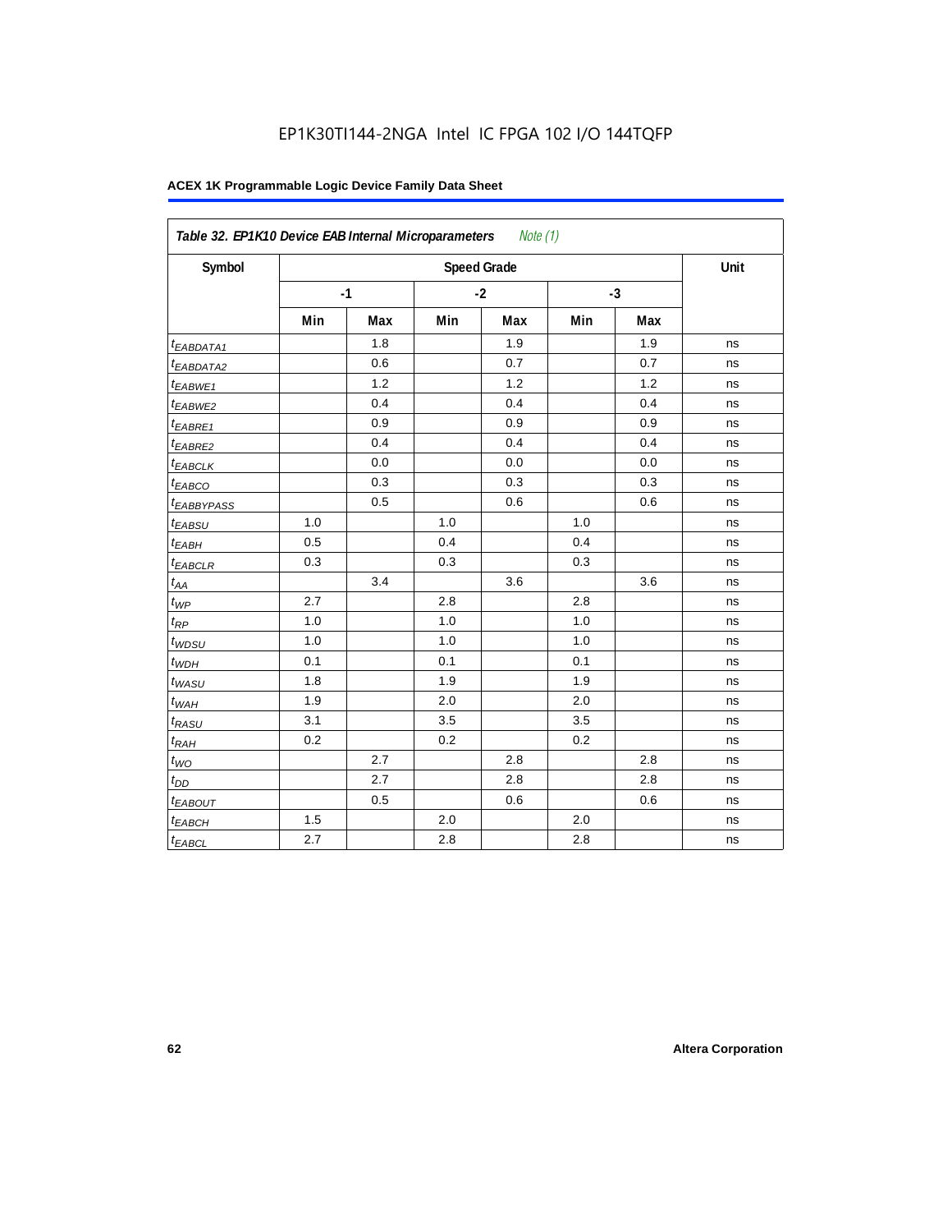EP1K30TI144-2NGA Intel IC FPGA 102 I/O 144TQFP

## ACEX 1K Programmable Logic Device Family Data Sheet

| *Table 32. EP1K10 Device EAB Internal Microparameters Note (1)* | | | | | | | |
|---|---|---|---|---|---|---|---|
| Symbol | Speed Grade | | | | | | Unit |
| | -1 | | -2 | | -3 | | |
| | Min | Max | Min | Max | Min | Max | |
| $t_{EABDATA1}$ | | 1.8 | | 1.9 | | 1.9 | ns |
| $t_{EABDATA2}$ | | 0.6 | | 0.7 | | 0.7 | ns |
| $t_{EABWE1}$ | | 1.2 | | 1.2 | | 1.2 | ns |
| $t_{EABWE2}$ | | 0.4 | | 0.4 | | 0.4 | ns |
| $t_{EABRE1}$ | | 0.9 | | 0.9 | | 0.9 | ns |
| $t_{EABRE2}$ | | 0.4 | | 0.4 | | 0.4 | ns |
| $t_{EABCLK}$ | | 0.0 | | 0.0 | | 0.0 | ns |
| $t_{EABCO}$ | | 0.3 | | 0.3 | | 0.3 | ns |
| $t_{EABBYPASS}$ | | 0.5 | | 0.6 | | 0.6 | ns |
| $t_{EABSU}$ | 1.0 | | 1.0 | | 1.0 | | ns |
| $t_{EABH}$ | 0.5 | | 0.4 | | 0.4 | | ns |
| $t_{EABCLR}$ | 0.3 | | 0.3 | | 0.3 | | ns |
| $t_{AA}$ | | 3.4 | | 3.6 | | 3.6 | ns |
| $t_{WP}$ | 2.7 | | 2.8 | | 2.8 | | ns |
| $t_{RP}$ | 1.0 | | 1.0 | | 1.0 | | ns |
| $t_{WDSU}$ | 1.0 | | 1.0 | | 1.0 | | ns |
| $t_{WDH}$ | 0.1 | | 0.1 | | 0.1 | | ns |
| $t_{WASU}$ | 1.8 | | 1.9 | | 1.9 | | ns |
| $t_{WAH}$ | 1.9 | | 2.0 | | 2.0 | | ns |
| $t_{RASU}$ | 3.1 | | 3.5 | | 3.5 | | ns |
| $t_{RAH}$ | 0.2 | | 0.2 | | 0.2 | | ns |
| $t_{WO}$ | | 2.7 | | 2.8 | | 2.8 | ns |
| $t_{DD}$ | | 2.7 | | 2.8 | | 2.8 | ns |
| $t_{EABOUT}$ | | 0.5 | | 0.6 | | 0.6 | ns |
| $t_{EABCH}$ | 1.5 | | 2.0 | | 2.0 | | ns |
| $t_{EABCL}$ | 2.7 | | 2.8 | | 2.8 | | ns |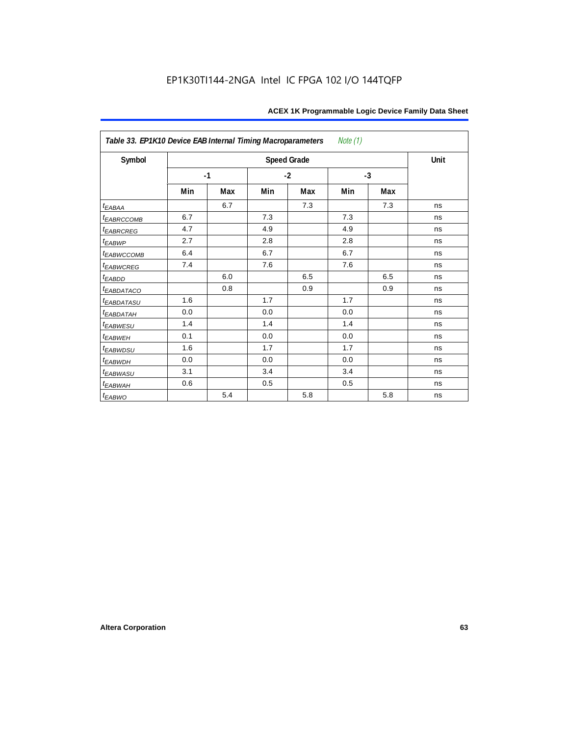EP1K30TI144-2NGA Intel IC FPGA 102 I/O 144TQFP

| *Table 33. EP1K10 Device EAB Internal Timing Macroparameters* *Note (1)* | | | | | | | |
|---|---|---|---|---|---|---|---|
| Symbol | Speed Grade | | | | | | Unit |
| | -1 | | -2 | | -3 | | |
| | Min | Max | Min | Max | Min | Max | |
| $t_{EABAA}$ | | 6.7 | | 7.3 | | 7.3 | ns |
| $t_{EABRCCOMB}$ | 6.7 | | 7.3 | | 7.3 | | ns |
| $t_{EABRCREG}$ | 4.7 | | 4.9 | | 4.9 | | ns |
| $t_{EABWP}$ | 2.7 | | 2.8 | | 2.8 | | ns |
| $t_{EABWCCOMB}$ | 6.4 | | 6.7 | | 6.7 | | ns |
| $t_{EABWCREG}$ | 7.4 | | 7.6 | | 7.6 | | ns |
| $t_{EABDD}$ | | 6.0 | | 6.5 | | 6.5 | ns |
| $t_{EABDATACO}$ | | 0.8 | | 0.9 | | 0.9 | ns |
| $t_{EABDATASU}$ | 1.6 | | 1.7 | | 1.7 | | ns |
| $t_{EABDATAH}$ | 0.0 | | 0.0 | | 0.0 | | ns |
| $t_{EABWESU}$ | 1.4 | | 1.4 | | 1.4 | | ns |
| $t_{EABWEH}$ | 0.1 | | 0.0 | | 0.0 | | ns |
| $t_{EABWDSU}$ | 1.6 | | 1.7 | | 1.7 | | ns |
| $t_{EABWDH}$ | 0.0 | | 0.0 | | 0.0 | | ns |
| $t_{EABWASU}$ | 3.1 | | 3.4 | | 3.4 | | ns |
| $t_{EABWAH}$ | 0.6 | | 0.5 | | 0.5 | | ns |
| $t_{EABWO}$ | | 5.4 | | 5.8 | | 5.8 | ns |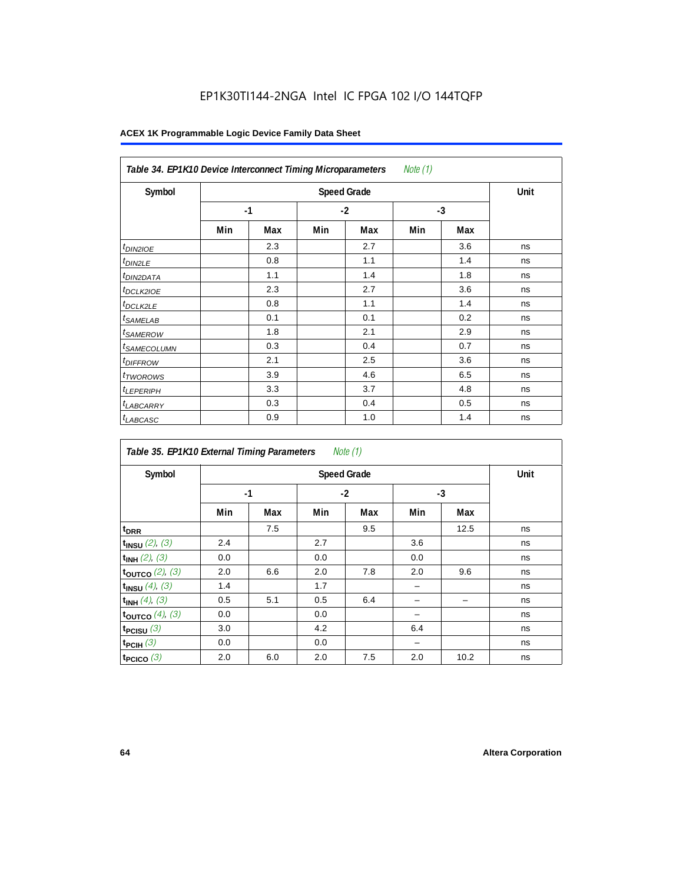EP1K30TI144-2NGA Intel IC FPGA 102 I/O 144TQFP

**Table 34. EP1K10 Device Interconnect Timing Microparameters** *Note (1)*

| Symbol | Speed Grade | | | | | | Unit |
|---|---|---|---|---|---|---|---|
| | -1 | | -2 | | -3 | | |
| | Min | Max | Min | Max | Min | Max | |
| $t_{DIN2IOE}$ | | 2.3 | | 2.7 | | 3.6 | ns |
| $t_{DIN2LE}$ | | 0.8 | | 1.1 | | 1.4 | ns |
| $t_{DIN2DATA}$ | | 1.1 | | 1.4 | | 1.8 | ns |
| $t_{DCLK2IOE}$ | | 2.3 | | 2.7 | | 3.6 | ns |
| $t_{DCLK2LE}$ | | 0.8 | | 1.1 | | 1.4 | ns |
| $t_{SAMELAB}$ | | 0.1 | | 0.1 | | 0.2 | ns |
| $t_{SAMEROW}$ | | 1.8 | | 2.1 | | 2.9 | ns |
| $t_{SAMECOLUMN}$ | | 0.3 | | 0.4 | | 0.7 | ns |
| $t_{DIFFROW}$ | | 2.1 | | 2.5 | | 3.6 | ns |
| $t_{TWOROWS}$ | | 3.9 | | 4.6 | | 6.5 | ns |
| $t_{LEPERIPH}$ | | 3.3 | | 3.7 | | 4.8 | ns |
| $t_{LABCARRY}$ | | 0.3 | | 0.4 | | 0.5 | ns |
| $t_{LABCASC}$ | | 0.9 | | 1.0 | | 1.4 | ns |

**Table 35. EP1K10 External Timing Parameters** *Note (1)*

| Symbol | Speed Grade | | | | | | Unit |
|---|---|---|---|---|---|---|---|
| | -1 | | -2 | | -3 | | |
| | Min | Max | Min | Max | Min | Max | |
| $t_{DRR}$ | | 7.5 | | 9.5 | | 12.5 | ns |
| $t_{INSU}$ *(2), (3)* | 2.4 | | 2.7 | | 3.6 | | ns |
| $t_{INH}$ *(2), (3)* | 0.0 | | 0.0 | | 0.0 | | ns |
| $t_{OUTCO}$ *(2), (3)* | 2.0 | 6.6 | 2.0 | 7.8 | 2.0 | 9.6 | ns |
| $t_{INSU}$ *(4), (3)* | 1.4 | | 1.7 | | – | | ns |
| $t_{INH}$ *(4), (3)* | 0.5 | 5.1 | 0.5 | 6.4 | – | – | ns |
| $t_{OUTCO}$ *(4), (3)* | 0.0 | | 0.0 | | – | | ns |
| $t_{PCISU}$ *(3)* | 3.0 | | 4.2 | | 6.4 | | ns |
| $t_{PCIH}$ *(3)* | 0.0 | | 0.0 | | – | | ns |
| $t_{PCICO}$ *(3)* | 2.0 | 6.0 | 2.0 | 7.5 | 2.0 | 10.2 | ns |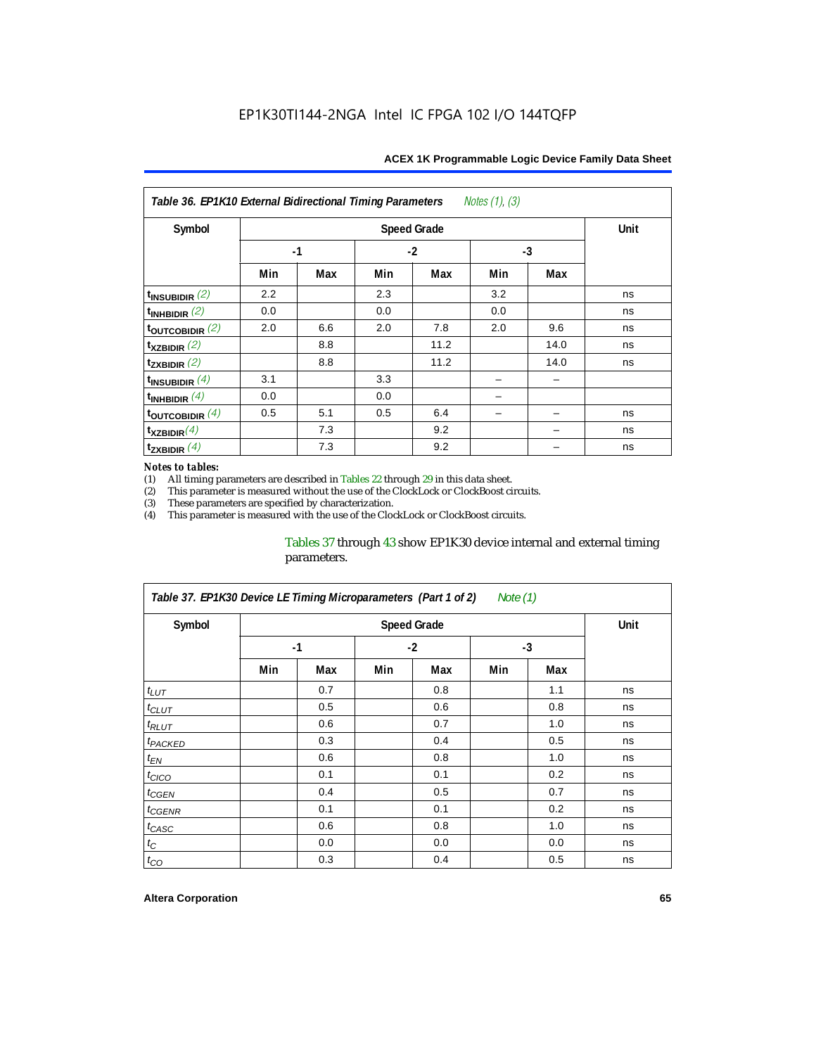**Table 36. EP1K10 External Bidirectional Timing Parameters** *Notes (1), (3)*

| Symbol | Speed Grade | | | | | | Unit |
|---|---|---|---|---|---|---|---|
| | -1 | | -2 | | -3 | | |
| | Min | Max | Min | Max | Min | Max | |
| $t_{INSUBIDIR}$ *(2)* | 2.2 | | 2.3 | | 3.2 | | ns |
| $t_{INHBIDIR}$ *(2)* | 0.0 | | 0.0 | | 0.0 | | ns |
| $t_{OUTCOBIDIR}$ *(2)* | 2.0 | 6.6 | 2.0 | 7.8 | 2.0 | 9.6 | ns |
| $t_{XZBIDIR}$ *(2)* | | 8.8 | | 11.2 | | 14.0 | ns |
| $t_{ZXBIDIR}$ *(2)* | | 8.8 | | 11.2 | | 14.0 | ns |
| $t_{INSUBIDIR}$ *(4)* | 3.1 | | 3.3 | | – | – | |
| $t_{INHBIDIR}$ *(4)* | 0.0 | | 0.0 | | – | | |
| $t_{OUTCOBIDIR}$ *(4)* | 0.5 | 5.1 | 0.5 | 6.4 | – | – | ns |
| $t_{XZBIDIR}$ *(4)* | | 7.3 | | 9.2 | | – | ns |
| $t_{ZXBIDIR}$ *(4)* | | 7.3 | | 9.2 | | – | ns |

*Notes to tables:*

(1) All timing parameters are described in Tables 22 through 29 in this data sheet.
(2) This parameter is measured without the use of the ClockLock or ClockBoost circuits.
(3) These parameters are specified by characterization.
(4) This parameter is measured with the use of the ClockLock or ClockBoost circuits.

Tables 37 through 43 show EP1K30 device internal and external timing parameters.

**Table 37. EP1K30 Device LE Timing Microparameters (Part 1 of 2)** *Note (1)*

| Symbol | Speed Grade | | | | | | Unit |
|---|---|---|---|---|---|---|---|
| | -1 | | -2 | | -3 | | |
| | Min | Max | Min | Max | Min | Max | |
| $t_{LUT}$ | | 0.7 | | 0.8 | | 1.1 | ns |
| $t_{CLUT}$ | | 0.5 | | 0.6 | | 0.8 | ns |
| $t_{RLUT}$ | | 0.6 | | 0.7 | | 1.0 | ns |
| $t_{PACKED}$ | | 0.3 | | 0.4 | | 0.5 | ns |
| $t_{EN}$ | | 0.6 | | 0.8 | | 1.0 | ns |
| $t_{CICO}$ | | 0.1 | | 0.1 | | 0.2 | ns |
| $t_{CGEN}$ | | 0.4 | | 0.5 | | 0.7 | ns |
| $t_{CGENR}$ | | 0.1 | | 0.1 | | 0.2 | ns |
| $t_{CASC}$ | | 0.6 | | 0.8 | | 1.0 | ns |
| $t_C$ | | 0.0 | | 0.0 | | 0.0 | ns |
| $t_{CO}$ | | 0.3 | | 0.4 | | 0.5 | ns |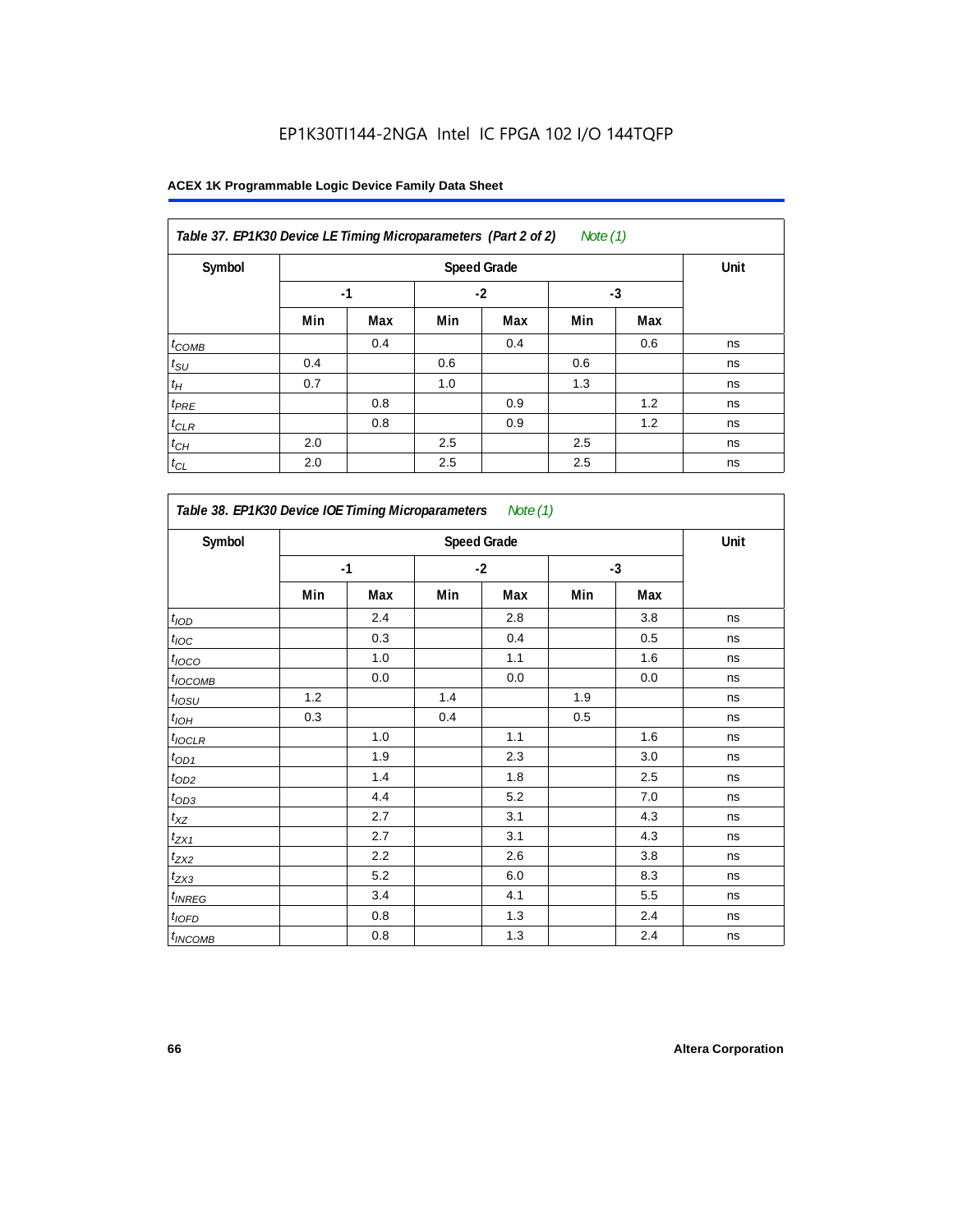EP1K30TI144-2NGA Intel IC FPGA 102 I/O 144TQFP

**Table 37. EP1K30 Device LE Timing Microparameters (Part 2 of 2)** *Note (1)*

| Symbol | Speed Grade | | | | | | Unit |
|---|---|---|---|---|---|---|---|
| | -1 | | -2 | | -3 | | |
| | Min | Max | Min | Max | Min | Max | |
| $t_{COMB}$ | | 0.4 | | 0.4 | | 0.6 | ns |
| $t_{SU}$ | 0.4 | | 0.6 | | 0.6 | | ns |
| $t_H$ | 0.7 | | 1.0 | | 1.3 | | ns |
| $t_{PRE}$ | | 0.8 | | 0.9 | | 1.2 | ns |
| $t_{CLR}$ | | 0.8 | | 0.9 | | 1.2 | ns |
| $t_{CH}$ | 2.0 | | 2.5 | | 2.5 | | ns |
| $t_{CL}$ | 2.0 | | 2.5 | | 2.5 | | ns |

**Table 38. EP1K30 Device IOE Timing Microparameters** *Note (1)*

| Symbol | Speed Grade | | | | | | Unit |
|---|---|---|---|---|---|---|---|
| | -1 | | -2 | | -3 | | |
| | Min | Max | Min | Max | Min | Max | |
| $t_{IOD}$ | | 2.4 | | 2.8 | | 3.8 | ns |
| $t_{IOC}$ | | 0.3 | | 0.4 | | 0.5 | ns |
| $t_{IOCO}$ | | 1.0 | | 1.1 | | 1.6 | ns |
| $t_{IOCOMB}$ | | 0.0 | | 0.0 | | 0.0 | ns |
| $t_{IOSU}$ | 1.2 | | 1.4 | | 1.9 | | ns |
| $t_{IOH}$ | 0.3 | | 0.4 | | 0.5 | | ns |
| $t_{IOCLR}$ | | 1.0 | | 1.1 | | 1.6 | ns |
| $t_{OD1}$ | | 1.9 | | 2.3 | | 3.0 | ns |
| $t_{OD2}$ | | 1.4 | | 1.8 | | 2.5 | ns |
| $t_{OD3}$ | | 4.4 | | 5.2 | | 7.0 | ns |
| $t_{XZ}$ | | 2.7 | | 3.1 | | 4.3 | ns |
| $t_{ZX1}$ | | 2.7 | | 3.1 | | 4.3 | ns |
| $t_{ZX2}$ | | 2.2 | | 2.6 | | 3.8 | ns |
| $t_{ZX3}$ | | 5.2 | | 6.0 | | 8.3 | ns |
| $t_{INREG}$ | | 3.4 | | 4.1 | | 5.5 | ns |
| $t_{IOFD}$ | | 0.8 | | 1.3 | | 2.4 | ns |
| $t_{INCOMB}$ | | 0.8 | | 1.3 | | 2.4 | ns |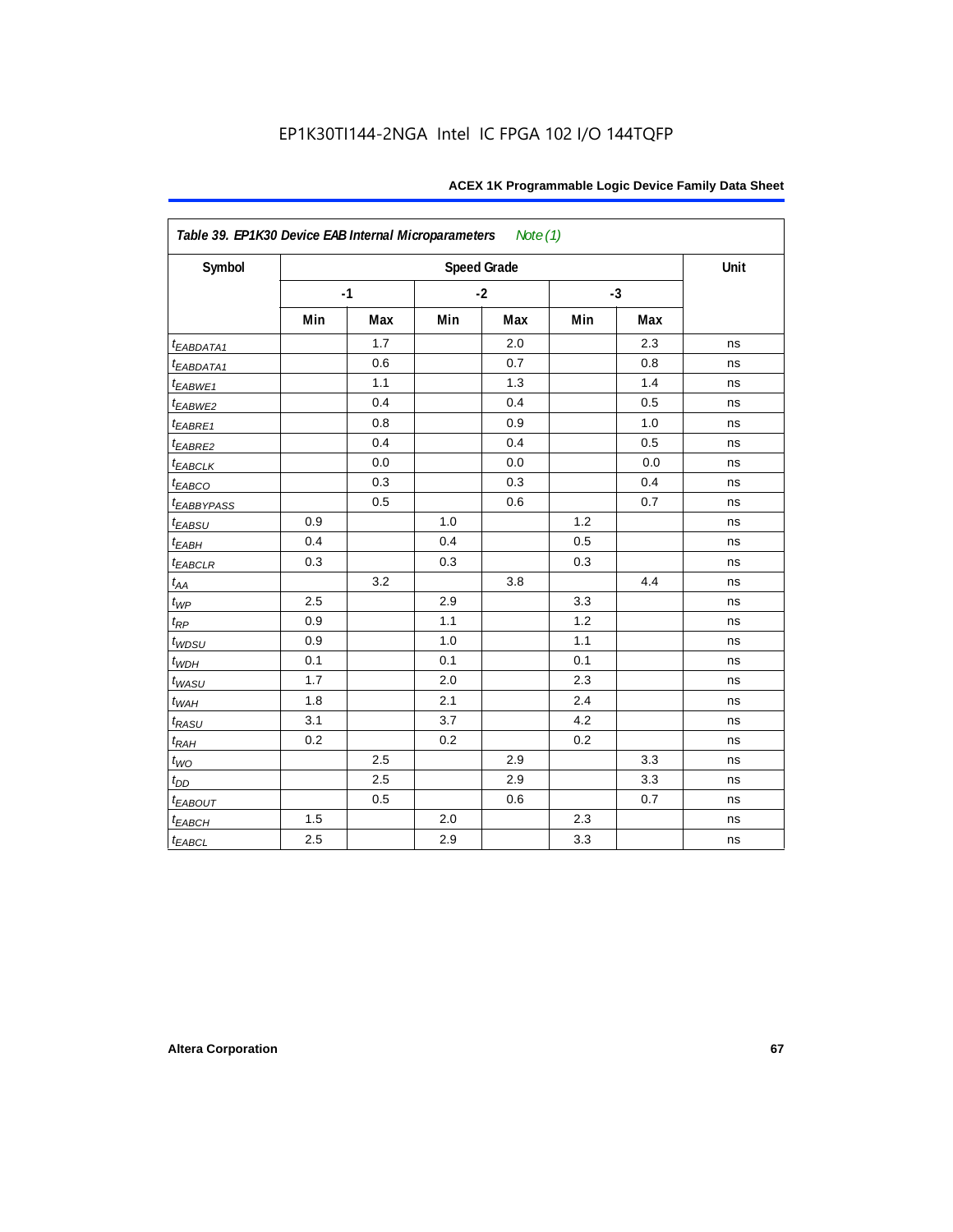EP1K30TI144-2NGA Intel IC FPGA 102 I/O 144TQFP

| *Table 39. EP1K30 Device EAB Internal Microparameters* *Note (1)* | | | | | | | |
|---|---|---|---|---|---|---|---|
| Symbol | Speed Grade | | | | | | Unit |
| | -1 | | -2 | | -3 | | |
| | Min | Max | Min | Max | Min | Max | |
| $t_{EABDATA1}$ | | 1.7 | | 2.0 | | 2.3 | ns |
| $t_{EABDATA1}$ | | 0.6 | | 0.7 | | 0.8 | ns |
| $t_{EABWE1}$ | | 1.1 | | 1.3 | | 1.4 | ns |
| $t_{EABWE2}$ | | 0.4 | | 0.4 | | 0.5 | ns |
| $t_{EABRE1}$ | | 0.8 | | 0.9 | | 1.0 | ns |
| $t_{EABRE2}$ | | 0.4 | | 0.4 | | 0.5 | ns |
| $t_{EABCLK}$ | | 0.0 | | 0.0 | | 0.0 | ns |
| $t_{EABCO}$ | | 0.3 | | 0.3 | | 0.4 | ns |
| $t_{EABBYPASS}$ | | 0.5 | | 0.6 | | 0.7 | ns |
| $t_{EABSU}$ | 0.9 | | 1.0 | | 1.2 | | ns |
| $t_{EABH}$ | 0.4 | | 0.4 | | 0.5 | | ns |
| $t_{EABCLR}$ | 0.3 | | 0.3 | | 0.3 | | ns |
| $t_{AA}$ | | 3.2 | | 3.8 | | 4.4 | ns |
| $t_{WP}$ | 2.5 | | 2.9 | | 3.3 | | ns |
| $t_{RP}$ | 0.9 | | 1.1 | | 1.2 | | ns |
| $t_{WDSU}$ | 0.9 | | 1.0 | | 1.1 | | ns |
| $t_{WDH}$ | 0.1 | | 0.1 | | 0.1 | | ns |
| $t_{WASU}$ | 1.7 | | 2.0 | | 2.3 | | ns |
| $t_{WAH}$ | 1.8 | | 2.1 | | 2.4 | | ns |
| $t_{RASU}$ | 3.1 | | 3.7 | | 4.2 | | ns |
| $t_{RAH}$ | 0.2 | | 0.2 | | 0.2 | | ns |
| $t_{WO}$ | | 2.5 | | 2.9 | | 3.3 | ns |
| $t_{DD}$ | | 2.5 | | 2.9 | | 3.3 | ns |
| $t_{EABOUT}$ | | 0.5 | | 0.6 | | 0.7 | ns |
| $t_{EABCH}$ | 1.5 | | 2.0 | | 2.3 | | ns |
| $t_{EABCL}$ | 2.5 | | 2.9 | | 3.3 | | ns |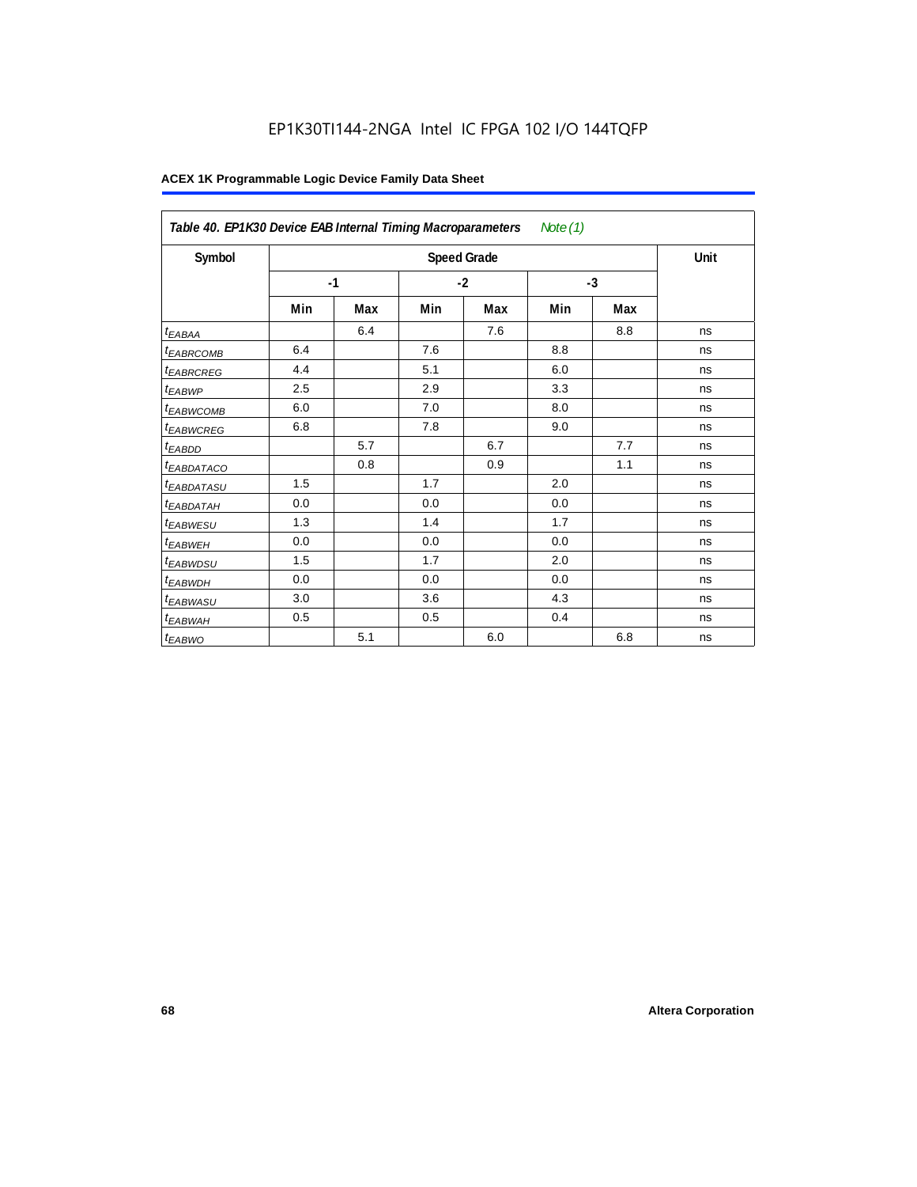EP1K30TI144-2NGA Intel IC FPGA 102 I/O 144TQFP

**Table 40. EP1K30 Device EAB Internal Timing Macroparameters** *Note (1)*

| Symbol | Speed Grade | | | | | | Unit |
|---|---|---|---|---|---|---|---|
| | -1 | | -2 | | -3 | | |
| | Min | Max | Min | Max | Min | Max | |
| $t_{EABAA}$ | | 6.4 | | 7.6 | | 8.8 | ns |
| $t_{EABRCOMB}$ | 6.4 | | 7.6 | | 8.8 | | ns |
| $t_{EABRCREG}$ | 4.4 | | 5.1 | | 6.0 | | ns |
| $t_{EABWP}$ | 2.5 | | 2.9 | | 3.3 | | ns |
| $t_{EABWCOMB}$ | 6.0 | | 7.0 | | 8.0 | | ns |
| $t_{EABWCREG}$ | 6.8 | | 7.8 | | 9.0 | | ns |
| $t_{EABDD}$ | | 5.7 | | 6.7 | | 7.7 | ns |
| $t_{EABDATACO}$ | | 0.8 | | 0.9 | | 1.1 | ns |
| $t_{EABDATASU}$ | 1.5 | | 1.7 | | 2.0 | | ns |
| $t_{EABDATAH}$ | 0.0 | | 0.0 | | 0.0 | | ns |
| $t_{EABWESU}$ | 1.3 | | 1.4 | | 1.7 | | ns |
| $t_{EABWEH}$ | 0.0 | | 0.0 | | 0.0 | | ns |
| $t_{EABWDSU}$ | 1.5 | | 1.7 | | 2.0 | | ns |
| $t_{EABWDH}$ | 0.0 | | 0.0 | | 0.0 | | ns |
| $t_{EABWASU}$ | 3.0 | | 3.6 | | 4.3 | | ns |
| $t_{EABWAH}$ | 0.5 | | 0.5 | | 0.4 | | ns |
| $t_{EABWO}$ | | 5.1 | | 6.0 | | 6.8 | ns |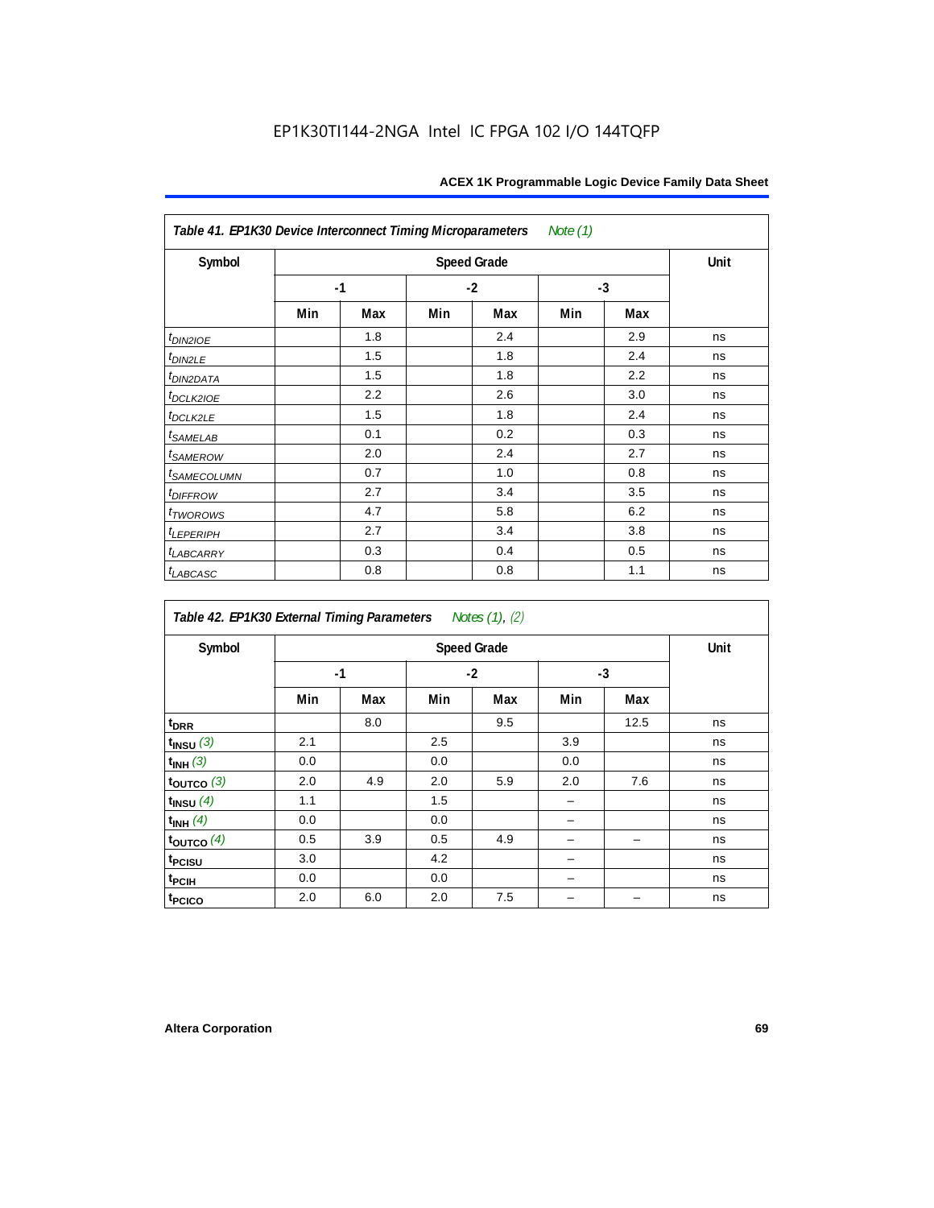EP1K30TI144-2NGA Intel IC FPGA 102 I/O 144TQFP

**Table 41. EP1K30 Device Interconnect Timing Microparameters** *Note (1)*

| Symbol | Speed Grade | | | | | | Unit |
|---|---|---|---|---|---|---|---|
| | -1 | | -2 | | -3 | | |
| | Min | Max | Min | Max | Min | Max | |
| $t_{DIN2IOE}$ | | 1.8 | | 2.4 | | 2.9 | ns |
| $t_{DIN2LE}$ | | 1.5 | | 1.8 | | 2.4 | ns |
| $t_{DIN2DATA}$ | | 1.5 | | 1.8 | | 2.2 | ns |
| $t_{DCLK2IOE}$ | | 2.2 | | 2.6 | | 3.0 | ns |
| $t_{DCLK2LE}$ | | 1.5 | | 1.8 | | 2.4 | ns |
| $t_{SAMELAB}$ | | 0.1 | | 0.2 | | 0.3 | ns |
| $t_{SAMEROW}$ | | 2.0 | | 2.4 | | 2.7 | ns |
| $t_{SAMECOLUMN}$ | | 0.7 | | 1.0 | | 0.8 | ns |
| $t_{DIFFROW}$ | | 2.7 | | 3.4 | | 3.5 | ns |
| $t_{TWOROWS}$ | | 4.7 | | 5.8 | | 6.2 | ns |
| $t_{LEPERIPH}$ | | 2.7 | | 3.4 | | 3.8 | ns |
| $t_{LABCARRY}$ | | 0.3 | | 0.4 | | 0.5 | ns |
| $t_{LABCASC}$ | | 0.8 | | 0.8 | | 1.1 | ns |

**Table 42. EP1K30 External Timing Parameters** *Notes (1), (2)*

| Symbol | Speed Grade | | | | | | Unit |
|---|---|---|---|---|---|---|---|
| | -1 | | -2 | | -3 | | |
| | Min | Max | Min | Max | Min | Max | |
| $t_{DRR}$ | | 8.0 | | 9.5 | | 12.5 | ns |
| $t_{INSU}$ *(3)* | 2.1 | | 2.5 | | 3.9 | | ns |
| $t_{INH}$ *(3)* | 0.0 | | 0.0 | | 0.0 | | ns |
| $t_{OUTCO}$ *(3)* | 2.0 | 4.9 | 2.0 | 5.9 | 2.0 | 7.6 | ns |
| $t_{INSU}$ *(4)* | 1.1 | | 1.5 | | – | | ns |
| $t_{INH}$ *(4)* | 0.0 | | 0.0 | | – | | ns |
| $t_{OUTCO}$ *(4)* | 0.5 | 3.9 | 0.5 | 4.9 | – | – | ns |
| $t_{PCISU}$ | 3.0 | | 4.2 | | – | | ns |
| $t_{PCIH}$ | 0.0 | | 0.0 | | – | | ns |
| $t_{PCICO}$ | 2.0 | 6.0 | 2.0 | 7.5 | – | – | ns |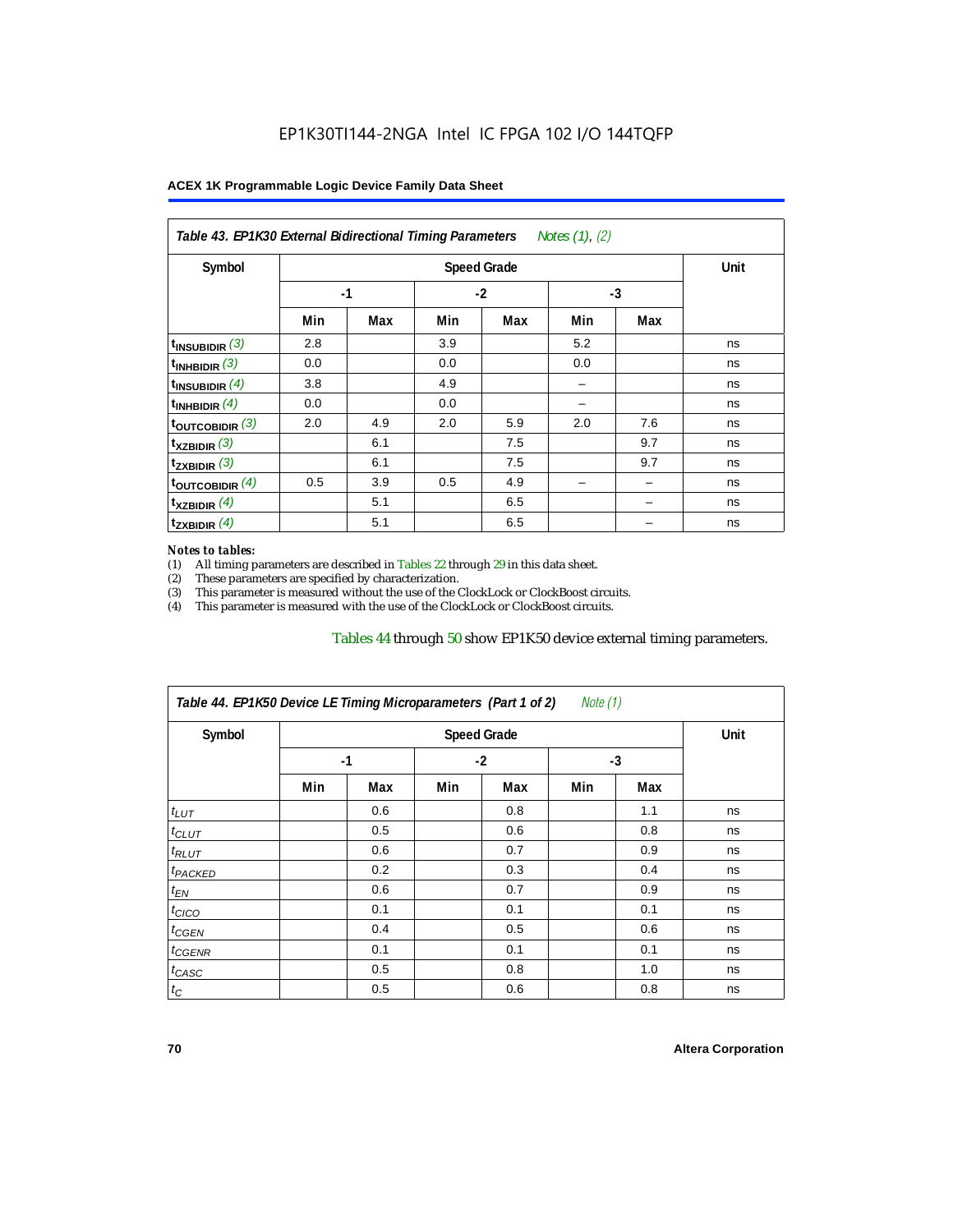EP1K30TI144-2NGA Intel IC FPGA 102 I/O 144TQFP

| Table 43. EP1K30 External Bidirectional Timing Parameters *Notes (1), (2)* | | | | | | | |
|---|---|---|---|---|---|---|---|
| Symbol | Speed Grade | | | | | | Unit |
| | -1 | | -2 | | -3 | | |
| | Min | Max | Min | Max | Min | Max | |
| $t_{INSUBIDIR}$ (3) | 2.8 | | 3.9 | | 5.2 | | ns |
| $t_{INHBIDIR}$ (3) | 0.0 | | 0.0 | | 0.0 | | ns |
| $t_{INSUBIDIR}$ (4) | 3.8 | | 4.9 | | – | | ns |
| $t_{INHBIDIR}$ (4) | 0.0 | | 0.0 | | – | | ns |
| $t_{OUTCOBIDIR}$ (3) | 2.0 | 4.9 | 2.0 | 5.9 | 2.0 | 7.6 | ns |
| $t_{XZBIDIR}$ (3) | | 6.1 | | 7.5 | | 9.7 | ns |
| $t_{ZXBIDIR}$ (3) | | 6.1 | | 7.5 | | 9.7 | ns |
| $t_{OUTCOBIDIR}$ (4) | 0.5 | 3.9 | 0.5 | 4.9 | – | – | ns |
| $t_{XZBIDIR}$ (4) | | 5.1 | | 6.5 | | – | ns |
| $t_{ZXBIDIR}$ (4) | | 5.1 | | 6.5 | | – | ns |

*Notes to tables:*

(1) All timing parameters are described in Tables 22 through 29 in this data sheet.
(2) These parameters are specified by characterization.
(3) This parameter is measured without the use of the ClockLock or ClockBoost circuits.
(4) This parameter is measured with the use of the ClockLock or ClockBoost circuits.

Tables 44 through 50 show EP1K50 device external timing parameters.

| Table 44. EP1K50 Device LE Timing Microparameters (Part 1 of 2) *Note (1)* | | | | | | | |
|---|---|---|---|---|---|---|---|
| Symbol | Speed Grade | | | | | | Unit |
| | -1 | | -2 | | -3 | | |
| | Min | Max | Min | Max | Min | Max | |
| $t_{LUT}$ | | 0.6 | | 0.8 | | 1.1 | ns |
| $t_{CLUT}$ | | 0.5 | | 0.6 | | 0.8 | ns |
| $t_{RLUT}$ | | 0.6 | | 0.7 | | 0.9 | ns |
| $t_{PACKED}$ | | 0.2 | | 0.3 | | 0.4 | ns |
| $t_{EN}$ | | 0.6 | | 0.7 | | 0.9 | ns |
| $t_{CICO}$ | | 0.1 | | 0.1 | | 0.1 | ns |
| $t_{CGEN}$ | | 0.4 | | 0.5 | | 0.6 | ns |
| $t_{CGENR}$ | | 0.1 | | 0.1 | | 0.1 | ns |
| $t_{CASC}$ | | 0.5 | | 0.8 | | 1.0 | ns |
| $t_{C}$ | | 0.5 | | 0.6 | | 0.8 | ns |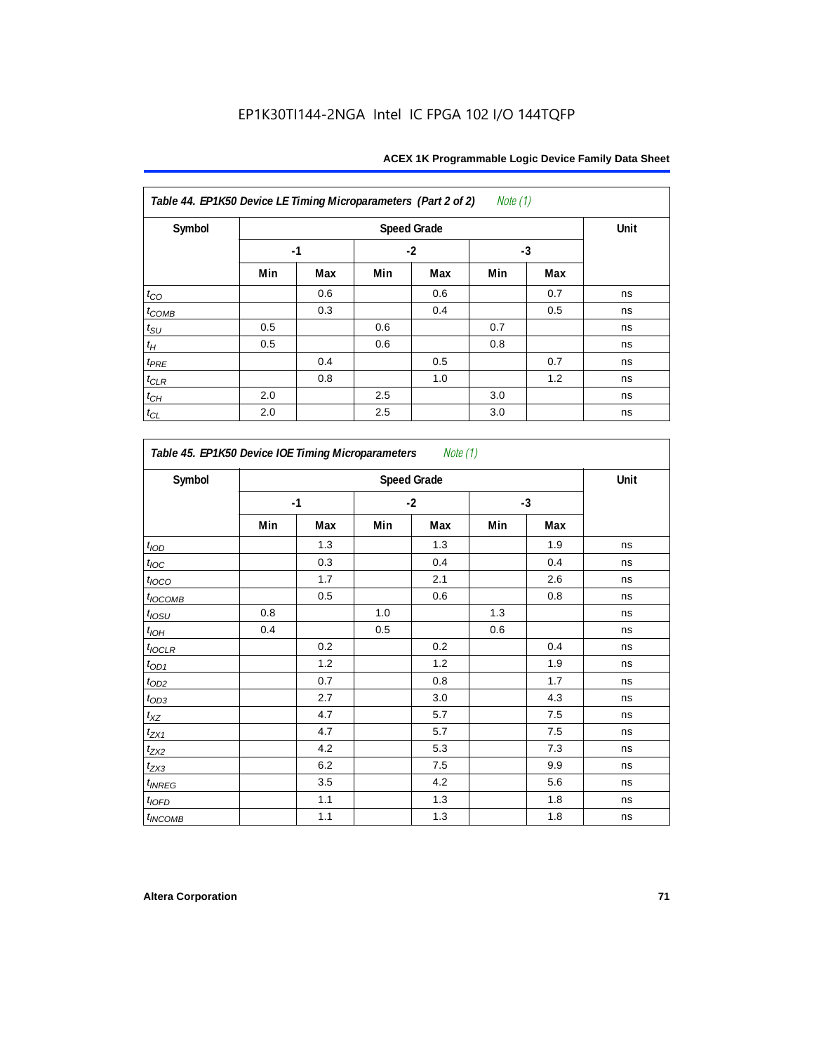| Table 44. EP1K50 Device LE Timing Microparameters (Part 2 of 2) *Note (1)* | | | | | | | |
|---|---|---|---|---|---|---|---|
| Symbol | Speed Grade | | | | | | Unit |
| | -1 | | -2 | | -3 | | |
| | Min | Max | Min | Max | Min | Max | |
| $t_{CO}$ | | 0.6 | | 0.6 | | 0.7 | ns |
| $t_{COMB}$ | | 0.3 | | 0.4 | | 0.5 | ns |
| $t_{SU}$ | 0.5 | | 0.6 | | 0.7 | | ns |
| $t_H$ | 0.5 | | 0.6 | | 0.8 | | ns |
| $t_{PRE}$ | | 0.4 | | 0.5 | | 0.7 | ns |
| $t_{CLR}$ | | 0.8 | | 1.0 | | 1.2 | ns |
| $t_{CH}$ | 2.0 | | 2.5 | | 3.0 | | ns |
| $t_{CL}$ | 2.0 | | 2.5 | | 3.0 | | ns |

| Table 45. EP1K50 Device IOE Timing Microparameters *Note (1)* | | | | | | | |
|---|---|---|---|---|---|---|---|
| Symbol | Speed Grade | | | | | | Unit |
| | -1 | | -2 | | -3 | | |
| | Min | Max | Min | Max | Min | Max | |
| $t_{IOD}$ | | 1.3 | | 1.3 | | 1.9 | ns |
| $t_{IOC}$ | | 0.3 | | 0.4 | | 0.4 | ns |
| $t_{IOCO}$ | | 1.7 | | 2.1 | | 2.6 | ns |
| $t_{IOCOMB}$ | | 0.5 | | 0.6 | | 0.8 | ns |
| $t_{IOSU}$ | 0.8 | | 1.0 | | 1.3 | | ns |
| $t_{IOH}$ | 0.4 | | 0.5 | | 0.6 | | ns |
| $t_{IOCLR}$ | | 0.2 | | 0.2 | | 0.4 | ns |
| $t_{OD1}$ | | 1.2 | | 1.2 | | 1.9 | ns |
| $t_{OD2}$ | | 0.7 | | 0.8 | | 1.7 | ns |
| $t_{OD3}$ | | 2.7 | | 3.0 | | 4.3 | ns |
| $t_{XZ}$ | | 4.7 | | 5.7 | | 7.5 | ns |
| $t_{ZX1}$ | | 4.7 | | 5.7 | | 7.5 | ns |
| $t_{ZX2}$ | | 4.2 | | 5.3 | | 7.3 | ns |
| $t_{ZX3}$ | | 6.2 | | 7.5 | | 9.9 | ns |
| $t_{INREG}$ | | 3.5 | | 4.2 | | 5.6 | ns |
| $t_{IOFD}$ | | 1.1 | | 1.3 | | 1.8 | ns |
| $t_{INCOMB}$ | | 1.1 | | 1.3 | | 1.8 | ns |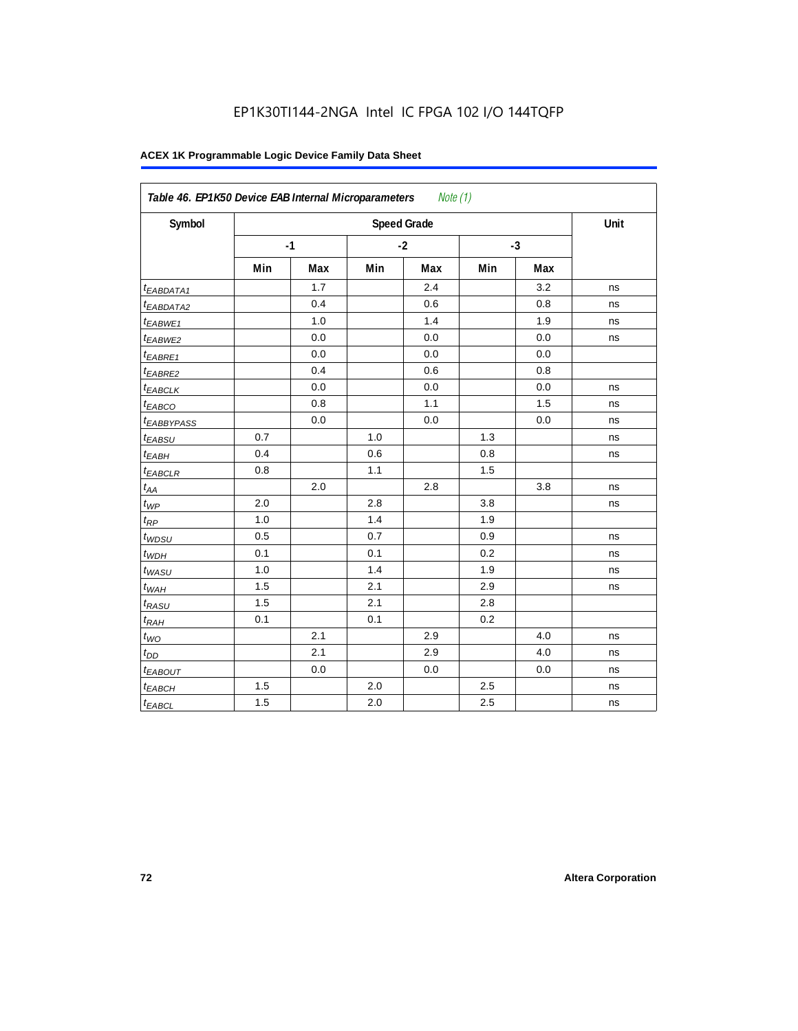EP1K30TI144-2NGA Intel IC FPGA 102 I/O 144TQFP

**Table 46. EP1K50 Device EAB Internal Microparameters** *Note (1)*

| Symbol | Speed Grade | | | | | | Unit |
|---|---|---|---|---|---|---|---|
| | -1 | | -2 | | -3 | | |
| | Min | Max | Min | Max | Min | Max | |
| $t_{EABDATA1}$ | | 1.7 | | 2.4 | | 3.2 | ns |
| $t_{EABDATA2}$ | | 0.4 | | 0.6 | | 0.8 | ns |
| $t_{EABWE1}$ | | 1.0 | | 1.4 | | 1.9 | ns |
| $t_{EABWE2}$ | | 0.0 | | 0.0 | | 0.0 | ns |
| $t_{EABRE1}$ | | 0.0 | | 0.0 | | 0.0 | |
| $t_{EABRE2}$ | | 0.4 | | 0.6 | | 0.8 | |
| $t_{EABCLK}$ | | 0.0 | | 0.0 | | 0.0 | ns |
| $t_{EABCO}$ | | 0.8 | | 1.1 | | 1.5 | ns |
| $t_{EABBYPASS}$ | | 0.0 | | 0.0 | | 0.0 | ns |
| $t_{EABSU}$ | 0.7 | | 1.0 | | 1.3 | | ns |
| $t_{EABH}$ | 0.4 | | 0.6 | | 0.8 | | ns |
| $t_{EABCLR}$ | 0.8 | | 1.1 | | 1.5 | | |
| $t_{AA}$ | | 2.0 | | 2.8 | | 3.8 | ns |
| $t_{WP}$ | 2.0 | | 2.8 | | 3.8 | | ns |
| $t_{RP}$ | 1.0 | | 1.4 | | 1.9 | | |
| $t_{WDSU}$ | 0.5 | | 0.7 | | 0.9 | | ns |
| $t_{WDH}$ | 0.1 | | 0.1 | | 0.2 | | ns |
| $t_{WASU}$ | 1.0 | | 1.4 | | 1.9 | | ns |
| $t_{WAH}$ | 1.5 | | 2.1 | | 2.9 | | ns |
| $t_{RASU}$ | 1.5 | | 2.1 | | 2.8 | | |
| $t_{RAH}$ | 0.1 | | 0.1 | | 0.2 | | |
| $t_{WO}$ | | 2.1 | | 2.9 | | 4.0 | ns |
| $t_{DD}$ | | 2.1 | | 2.9 | | 4.0 | ns |
| $t_{EABOUT}$ | | 0.0 | | 0.0 | | 0.0 | ns |
| $t_{EABCH}$ | 1.5 | | 2.0 | | 2.5 | | ns |
| $t_{EABCL}$ | 1.5 | | 2.0 | | 2.5 | | ns |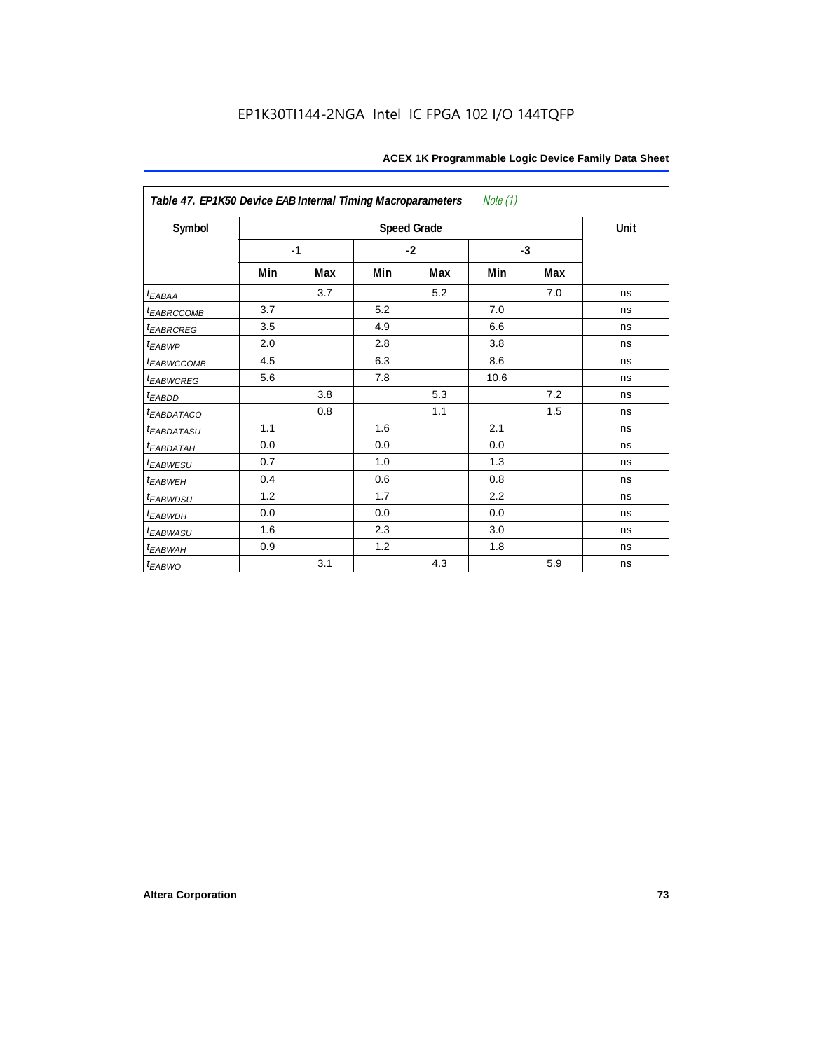| Table 47. EP1K50 Device EAB Internal Timing Macroparameters *Note (1)* | | | | | | | |
|---|---|---|---|---|---|---|---|
| Symbol | Speed Grade | | | | | | Unit |
| | -1 | | -2 | | -3 | | |
| | Min | Max | Min | Max | Min | Max | |
| $t_{EABAA}$ | | 3.7 | | 5.2 | | 7.0 | ns |
| $t_{EABRCCOMB}$ | 3.7 | | 5.2 | | 7.0 | | ns |
| $t_{EABRCREG}$ | 3.5 | | 4.9 | | 6.6 | | ns |
| $t_{EABWP}$ | 2.0 | | 2.8 | | 3.8 | | ns |
| $t_{EABWCCOMB}$ | 4.5 | | 6.3 | | 8.6 | | ns |
| $t_{EABWCREG}$ | 5.6 | | 7.8 | | 10.6 | | ns |
| $t_{EABDD}$ | | 3.8 | | 5.3 | | 7.2 | ns |
| $t_{EABDATACO}$ | | 0.8 | | 1.1 | | 1.5 | ns |
| $t_{EABDATASU}$ | 1.1 | | 1.6 | | 2.1 | | ns |
| $t_{EABDATAH}$ | 0.0 | | 0.0 | | 0.0 | | ns |
| $t_{EABWESU}$ | 0.7 | | 1.0 | | 1.3 | | ns |
| $t_{EABWEH}$ | 0.4 | | 0.6 | | 0.8 | | ns |
| $t_{EABWDSU}$ | 1.2 | | 1.7 | | 2.2 | | ns |
| $t_{EABWDH}$ | 0.0 | | 0.0 | | 0.0 | | ns |
| $t_{EABWASU}$ | 1.6 | | 2.3 | | 3.0 | | ns |
| $t_{EABWAH}$ | 0.9 | | 1.2 | | 1.8 | | ns |
| $t_{EABWO}$ | | 3.1 | | 4.3 | | 5.9 | ns |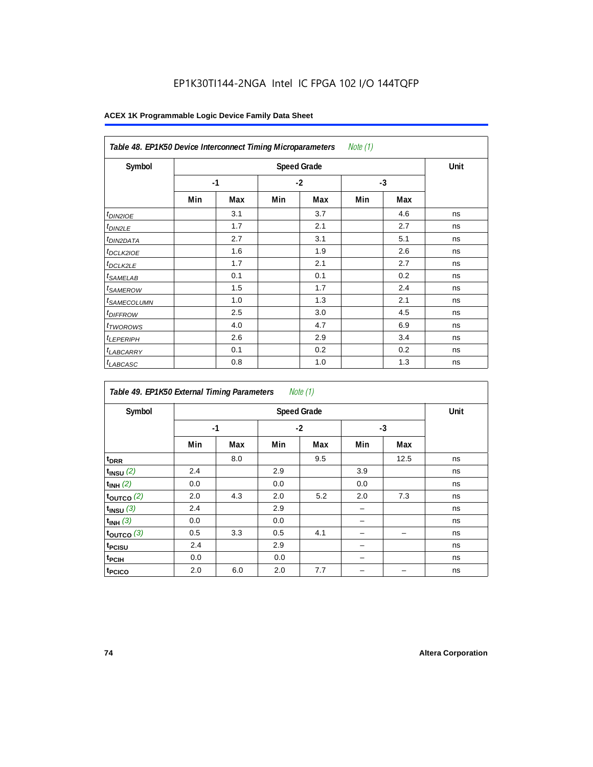| Table 48. EP1K50 Device Interconnect Timing Microparameters *Note (1)* | | | | | | | |
|---|---|---|---|---|---|---|---|
| **Symbol** | **Speed Grade** | | | | | | **Unit** |
| | **-1** | | **-2** | | **-3** | | |
| | **Min** | **Max** | **Min** | **Max** | **Min** | **Max** | |
| $t_{DIN2IOE}$ | | 3.1 | | 3.7 | | 4.6 | ns |
| $t_{DIN2LE}$ | | 1.7 | | 2.1 | | 2.7 | ns |
| $t_{DIN2DATA}$ | | 2.7 | | 3.1 | | 5.1 | ns |
| $t_{DCLK2IOE}$ | | 1.6 | | 1.9 | | 2.6 | ns |
| $t_{DCLK2LE}$ | | 1.7 | | 2.1 | | 2.7 | ns |
| $t_{SAMELAB}$ | | 0.1 | | 0.1 | | 0.2 | ns |
| $t_{SAMEROW}$ | | 1.5 | | 1.7 | | 2.4 | ns |
| $t_{SAMECOLUMN}$ | | 1.0 | | 1.3 | | 2.1 | ns |
| $t_{DIFFROW}$ | | 2.5 | | 3.0 | | 4.5 | ns |
| $t_{TWOROWS}$ | | 4.0 | | 4.7 | | 6.9 | ns |
| $t_{LEPERIPH}$ | | 2.6 | | 2.9 | | 3.4 | ns |
| $t_{LABCARRY}$ | | 0.1 | | 0.2 | | 0.2 | ns |
| $t_{LABCASC}$ | | 0.8 | | 1.0 | | 1.3 | ns |

| Table 49. EP1K50 External Timing Parameters *Note (1)* | | | | | | | |
|---|---|---|---|---|---|---|---|
| **Symbol** | **Speed Grade** | | | | | | **Unit** |
| | **-1** | | **-2** | | **-3** | | |
| | **Min** | **Max** | **Min** | **Max** | **Min** | **Max** | |
| $t_{DRR}$ | | 8.0 | | 9.5 | | 12.5 | ns |
| $t_{INSU}$ *(2)* | 2.4 | | 2.9 | | 3.9 | | ns |
| $t_{INH}$ *(2)* | 0.0 | | 0.0 | | 0.0 | | ns |
| $t_{OUTCO}$ *(2)* | 2.0 | 4.3 | 2.0 | 5.2 | 2.0 | 7.3 | ns |
| $t_{INSU}$ *(3)* | 2.4 | | 2.9 | | – | | ns |
| $t_{INH}$ *(3)* | 0.0 | | 0.0 | | – | | ns |
| $t_{OUTCO}$ *(3)* | 0.5 | 3.3 | 0.5 | 4.1 | – | – | ns |
| $t_{PCISU}$ | 2.4 | | 2.9 | | – | | ns |
| $t_{PCIH}$ | 0.0 | | 0.0 | | – | | ns |
| $t_{PCICO}$ | 2.0 | 6.0 | 2.0 | 7.7 | – | – | ns |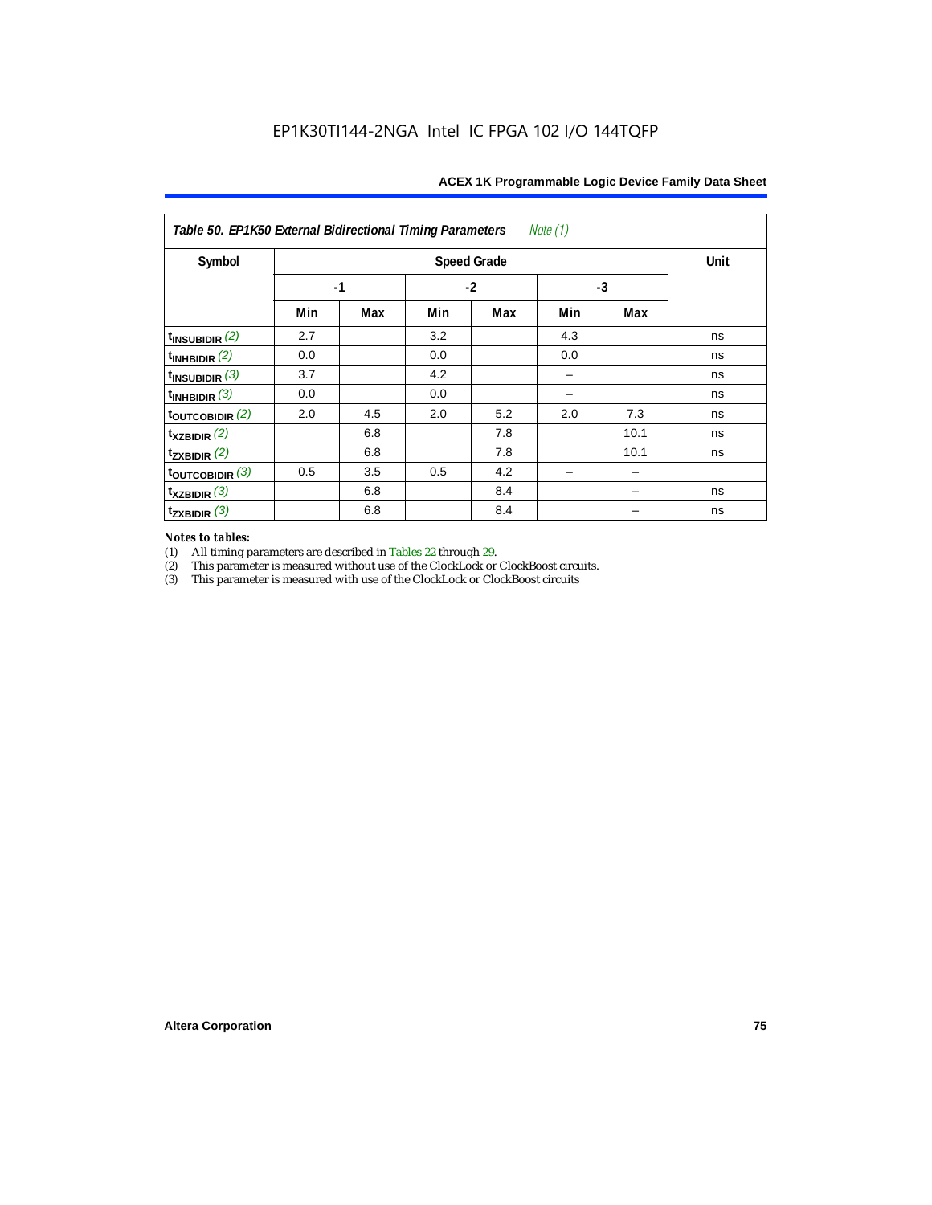Table 50. EP1K50 External Bidirectional Timing Parameters *Note (1)*

| Symbol | Speed Grade | | | | | | Unit |
|---|---|---|---|---|---|---|---|
| | -1 | | -2 | | -3 | | |
| | Min | Max | Min | Max | Min | Max | |
| $t_{INSUBIDIR}$ *(2)* | 2.7 | | 3.2 | | 4.3 | | ns |
| $t_{INHBIDIR}$ *(2)* | 0.0 | | 0.0 | | 0.0 | | ns |
| $t_{INSUBIDIR}$ *(3)* | 3.7 | | 4.2 | | – | | ns |
| $t_{INHBIDIR}$ *(3)* | 0.0 | | 0.0 | | – | | ns |
| $t_{OUTCOBIDIR}$ *(2)* | 2.0 | 4.5 | 2.0 | 5.2 | 2.0 | 7.3 | ns |
| $t_{XZBIDIR}$ *(2)* | | 6.8 | | 7.8 | | 10.1 | ns |
| $t_{ZXBIDIR}$ *(2)* | | 6.8 | | 7.8 | | 10.1 | ns |
| $t_{OUTCOBIDIR}$ *(3)* | 0.5 | 3.5 | 0.5 | 4.2 | – | – | |
| $t_{XZBIDIR}$ *(3)* | | 6.8 | | 8.4 | | – | ns |
| $t_{ZXBIDIR}$ *(3)* | | 6.8 | | 8.4 | | – | ns |

*Notes to tables:*

(1) All timing parameters are described in Tables 22 through 29.

(2) This parameter is measured without use of the ClockLock or ClockBoost circuits.

(3) This parameter is measured with use of the ClockLock or ClockBoost circuits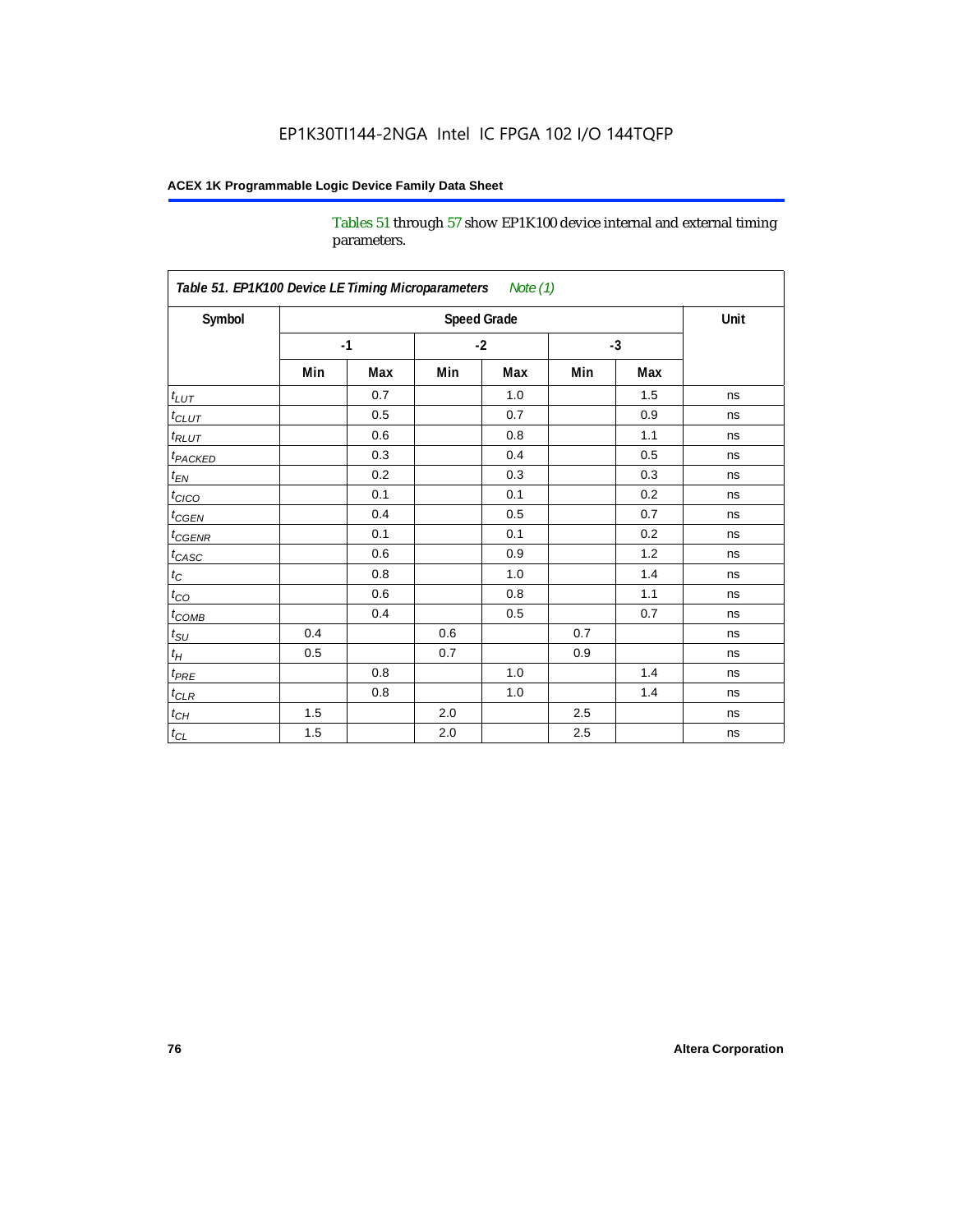Tables 51 through 57 show EP1K100 device internal and external timing parameters.

| *Table 51. EP1K100 Device LE Timing Microparameters Note (1)* | | | | | | | |
|---|---|---|---|---|---|---|---|
| **Symbol** | **Speed Grade** | | | | | | **Unit** |
| | **-1** | | **-2** | | **-3** | | |
| | **Min** | **Max** | **Min** | **Max** | **Min** | **Max** | |
| $t_{LUT}$ | | 0.7 | | 1.0 | | 1.5 | ns |
| $t_{CLUT}$ | | 0.5 | | 0.7 | | 0.9 | ns |
| $t_{RLUT}$ | | 0.6 | | 0.8 | | 1.1 | ns |
| $t_{PACKED}$ | | 0.3 | | 0.4 | | 0.5 | ns |
| $t_{EN}$ | | 0.2 | | 0.3 | | 0.3 | ns |
| $t_{CICO}$ | | 0.1 | | 0.1 | | 0.2 | ns |
| $t_{CGEN}$ | | 0.4 | | 0.5 | | 0.7 | ns |
| $t_{CGENR}$ | | 0.1 | | 0.1 | | 0.2 | ns |
| $t_{CASC}$ | | 0.6 | | 0.9 | | 1.2 | ns |
| $t_{C}$ | | 0.8 | | 1.0 | | 1.4 | ns |
| $t_{CO}$ | | 0.6 | | 0.8 | | 1.1 | ns |
| $t_{COMB}$ | | 0.4 | | 0.5 | | 0.7 | ns |
| $t_{SU}$ | 0.4 | | 0.6 | | 0.7 | | ns |
| $t_{H}$ | 0.5 | | 0.7 | | 0.9 | | ns |
| $t_{PRE}$ | | 0.8 | | 1.0 | | 1.4 | ns |
| $t_{CLR}$ | | 0.8 | | 1.0 | | 1.4 | ns |
| $t_{CH}$ | 1.5 | | 2.0 | | 2.5 | | ns |
| $t_{CL}$ | 1.5 | | 2.0 | | 2.5 | | ns |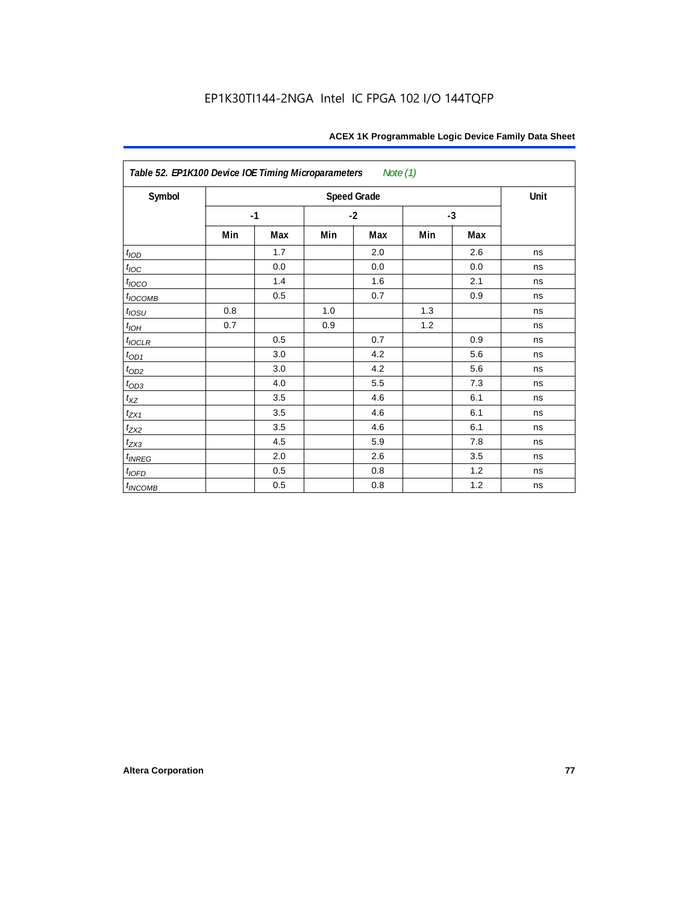**Table 52. EP1K100 Device IOE Timing Microparameters** *Note (1)*

| Symbol | Speed Grade | | | | | | Unit |
|---|---|---|---|---|---|---|---|
| | -1 | | -2 | | -3 | | |
| | Min | Max | Min | Max | Min | Max | |
| $t_{IOD}$ | | 1.7 | | 2.0 | | 2.6 | ns |
| $t_{IOC}$ | | 0.0 | | 0.0 | | 0.0 | ns |
| $t_{IOCO}$ | | 1.4 | | 1.6 | | 2.1 | ns |
| $t_{IOCOMB}$ | | 0.5 | | 0.7 | | 0.9 | ns |
| $t_{IOSU}$ | 0.8 | | 1.0 | | 1.3 | | ns |
| $t_{IOH}$ | 0.7 | | 0.9 | | 1.2 | | ns |
| $t_{IOCLR}$ | | 0.5 | | 0.7 | | 0.9 | ns |
| $t_{OD1}$ | | 3.0 | | 4.2 | | 5.6 | ns |
| $t_{OD2}$ | | 3.0 | | 4.2 | | 5.6 | ns |
| $t_{OD3}$ | | 4.0 | | 5.5 | | 7.3 | ns |
| $t_{XZ}$ | | 3.5 | | 4.6 | | 6.1 | ns |
| $t_{ZX1}$ | | 3.5 | | 4.6 | | 6.1 | ns |
| $t_{ZX2}$ | | 3.5 | | 4.6 | | 6.1 | ns |
| $t_{ZX3}$ | | 4.5 | | 5.9 | | 7.8 | ns |
| $t_{INREG}$ | | 2.0 | | 2.6 | | 3.5 | ns |
| $t_{IOFD}$ | | 0.5 | | 0.8 | | 1.2 | ns |
| $t_{INCOMB}$ | | 0.5 | | 0.8 | | 1.2 | ns |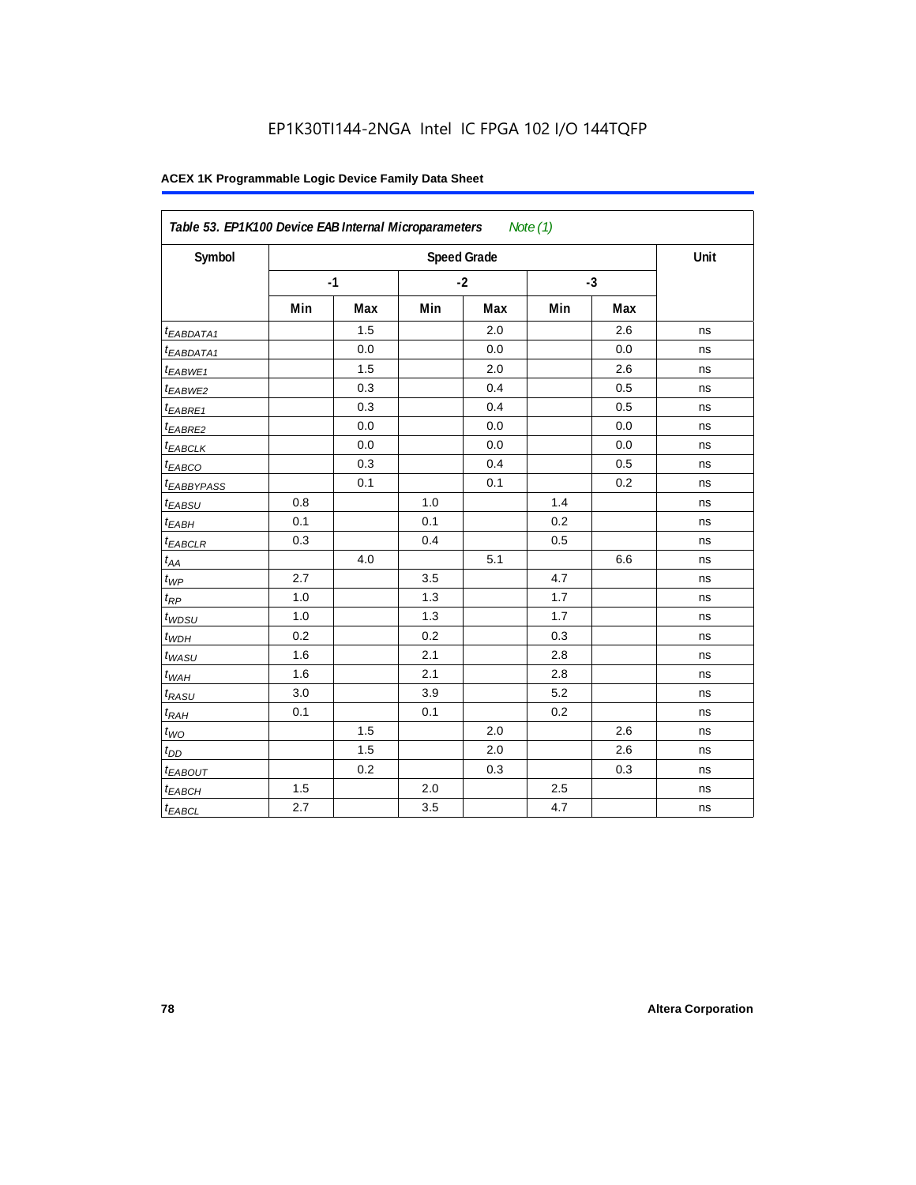EP1K30TI144-2NGA Intel IC FPGA 102 I/O 144TQFP

**Table 53. EP1K100 Device EAB Internal Microparameters** *Note (1)*

| Symbol | Speed Grade | | | | | | Unit |
|---|---|---|---|---|---|---|---|
| | -1 | | -2 | | -3 | | |
| | Min | Max | Min | Max | Min | Max | |
| $t_{EABDATA1}$ | | 1.5 | | 2.0 | | 2.6 | ns |
| $t_{EABDATA1}$ | | 0.0 | | 0.0 | | 0.0 | ns |
| $t_{EABWE1}$ | | 1.5 | | 2.0 | | 2.6 | ns |
| $t_{EABWE2}$ | | 0.3 | | 0.4 | | 0.5 | ns |
| $t_{EABRE1}$ | | 0.3 | | 0.4 | | 0.5 | ns |
| $t_{EABRE2}$ | | 0.0 | | 0.0 | | 0.0 | ns |
| $t_{EABCLK}$ | | 0.0 | | 0.0 | | 0.0 | ns |
| $t_{EABCO}$ | | 0.3 | | 0.4 | | 0.5 | ns |
| $t_{EABBYPASS}$ | | 0.1 | | 0.1 | | 0.2 | ns |
| $t_{EABSU}$ | 0.8 | | 1.0 | | 1.4 | | ns |
| $t_{EABH}$ | 0.1 | | 0.1 | | 0.2 | | ns |
| $t_{EABCLR}$ | 0.3 | | 0.4 | | 0.5 | | ns |
| $t_{AA}$ | | 4.0 | | 5.1 | | 6.6 | ns |
| $t_{WP}$ | 2.7 | | 3.5 | | 4.7 | | ns |
| $t_{RP}$ | 1.0 | | 1.3 | | 1.7 | | ns |
| $t_{WDSU}$ | 1.0 | | 1.3 | | 1.7 | | ns |
| $t_{WDH}$ | 0.2 | | 0.2 | | 0.3 | | ns |
| $t_{WASU}$ | 1.6 | | 2.1 | | 2.8 | | ns |
| $t_{WAH}$ | 1.6 | | 2.1 | | 2.8 | | ns |
| $t_{RASU}$ | 3.0 | | 3.9 | | 5.2 | | ns |
| $t_{RAH}$ | 0.1 | | 0.1 | | 0.2 | | ns |
| $t_{WO}$ | | 1.5 | | 2.0 | | 2.6 | ns |
| $t_{DD}$ | | 1.5 | | 2.0 | | 2.6 | ns |
| $t_{EABOUT}$ | | 0.2 | | 0.3 | | 0.3 | ns |
| $t_{EABCH}$ | 1.5 | | 2.0 | | 2.5 | | ns |
| $t_{EABCL}$ | 2.7 | | 3.5 | | 4.7 | | ns |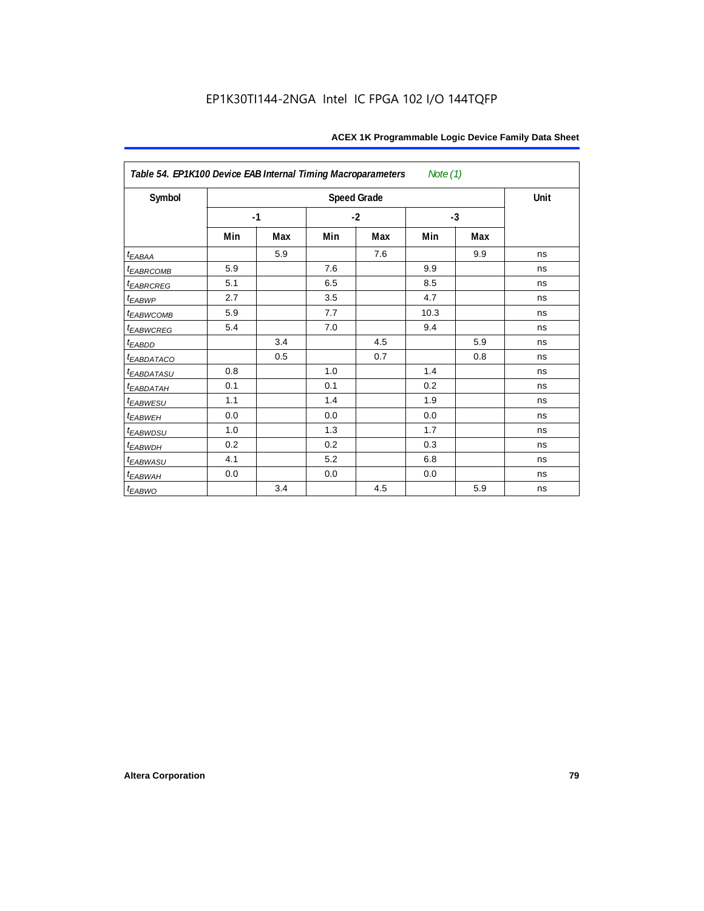Table 54. EP1K100 Device EAB Internal Timing Macroparameters *Note (1)*

| Symbol | Speed Grade | | | | | | Unit |
|---|---|---|---|---|---|---|---|
| | -1 | | -2 | | -3 | | |
| | Min | Max | Min | Max | Min | Max | |
| $t_{EABAA}$ | | 5.9 | | 7.6 | | 9.9 | ns |
| $t_{EABRCOMB}$ | 5.9 | | 7.6 | | 9.9 | | ns |
| $t_{EABRCREG}$ | 5.1 | | 6.5 | | 8.5 | | ns |
| $t_{EABWP}$ | 2.7 | | 3.5 | | 4.7 | | ns |
| $t_{EABWCOMB}$ | 5.9 | | 7.7 | | 10.3 | | ns |
| $t_{EABWCREG}$ | 5.4 | | 7.0 | | 9.4 | | ns |
| $t_{EABDD}$ | | 3.4 | | 4.5 | | 5.9 | ns |
| $t_{EABDATACO}$ | | 0.5 | | 0.7 | | 0.8 | ns |
| $t_{EABDATASU}$ | 0.8 | | 1.0 | | 1.4 | | ns |
| $t_{EABDATAH}$ | 0.1 | | 0.1 | | 0.2 | | ns |
| $t_{EABWESU}$ | 1.1 | | 1.4 | | 1.9 | | ns |
| $t_{EABWEH}$ | 0.0 | | 0.0 | | 0.0 | | ns |
| $t_{EABWDSU}$ | 1.0 | | 1.3 | | 1.7 | | ns |
| $t_{EABWDH}$ | 0.2 | | 0.2 | | 0.3 | | ns |
| $t_{EABWASU}$ | 4.1 | | 5.2 | | 6.8 | | ns |
| $t_{EABWAH}$ | 0.0 | | 0.0 | | 0.0 | | ns |
| $t_{EABWO}$ | | 3.4 | | 4.5 | | 5.9 | ns |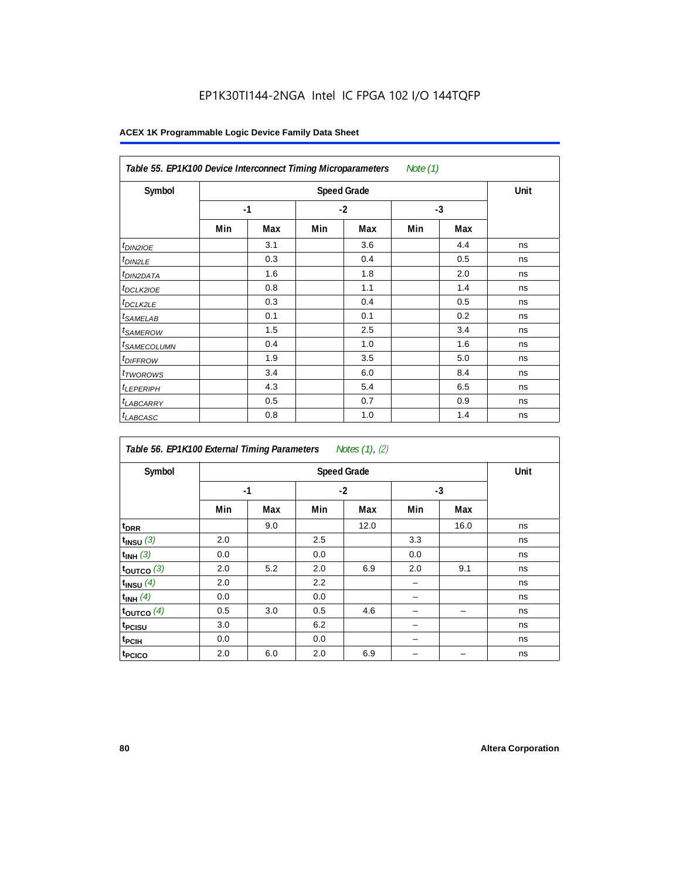EP1K30TI144-2NGA Intel IC FPGA 102 I/O 144TQFP

**Table 55. EP1K100 Device Interconnect Timing Microparameters** *Note (1)*

| Symbol | Speed Grade | | | | | | Unit |
|---|---|---|---|---|---|---|---|
| | -1 | | -2 | | -3 | | |
| | Min | Max | Min | Max | Min | Max | |
| $t_{DIN2IOE}$ | | 3.1 | | 3.6 | | 4.4 | ns |
| $t_{DIN2LE}$ | | 0.3 | | 0.4 | | 0.5 | ns |
| $t_{DIN2DATA}$ | | 1.6 | | 1.8 | | 2.0 | ns |
| $t_{DCLK2IOE}$ | | 0.8 | | 1.1 | | 1.4 | ns |
| $t_{DCLK2LE}$ | | 0.3 | | 0.4 | | 0.5 | ns |
| $t_{SAMELAB}$ | | 0.1 | | 0.1 | | 0.2 | ns |
| $t_{SAMEROW}$ | | 1.5 | | 2.5 | | 3.4 | ns |
| $t_{SAMECOLUMN}$ | | 0.4 | | 1.0 | | 1.6 | ns |
| $t_{DIFFROW}$ | | 1.9 | | 3.5 | | 5.0 | ns |
| $t_{TWOROWS}$ | | 3.4 | | 6.0 | | 8.4 | ns |
| $t_{LEPERIPH}$ | | 4.3 | | 5.4 | | 6.5 | ns |
| $t_{LABCARRY}$ | | 0.5 | | 0.7 | | 0.9 | ns |
| $t_{LABCASC}$ | | 0.8 | | 1.0 | | 1.4 | ns |

**Table 56. EP1K100 External Timing Parameters** *Notes (1), (2)*

| Symbol | Speed Grade | | | | | | Unit |
|---|---|---|---|---|---|---|---|
| | -1 | | -2 | | -3 | | |
| | Min | Max | Min | Max | Min | Max | |
| $t_{DRR}$ | | 9.0 | | 12.0 | | 16.0 | ns |
| $t_{INSU}$ *(3)* | 2.0 | | 2.5 | | 3.3 | | ns |
| $t_{INH}$ *(3)* | 0.0 | | 0.0 | | 0.0 | | ns |
| $t_{OUTCO}$ *(3)* | 2.0 | 5.2 | 2.0 | 6.9 | 2.0 | 9.1 | ns |
| $t_{INSU}$ *(4)* | 2.0 | | 2.2 | | – | | ns |
| $t_{INH}$ *(4)* | 0.0 | | 0.0 | | – | | ns |
| $t_{OUTCO}$ *(4)* | 0.5 | 3.0 | 0.5 | 4.6 | – | – | ns |
| $t_{PCISU}$ | 3.0 | | 6.2 | | – | | ns |
| $t_{PCIH}$ | 0.0 | | 0.0 | | – | | ns |
| $t_{PCICO}$ | 2.0 | 6.0 | 2.0 | 6.9 | – | – | ns |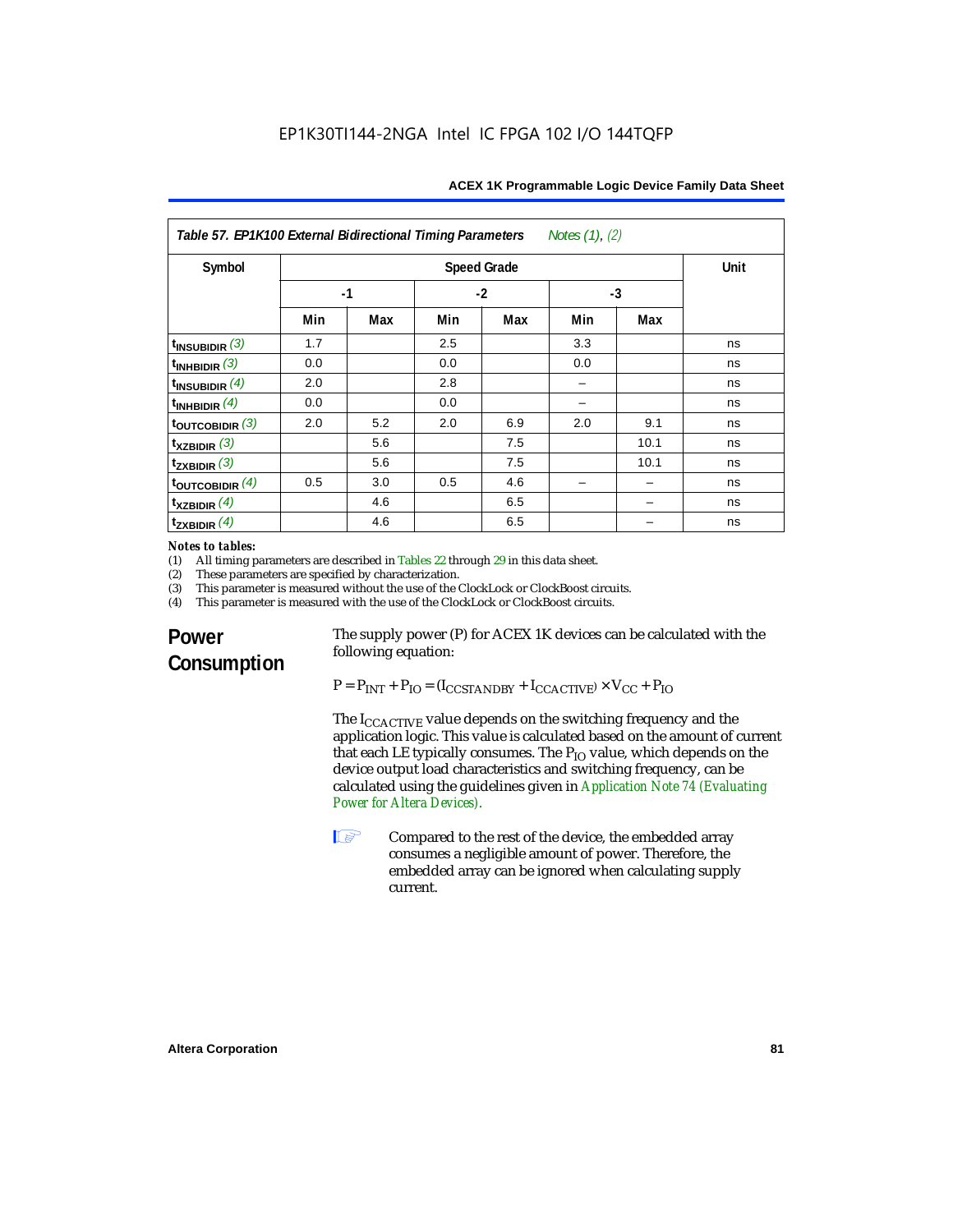| Table 57. EP1K100 External Bidirectional Timing Parameters *Notes (1), (2)* | | | | | | | |
|---|---|---|---|---|---|---|---|
| Symbol | Speed Grade | | | | | | Unit |
| | -1 | | -2 | | -3 | | |
| | Min | Max | Min | Max | Min | Max | |
| $t_{INSUBIDIR}$ *(3)* | 1.7 | | 2.5 | | 3.3 | | ns |
| $t_{INHBIDIR}$ *(3)* | 0.0 | | 0.0 | | 0.0 | | ns |
| $t_{INSUBIDIR}$ *(4)* | 2.0 | | 2.8 | | – | | ns |
| $t_{INHBIDIR}$ *(4)* | 0.0 | | 0.0 | | – | | ns |
| $t_{OUTCOBIDIR}$ *(3)* | 2.0 | 5.2 | 2.0 | 6.9 | 2.0 | 9.1 | ns |
| $t_{XZBIDIR}$ *(3)* | | 5.6 | | 7.5 | | 10.1 | ns |
| $t_{ZXBIDIR}$ *(3)* | | 5.6 | | 7.5 | | 10.1 | ns |
| $t_{OUTCOBIDIR}$ *(4)* | 0.5 | 3.0 | 0.5 | 4.6 | – | – | ns |
| $t_{XZBIDIR}$ *(4)* | | 4.6 | | 6.5 | | – | ns |
| $t_{ZXBIDIR}$ *(4)* | | 4.6 | | 6.5 | | – | ns |

*Notes to tables:*

(1) All timing parameters are described in Tables 22 through 29 in this data sheet.
(2) These parameters are specified by characterization.
(3) This parameter is measured without the use of the ClockLock or ClockBoost circuits.
(4) This parameter is measured with the use of the ClockLock or ClockBoost circuits.

## Power Consumption

The supply power (P) for ACEX 1K devices can be calculated with the following equation:

$$P = P_{INT} + P_{IO} = (I_{CCSTANDBY} + I_{CCACTIVE}) \times V_{CC} + P_{IO}$$

The $I_{CCACTIVE}$ value depends on the switching frequency and the application logic. This value is calculated based on the amount of current that each LE typically consumes. The $P_{IO}$ value, which depends on the device output load characteristics and switching frequency, can be calculated using the guidelines given in Application Note 74 (Evaluating Power for Altera Devices).

Compared to the rest of the device, the embedded array consumes a negligible amount of power. Therefore, the embedded array can be ignored when calculating supply current.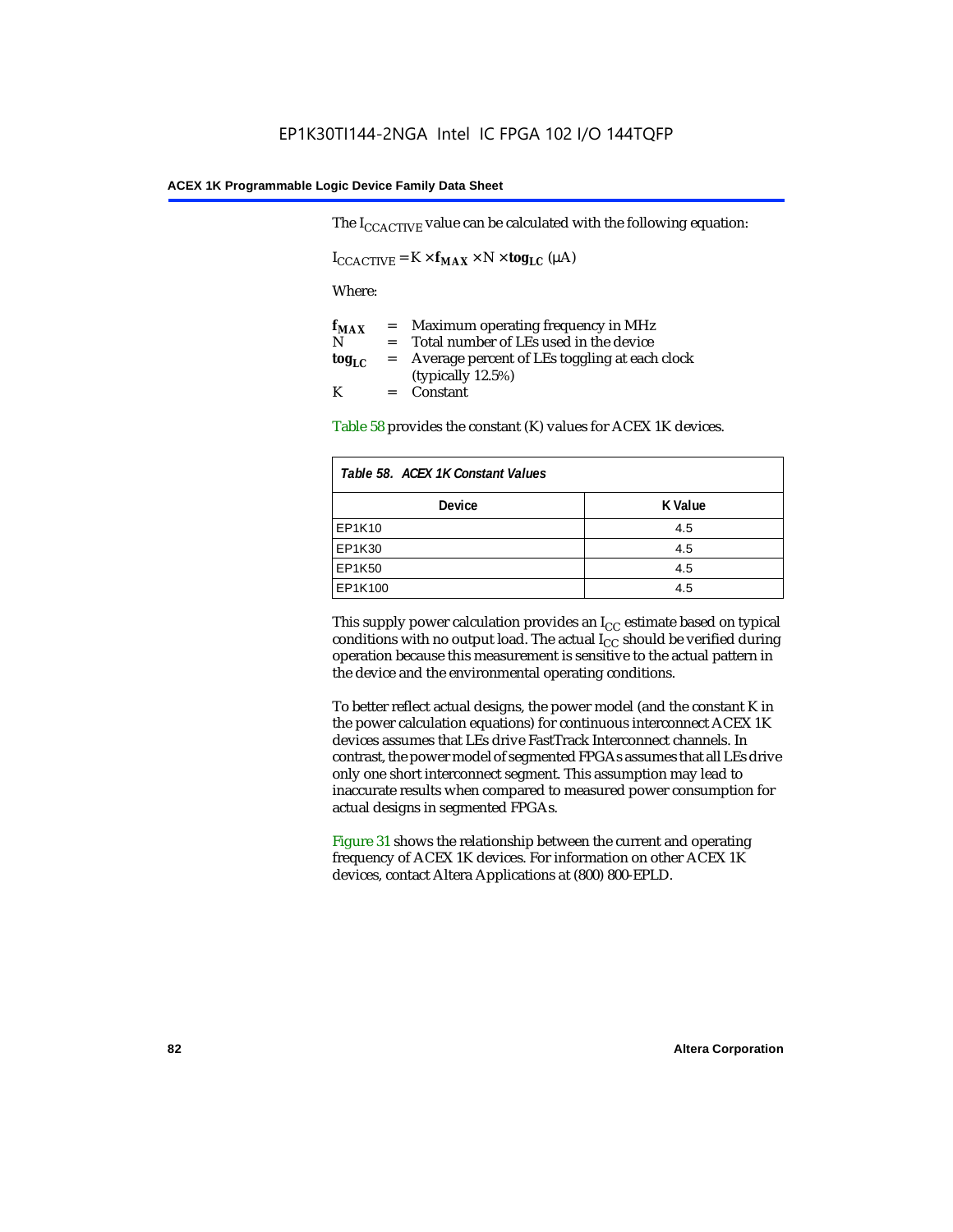The $I_{CCACTIVE}$ value can be calculated with the following equation:

$$I_{CCACTIVE} = K \times \mathbf{f_{MAX}} \times N \times \mathbf{tog_{LC}} \ (\mu A)$$

Where:

$\mathbf{f_{MAX}}$ = Maximum operating frequency in MHz
N = Total number of LEs used in the device
$\mathbf{tog_{LC}}$ = Average percent of LEs toggling at each clock (typically 12.5%)
K = Constant

Table 58 provides the constant (K) values for ACEX 1K devices.

*Table 58. ACEX 1K Constant Values*

| Device | K Value |
|---|---|
| EP1K10 | 4.5 |
| EP1K30 | 4.5 |
| EP1K50 | 4.5 |
| EP1K100 | 4.5 |

This supply power calculation provides an $I_{CC}$ estimate based on typical conditions with no output load. The actual $I_{CC}$ should be verified during operation because this measurement is sensitive to the actual pattern in the device and the environmental operating conditions.

To better reflect actual designs, the power model (and the constant K in the power calculation equations) for continuous interconnect ACEX 1K devices assumes that LEs drive FastTrack Interconnect channels. In contrast, the power model of segmented FPGAs assumes that all LEs drive only one short interconnect segment. This assumption may lead to inaccurate results when compared to measured power consumption for actual designs in segmented FPGAs.

Figure 31 shows the relationship between the current and operating frequency of ACEX 1K devices. For information on other ACEX 1K devices, contact Altera Applications at (800) 800-EPLD.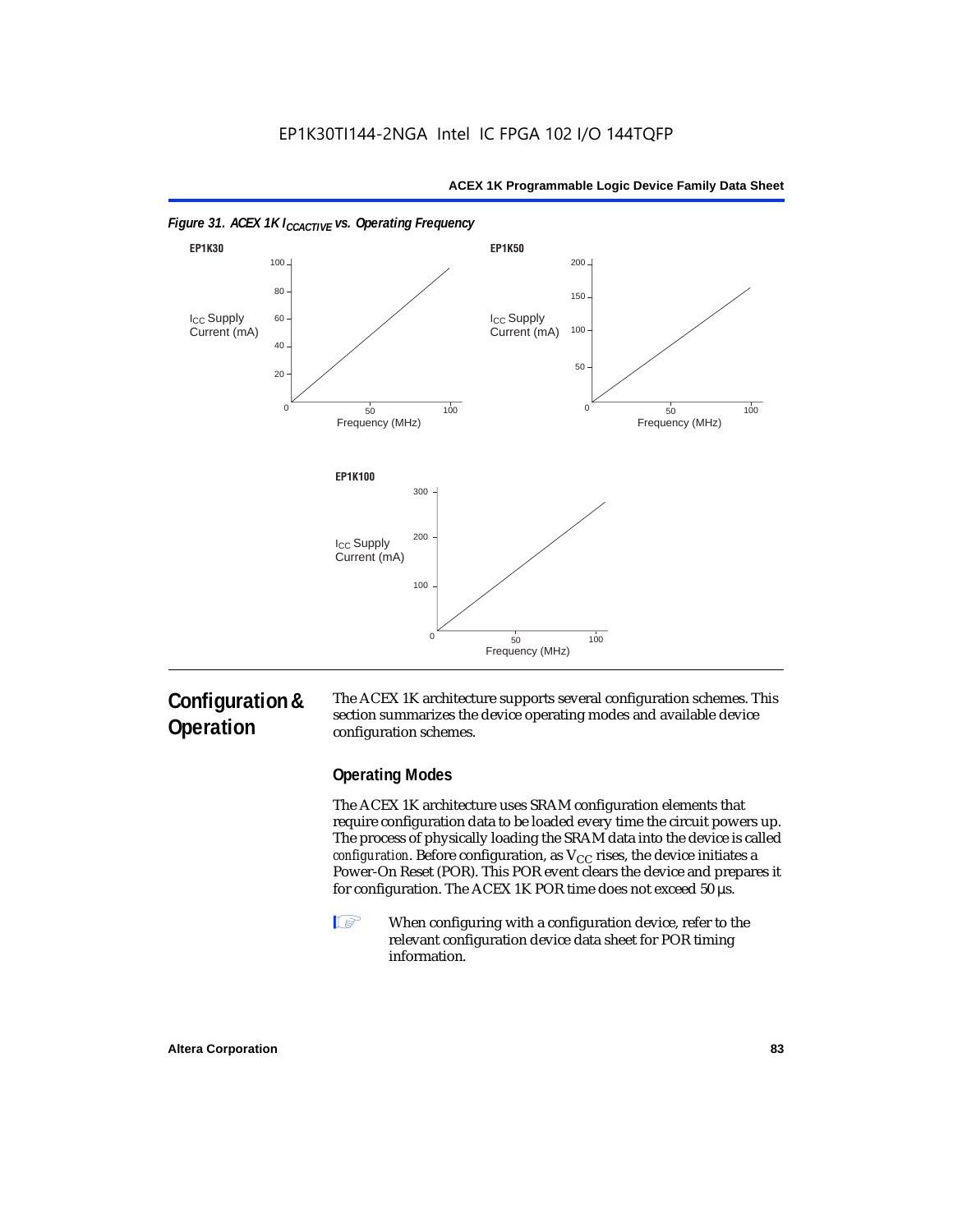*Figure 31. ACEX 1K $I_{CCACTIVE}$ vs. Operating Frequency*

EP1K30

$I_{CC}$ Supply Current (mA)

100
80
60
40
20
0

50
100

Frequency (MHz)

EP1K50

$I_{CC}$ Supply Current (mA)

200
150
100
50
0

50
100

Frequency (MHz)

EP1K100

$I_{CC}$ Supply Current (mA)

300
200
100
0

50
100

Frequency (MHz)

# Configuration & Operation

The ACEX 1K architecture supports several configuration schemes. This section summarizes the device operating modes and available device configuration schemes.

## Operating Modes

The ACEX 1K architecture uses SRAM configuration elements that require configuration data to be loaded every time the circuit powers up. The process of physically loading the SRAM data into the device is called *configuration*. Before configuration, as $V_{CC}$ rises, the device initiates a Power-On Reset (POR). This POR event clears the device and prepares it for configuration. The ACEX 1K POR time does not exceed 50 µs.

When configuring with a configuration device, refer to the relevant configuration device data sheet for POR timing information.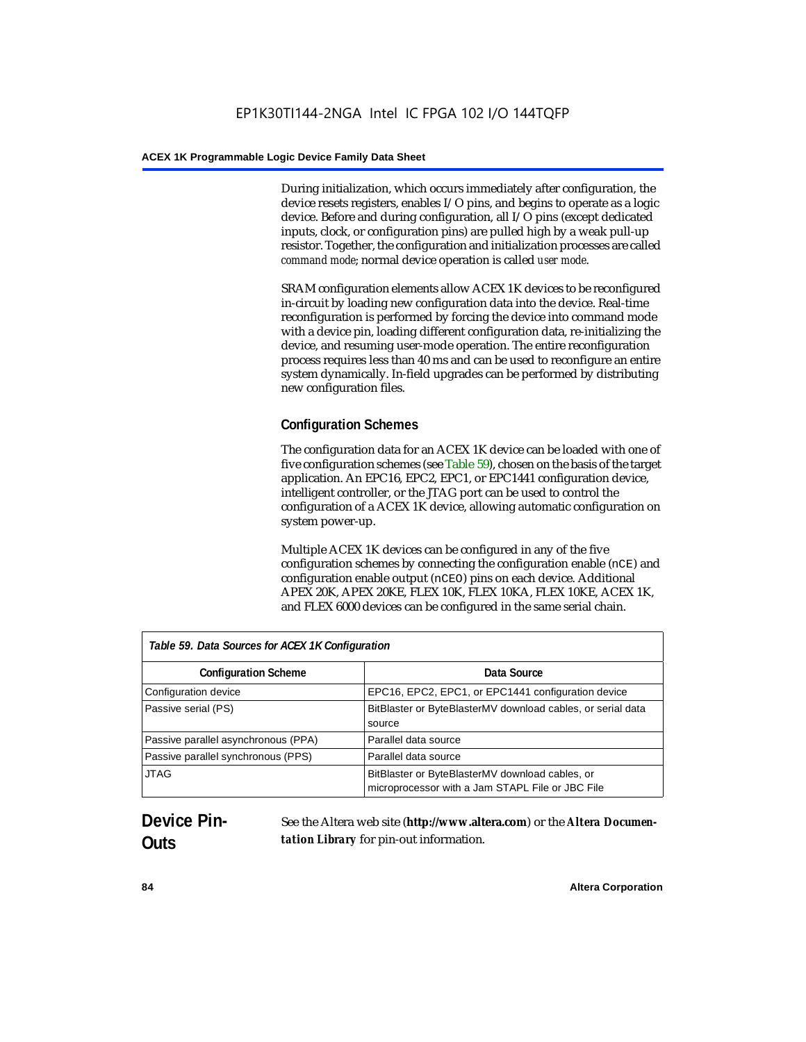During initialization, which occurs immediately after configuration, the device resets registers, enables I/O pins, and begins to operate as a logic device. Before and during configuration, all I/O pins (except dedicated inputs, clock, or configuration pins) are pulled high by a weak pull-up resistor. Together, the configuration and initialization processes are called *command mode*; normal device operation is called *user mode*.

SRAM configuration elements allow ACEX 1K devices to be reconfigured in-circuit by loading new configuration data into the device. Real-time reconfiguration is performed by forcing the device into command mode with a device pin, loading different configuration data, re-initializing the device, and resuming user-mode operation. The entire reconfiguration process requires less than 40 ms and can be used to reconfigure an entire system dynamically. In-field upgrades can be performed by distributing new configuration files.

### Configuration Schemes

The configuration data for an ACEX 1K device can be loaded with one of five configuration schemes (see Table 59), chosen on the basis of the target application. An EPC16, EPC2, EPC1, or EPC1441 configuration device, intelligent controller, or the JTAG port can be used to control the configuration of a ACEX 1K device, allowing automatic configuration on system power-up.

Multiple ACEX 1K devices can be configured in any of the five configuration schemes by connecting the configuration enable (nCE) and configuration enable output (nCEO) pins on each device. Additional APEX 20K, APEX 20KE, FLEX 10K, FLEX 10KA, FLEX 10KE, ACEX 1K, and FLEX 6000 devices can be configured in the same serial chain.

*Table 59. Data Sources for ACEX 1K Configuration*

| Configuration Scheme | Data Source |
|---|---|
| Configuration device | EPC16, EPC2, EPC1, or EPC1441 configuration device |
| Passive serial (PS) | BitBlaster or ByteBlasterMV download cables, or serial data source |
| Passive parallel asynchronous (PPA) | Parallel data source |
| Passive parallel synchronous (PPS) | Parallel data source |
| JTAG | BitBlaster or ByteBlasterMV download cables, or microprocessor with a Jam STAPL File or JBC File |

## Device Pin-Outs

See the Altera web site (**http://www.altera.com**) or the ***Altera Documentation Library*** for pin-out information.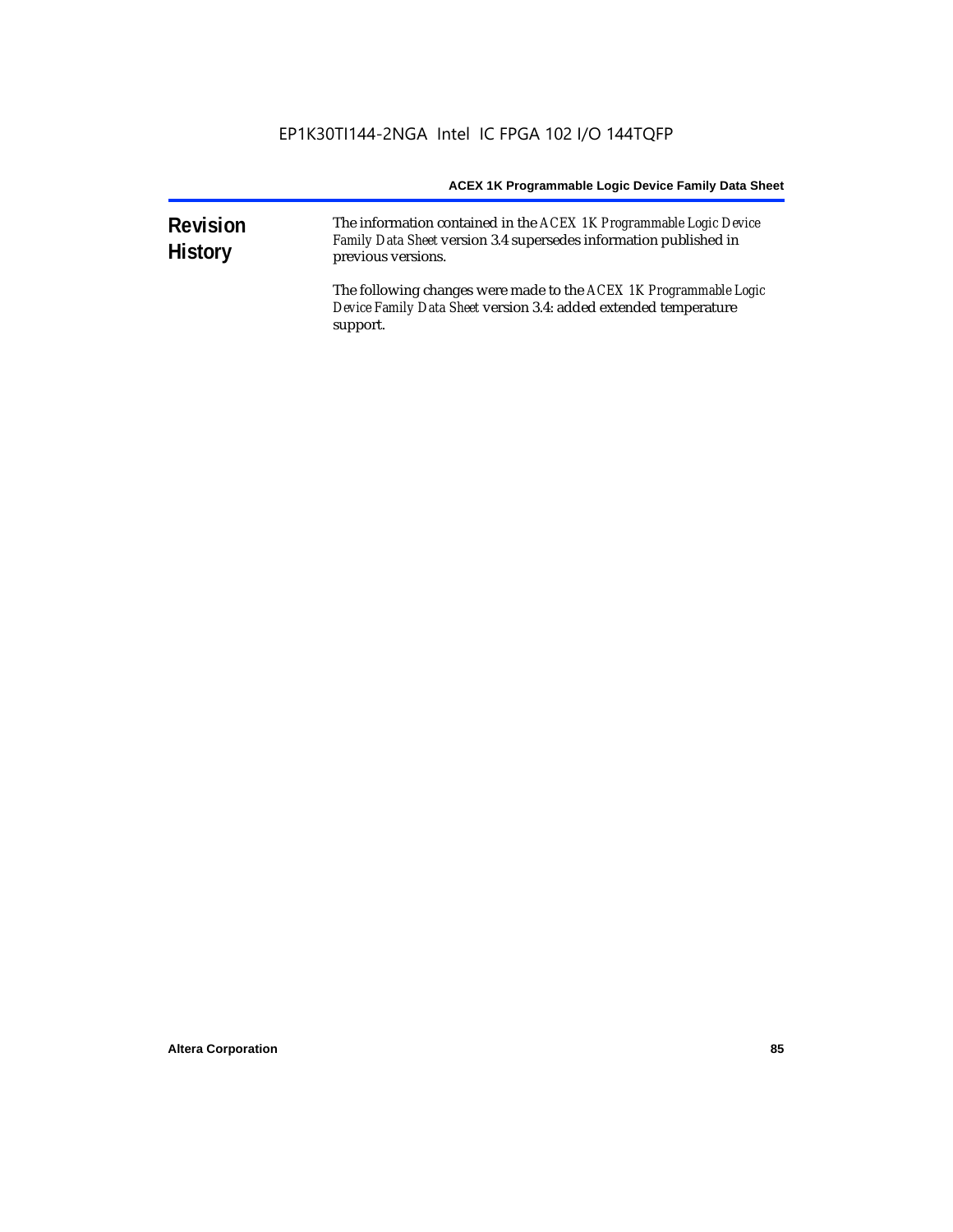# Revision History

The information contained in the *ACEX 1K Programmable Logic Device Family Data Sheet* version 3.4 supersedes information published in previous versions.

The following changes were made to the *ACEX 1K Programmable Logic Device Family Data Sheet* version 3.4: added extended temperature support.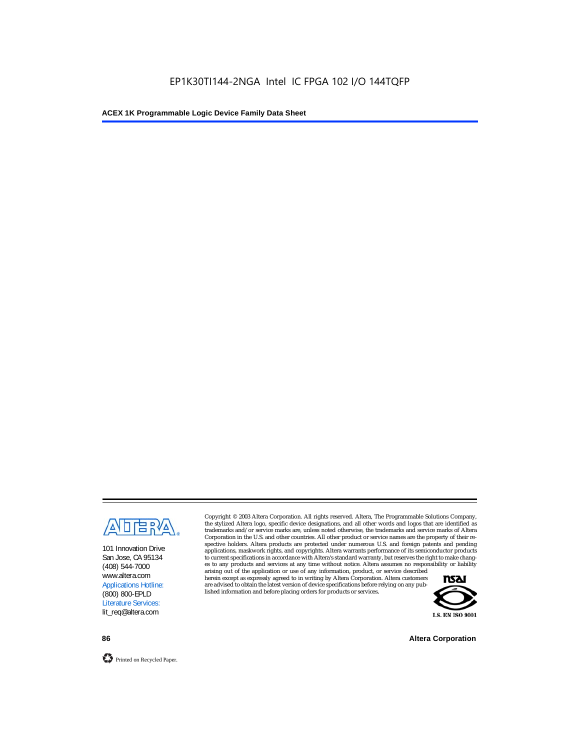101 Innovation Drive
San Jose, CA 95134
(408) 544-7000
www.altera.com
Applications Hotline:
(800) 800-EPLD
Literature Services:
lit_req@altera.com

Copyright © 2003 Altera Corporation. All rights reserved. Altera, The Programmable Solutions Company, the stylized Altera logo, specific device designations, and all other words and logos that are identified as trademarks and/or service marks are, unless noted otherwise, the trademarks and service marks of Altera Corporation in the U.S. and other countries. All other product or service names are the property of their respective holders. Altera products are protected under numerous U.S. and foreign patents and pending applications, maskwork rights, and copyrights. Altera warrants performance of its semiconductor products to current specifications in accordance with Altera's standard warranty, but reserves the right to make changes to any products and services at any time without notice. Altera assumes no responsibility or liability arising out of the application or use of any information, product, or service described herein except as expressly agreed to in writing by Altera Corporation. Altera customers are advised to obtain the latest version of device specifications before relying on any published information and before placing orders for products or services.

I.S. EN ISO 9001

Printed on Recycled Paper.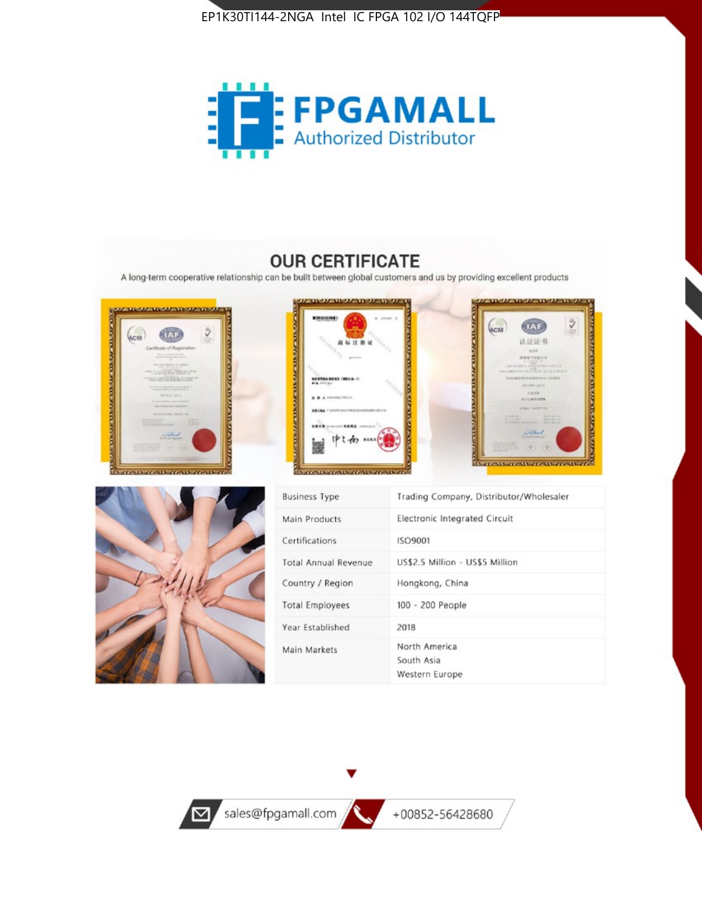FPGAMALL
Authorized Distributor

## OUR CERTIFICATE

A long-term cooperative relationship can be built between global customers and us by providing excellent products

| | |
|---|---|
| Business Type | Trading Company, Distributor/Wholesaler |
| Main Products | Electronic Integrated Circuit |
| Certifications | ISO9001 |
| Total Annual Revenue | US$2.5 Million - US$5 Million |
| Country / Region | Hongkong, China |
| Total Employees | 100 - 200 People |
| Year Established | 2018 |
| Main Markets | North America<br>South Asia<br>Western Europe |

sales@fpgamall.com

+00852-56428680